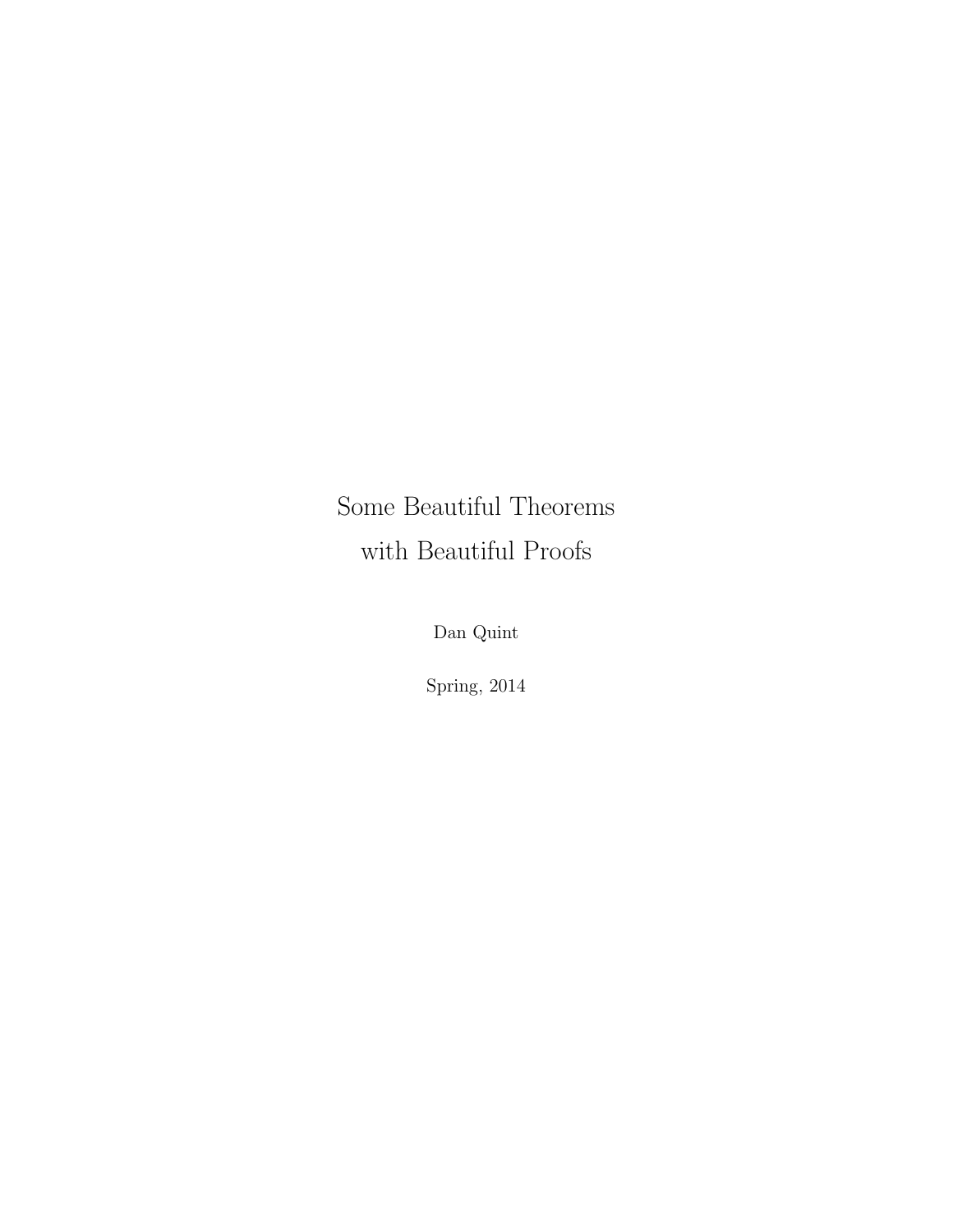# Some Beautiful Theorems with Beautiful Proofs

Dan Quint

Spring, 2014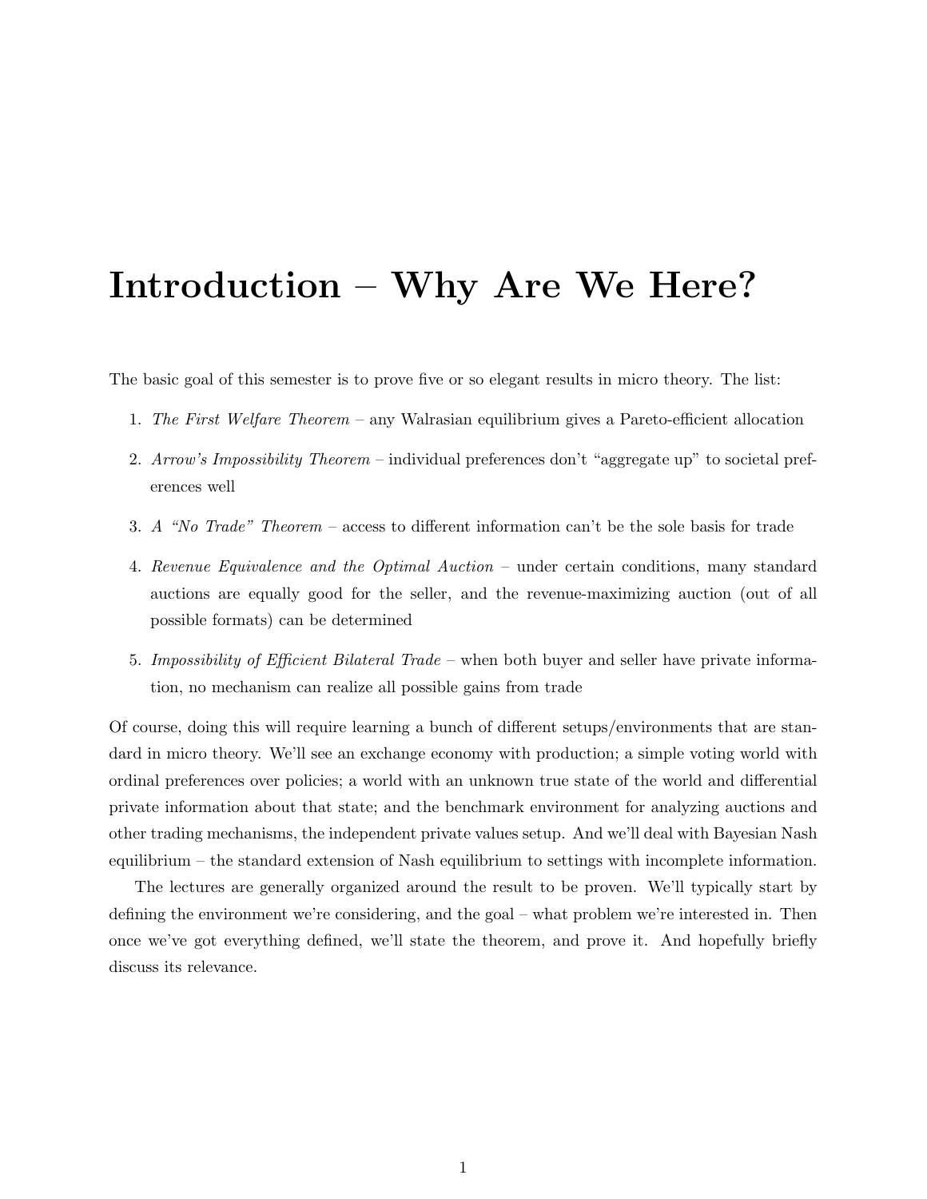# Introduction – Why Are We Here?

The basic goal of this semester is to prove five or so elegant results in micro theory. The list:

1. *The First Welfare Theorem* – any Walrasian equilibrium gives a Pareto-efficient allocation
2. *Arrow's Impossibility Theorem* – individual preferences don't "aggregate up" to societal preferences well
3. *A "No Trade" Theorem* – access to different information can't be the sole basis for trade
4. *Revenue Equivalence and the Optimal Auction* – under certain conditions, many standard auctions are equally good for the seller, and the revenue-maximizing auction (out of all possible formats) can be determined
5. *Impossibility of Efficient Bilateral Trade* – when both buyer and seller have private information, no mechanism can realize all possible gains from trade

Of course, doing this will require learning a bunch of different setups/environments that are standard in micro theory. We'll see an exchange economy with production; a simple voting world with ordinal preferences over policies; a world with an unknown true state of the world and differential private information about that state; and the benchmark environment for analyzing auctions and other trading mechanisms, the independent private values setup. And we'll deal with Bayesian Nash equilibrium – the standard extension of Nash equilibrium to settings with incomplete information.

The lectures are generally organized around the result to be proven. We'll typically start by defining the environment we're considering, and the goal – what problem we're interested in. Then once we've got everything defined, we'll state the theorem, and prove it. And hopefully briefly discuss its relevance.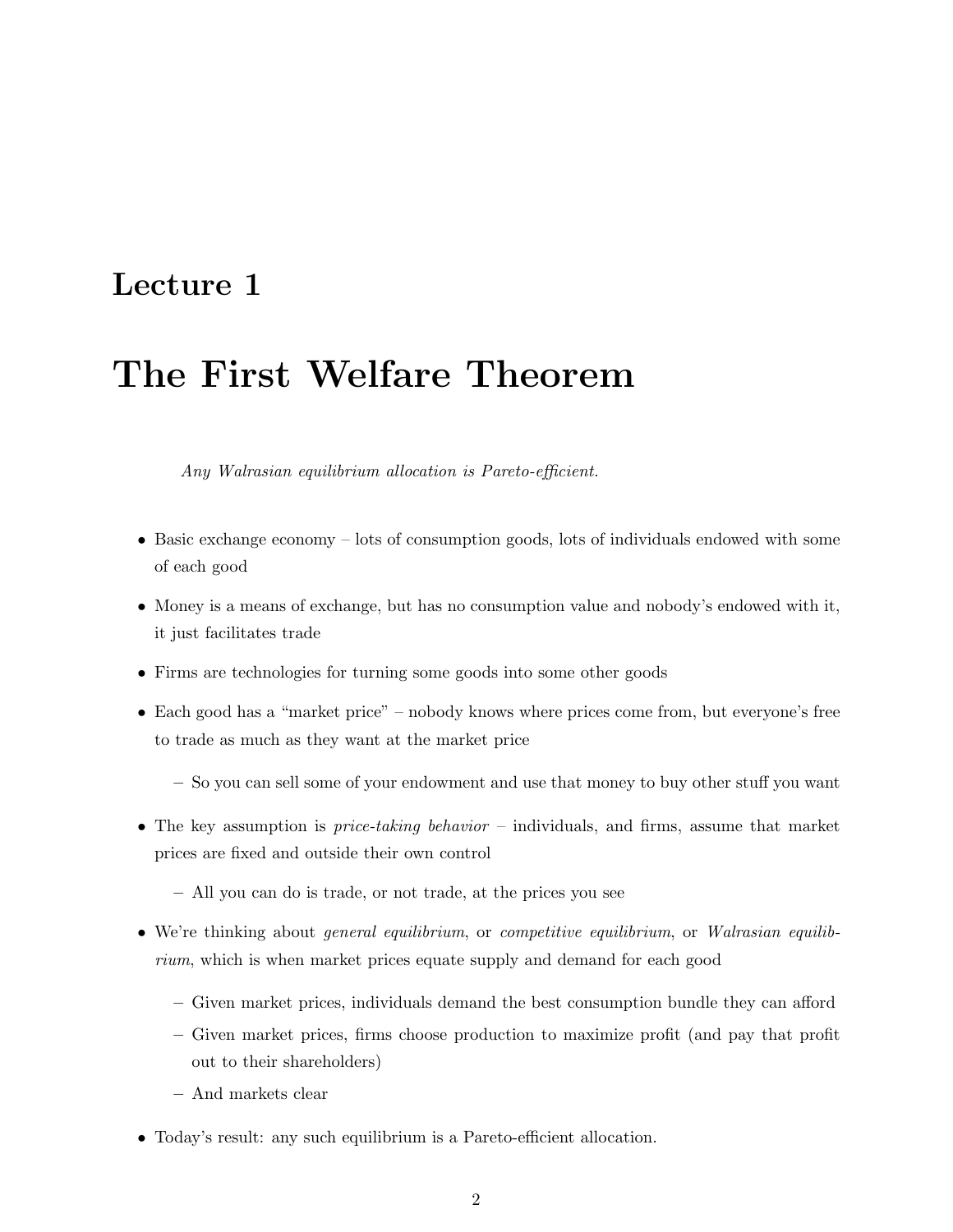# Lecture 1

# The First Welfare Theorem

*Any Walrasian equilibrium allocation is Pareto-efficient.*

- Basic exchange economy – lots of consumption goods, lots of individuals endowed with some of each good
- Money is a means of exchange, but has no consumption value and nobody's endowed with it, it just facilitates trade
- Firms are technologies for turning some goods into some other goods
- Each good has a "market price" – nobody knows where prices come from, but everyone's free to trade as much as they want at the market price
  - So you can sell some of your endowment and use that money to buy other stuff you want
- The key assumption is *price-taking behavior* – individuals, and firms, assume that market prices are fixed and outside their own control
  - All you can do is trade, or not trade, at the prices you see
- We're thinking about *general equilibrium*, or *competitive equilibrium*, or *Walrasian equilibrium*, which is when market prices equate supply and demand for each good
  - Given market prices, individuals demand the best consumption bundle they can afford
  - Given market prices, firms choose production to maximize profit (and pay that profit out to their shareholders)
  - And markets clear
- Today's result: any such equilibrium is a Pareto-efficient allocation.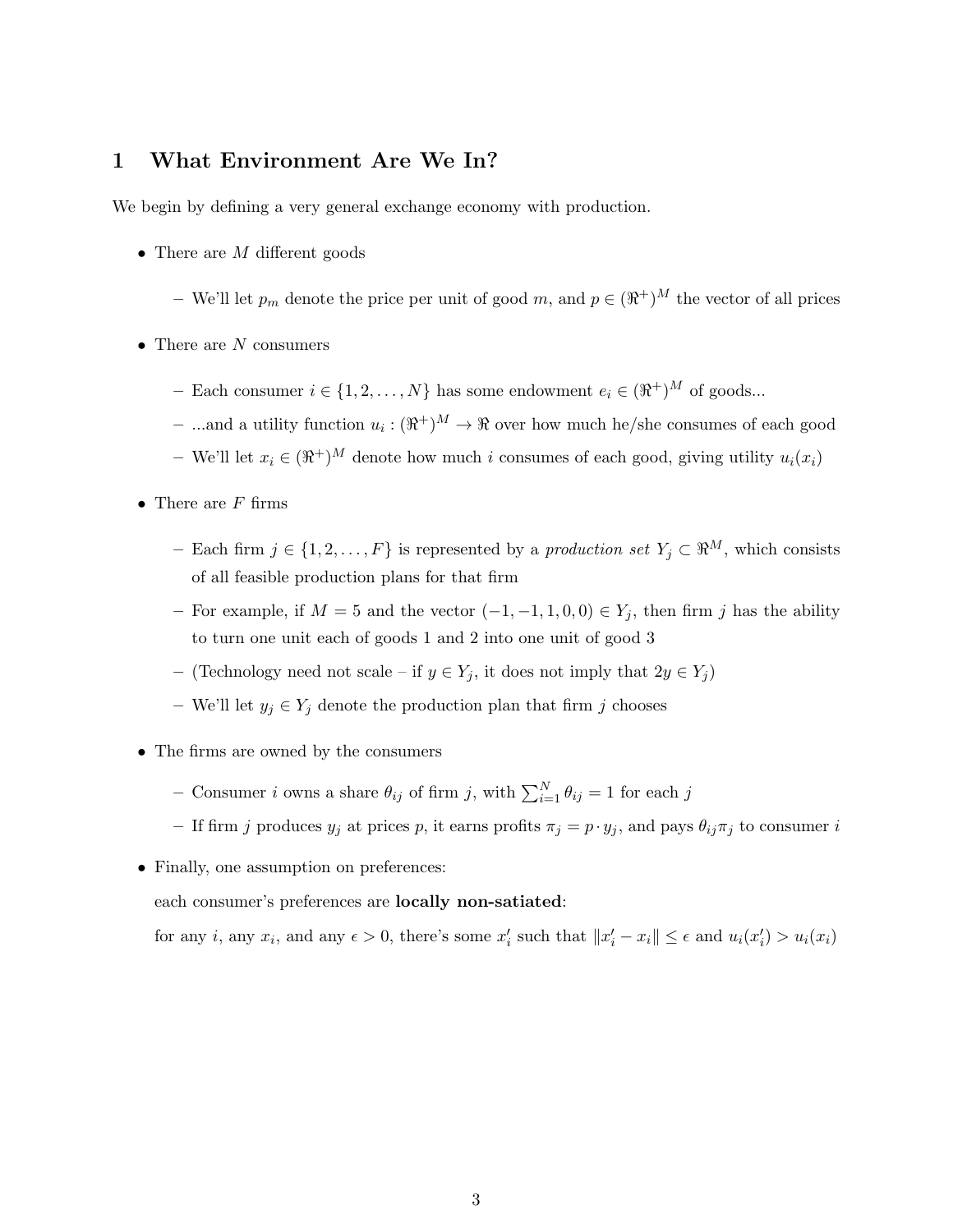# 1 What Environment Are We In?

We begin by defining a very general exchange economy with production.

- There are $M$ different goods
  - We'll let $p_m$ denote the price per unit of good $m$, and $p \in (\Re^+)^M$ the vector of all prices
- There are $N$ consumers
  - Each consumer $i \in \{1, 2, \ldots, N\}$ has some endowment $e_i \in (\Re^+)^M$ of goods...
  - ...and a utility function $u_i : (\Re^+)^M \to \Re$ over how much he/she consumes of each good
  - We'll let $x_i \in (\Re^+)^M$ denote how much $i$ consumes of each good, giving utility $u_i(x_i)$
- There are $F$ firms
  - Each firm $j \in \{1, 2, \ldots, F\}$ is represented by a *production set* $Y_j \subset \Re^M$, which consists of all feasible production plans for that firm
  - For example, if $M = 5$ and the vector $(-1, -1, 1, 0, 0) \in Y_j$, then firm $j$ has the ability to turn one unit each of goods 1 and 2 into one unit of good 3
  - (Technology need not scale – if $y \in Y_j$, it does not imply that $2y \in Y_j$)
  - We'll let $y_j \in Y_j$ denote the production plan that firm $j$ chooses
- The firms are owned by the consumers
  - Consumer $i$ owns a share $\theta_{ij}$ of firm $j$, with $\sum_{i=1}^{N} \theta_{ij} = 1$ for each $j$
  - If firm $j$ produces $y_j$ at prices $p$, it earns profits $\pi_j = p \cdot y_j$, and pays $\theta_{ij}\pi_j$ to consumer $i$
- Finally, one assumption on preferences:

  each consumer's preferences are **locally non-satiated**:

  for any $i$, any $x_i$, and any $\epsilon > 0$, there's some $x_i'$ such that $\|x_i' - x_i\| \leq \epsilon$ and $u_i(x_i') > u_i(x_i)$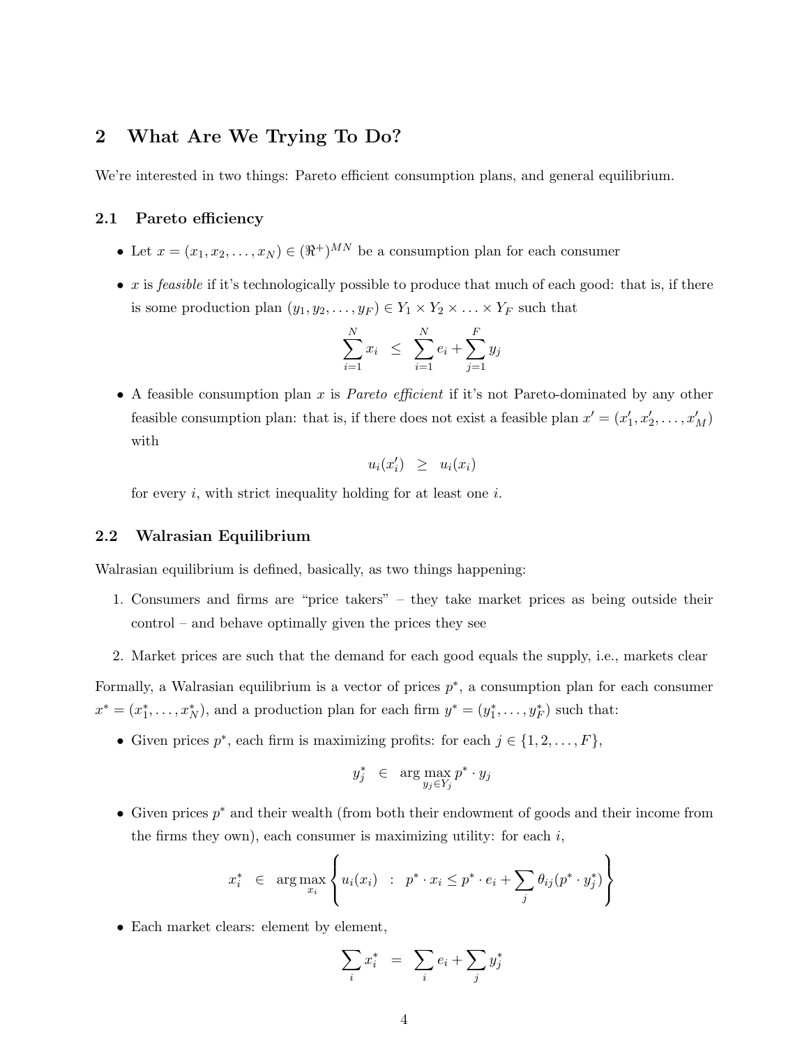## 2 What Are We Trying To Do?

We're interested in two things: Pareto efficient consumption plans, and general equilibrium.

### 2.1 Pareto efficiency

- Let $x = (x_1, x_2, \ldots, x_N) \in (\Re^+)^{MN}$ be a consumption plan for each consumer
- $x$ is *feasible* if it's technologically possible to produce that much of each good: that is, if there is some production plan $(y_1, y_2, \ldots, y_F) \in Y_1 \times Y_2 \times \ldots \times Y_F$ such that

$$\sum_{i=1}^{N} x_i \leq \sum_{i=1}^{N} e_i + \sum_{j=1}^{F} y_j$$

- A feasible consumption plan $x$ is *Pareto efficient* if it's not Pareto-dominated by any other feasible consumption plan: that is, if there does not exist a feasible plan $x' = (x'_1, x'_2, \ldots, x'_M)$ with

$$u_i(x'_i) \geq u_i(x_i)$$

for every $i$, with strict inequality holding for at least one $i$.

### 2.2 Walrasian Equilibrium

Walrasian equilibrium is defined, basically, as two things happening:

1. Consumers and firms are "price takers" – they take market prices as being outside their control – and behave optimally given the prices they see
2. Market prices are such that the demand for each good equals the supply, i.e., markets clear

Formally, a Walrasian equilibrium is a vector of prices $p^*$, a consumption plan for each consumer $x^* = (x_1^*, \ldots, x_N^*)$, and a production plan for each firm $y^* = (y_1^*, \ldots, y_F^*)$ such that:

- Given prices $p^*$, each firm is maximizing profits: for each $j \in \{1, 2, \ldots, F\}$,

$$y_j^* \in \arg\max_{y_j \in Y_j} p^* \cdot y_j$$

- Given prices $p^*$ and their wealth (from both their endowment of goods and their income from the firms they own), each consumer is maximizing utility: for each $i$,

$$x_i^* \in \arg\max_{x_i} \left\{ u_i(x_i) \ : \ p^* \cdot x_i \leq p^* \cdot e_i + \sum_j \theta_{ij}(p^* \cdot y_j^*) \right\}$$

- Each market clears: element by element,

$$\sum_i x_i^* = \sum_i e_i + \sum_j y_j^*$$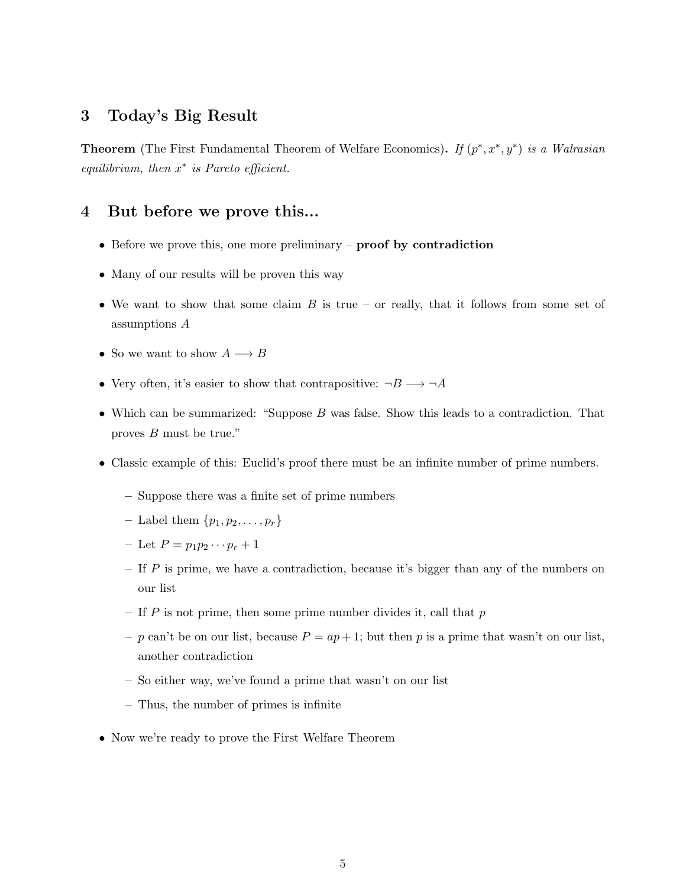## 3 Today's Big Result

**Theorem** (The First Fundamental Theorem of Welfare Economics). *If $(p^*, x^*, y^*)$ is a Walrasian equilibrium, then $x^*$ is Pareto efficient.*

## 4 But before we prove this...

- Before we prove this, one more preliminary – **proof by contradiction**
- Many of our results will be proven this way
- We want to show that some claim $B$ is true – or really, that it follows from some set of assumptions $A$
- So we want to show $A \longrightarrow B$
- Very often, it's easier to show that contrapositive: $\neg B \longrightarrow \neg A$
- Which can be summarized: "Suppose $B$ was false. Show this leads to a contradiction. That proves $B$ must be true."
- Classic example of this: Euclid's proof there must be an infinite number of prime numbers.
  - Suppose there was a finite set of prime numbers
  - Label them $\{p_1, p_2, \ldots, p_r\}$
  - Let $P = p_1 p_2 \cdots p_r + 1$
  - If $P$ is prime, we have a contradiction, because it's bigger than any of the numbers on our list
  - If $P$ is not prime, then some prime number divides it, call that $p$
  - $p$ can't be on our list, because $P = ap + 1$; but then $p$ is a prime that wasn't on our list, another contradiction
  - So either way, we've found a prime that wasn't on our list
  - Thus, the number of primes is infinite
- Now we're ready to prove the First Welfare Theorem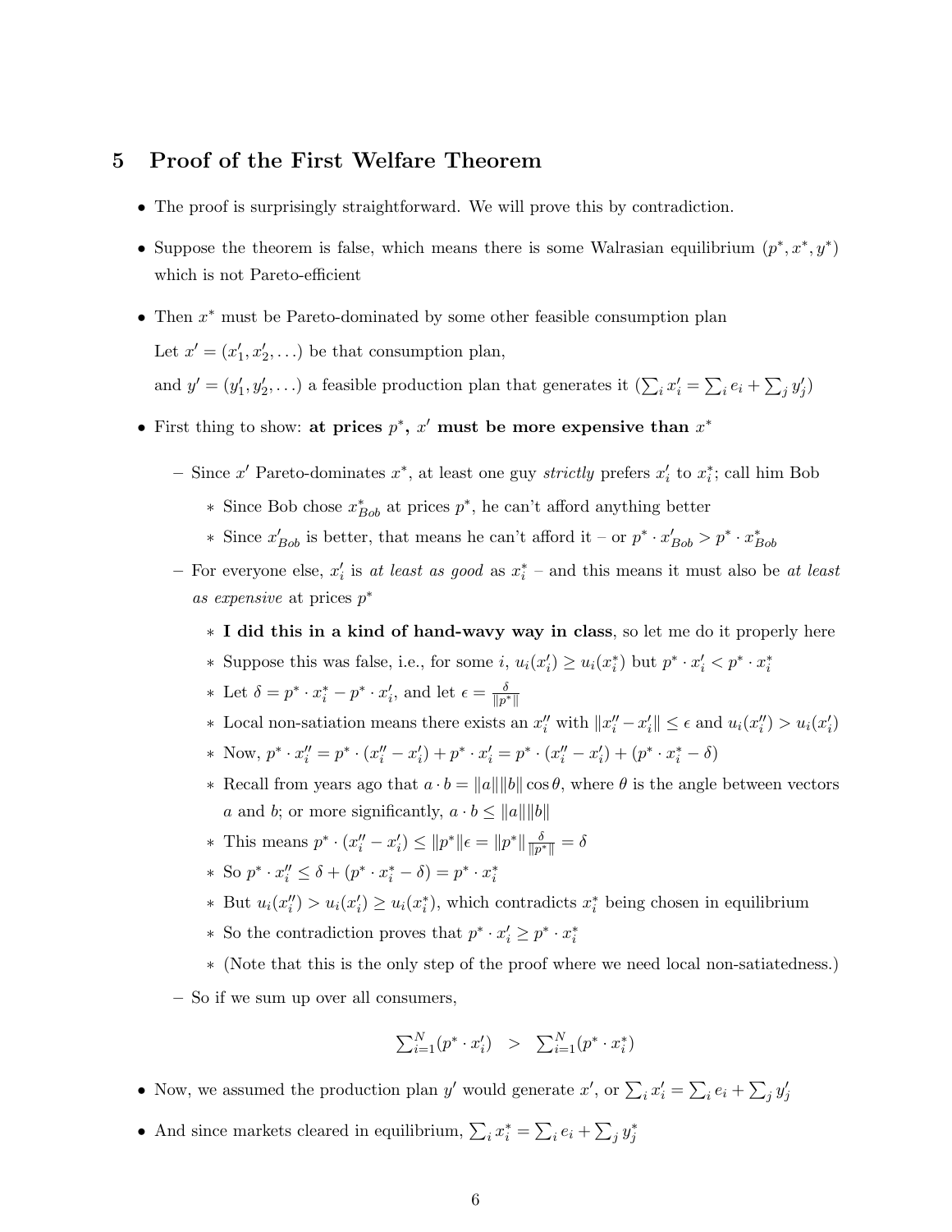## 5 Proof of the First Welfare Theorem

- The proof is surprisingly straightforward. We will prove this by contradiction.
- Suppose the theorem is false, which means there is some Walrasian equilibrium $(p^*, x^*, y^*)$ which is not Pareto-efficient
- Then $x^*$ must be Pareto-dominated by some other feasible consumption plan

  Let $x' = (x'_1, x'_2, \ldots)$ be that consumption plan,

  and $y' = (y'_1, y'_2, \ldots)$ a feasible production plan that generates it ($\sum_i x'_i = \sum_i e_i + \sum_j y'_j$)
- First thing to show: **at prices $p^*$, $x'$ must be more expensive than $x^*$**
  - Since $x'$ Pareto-dominates $x^*$, at least one guy *strictly* prefers $x'_i$ to $x^*_i$; call him Bob
    - Since Bob chose $x^*_{Bob}$ at prices $p^*$, he can't afford anything better
    - Since $x'_{Bob}$ is better, that means he can't afford it – or $p^* \cdot x'_{Bob} > p^* \cdot x^*_{Bob}$
  - For everyone else, $x'_i$ is *at least as good* as $x^*_i$ – and this means it must also be *at least as expensive* at prices $p^*$
    - **I did this in a kind of hand-wavy way in class**, so let me do it properly here
    - Suppose this was false, i.e., for some $i$, $u_i(x'_i) \geq u_i(x^*_i)$ but $p^* \cdot x'_i < p^* \cdot x^*_i$
    - Let $\delta = p^* \cdot x^*_i - p^* \cdot x'_i$, and let $\epsilon = \frac{\delta}{\|p^*\|}$
    - Local non-satiation means there exists an $x''_i$ with $\|x''_i - x'_i\| \leq \epsilon$ and $u_i(x''_i) > u_i(x'_i)$
    - Now, $p^* \cdot x''_i = p^* \cdot (x''_i - x'_i) + p^* \cdot x'_i = p^* \cdot (x''_i - x'_i) + (p^* \cdot x^*_i - \delta)$
    - Recall from years ago that $a \cdot b = \|a\|\|b\| \cos\theta$, where $\theta$ is the angle between vectors $a$ and $b$; or more significantly, $a \cdot b \leq \|a\|\|b\|$
    - This means $p^* \cdot (x''_i - x'_i) \leq \|p^*\|\epsilon = \|p^*\| \frac{\delta}{\|p^*\|} = \delta$
    - So $p^* \cdot x''_i \leq \delta + (p^* \cdot x^*_i - \delta) = p^* \cdot x^*_i$
    - But $u_i(x''_i) > u_i(x'_i) \geq u_i(x^*_i)$, which contradicts $x^*_i$ being chosen in equilibrium
    - So the contradiction proves that $p^* \cdot x'_i \geq p^* \cdot x^*_i$
    - (Note that this is the only step of the proof where we need local non-satiatedness.)
  - So if we sum up over all consumers,

$$\sum_{i=1}^N (p^* \cdot x'_i) \quad > \quad \sum_{i=1}^N (p^* \cdot x^*_i)$$

- Now, we assumed the production plan $y'$ would generate $x'$, or $\sum_i x'_i = \sum_i e_i + \sum_j y'_j$
- And since markets cleared in equilibrium, $\sum_i x^*_i = \sum_i e_i + \sum_j y^*_j$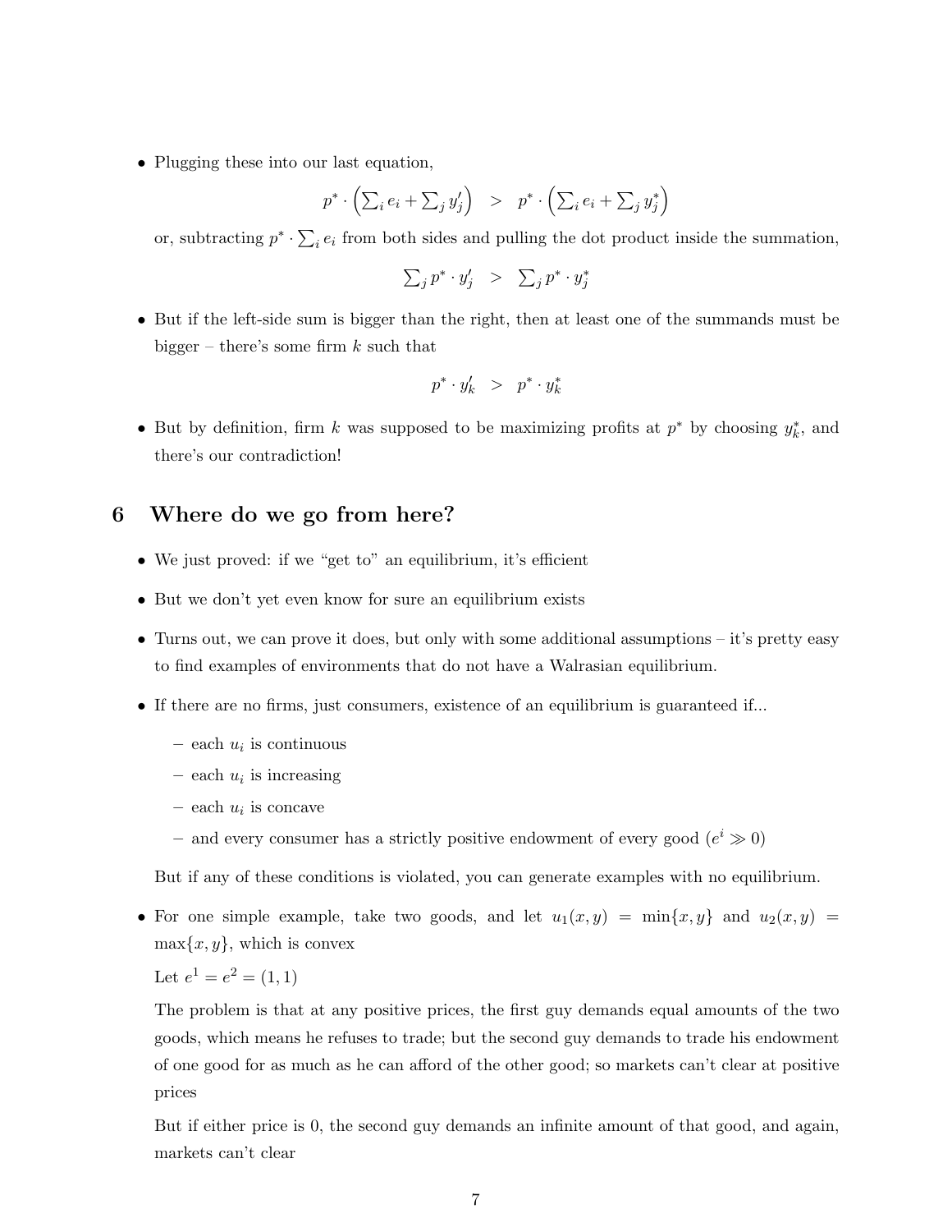- Plugging these into our last equation,

$$p^* \cdot \left( \sum_i e_i + \sum_j y'_j \right) \quad > \quad p^* \cdot \left( \sum_i e_i + \sum_j y^*_j \right)$$

  or, subtracting $p^* \cdot \sum_i e_i$ from both sides and pulling the dot product inside the summation,

$$\sum_j p^* \cdot y'_j \quad > \quad \sum_j p^* \cdot y^*_j$$

- But if the left-side sum is bigger than the right, then at least one of the summands must be bigger – there's some firm $k$ such that

$$p^* \cdot y'_k \quad > \quad p^* \cdot y^*_k$$

- But by definition, firm $k$ was supposed to be maximizing profits at $p^*$ by choosing $y^*_k$, and there's our contradiction!

## 6 Where do we go from here?

- We just proved: if we "get to" an equilibrium, it's efficient
- But we don't yet even know for sure an equilibrium exists
- Turns out, we can prove it does, but only with some additional assumptions – it's pretty easy to find examples of environments that do not have a Walrasian equilibrium.
- If there are no firms, just consumers, existence of an equilibrium is guaranteed if...
  - each $u_i$ is continuous
  - each $u_i$ is increasing
  - each $u_i$ is concave
  - and every consumer has a strictly positive endowment of every good ($e^i \gg 0$)

  But if any of these conditions is violated, you can generate examples with no equilibrium.

- For one simple example, take two goods, and let $u_1(x, y) = \min\{x, y\}$ and $u_2(x, y) = \max\{x, y\}$, which is convex

  Let $e^1 = e^2 = (1, 1)$

  The problem is that at any positive prices, the first guy demands equal amounts of the two goods, which means he refuses to trade; but the second guy demands to trade his endowment of one good for as much as he can afford of the other good; so markets can't clear at positive prices

  But if either price is 0, the second guy demands an infinite amount of that good, and again, markets can't clear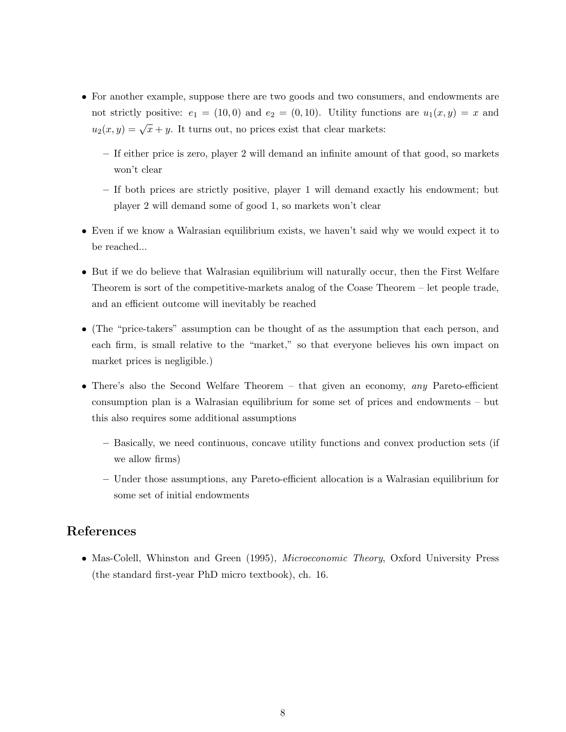- For another example, suppose there are two goods and two consumers, and endowments are not strictly positive: $e_1 = (10, 0)$ and $e_2 = (0, 10)$. Utility functions are $u_1(x, y) = x$ and $u_2(x, y) = \sqrt{x} + y$. It turns out, no prices exist that clear markets:
  - If either price is zero, player 2 will demand an infinite amount of that good, so markets won't clear
  - If both prices are strictly positive, player 1 will demand exactly his endowment; but player 2 will demand some of good 1, so markets won't clear
- Even if we know a Walrasian equilibrium exists, we haven't said why we would expect it to be reached...
- But if we do believe that Walrasian equilibrium will naturally occur, then the First Welfare Theorem is sort of the competitive-markets analog of the Coase Theorem – let people trade, and an efficient outcome will inevitably be reached
- (The "price-takers" assumption can be thought of as the assumption that each person, and each firm, is small relative to the "market," so that everyone believes his own impact on market prices is negligible.)
- There's also the Second Welfare Theorem – that given an economy, *any* Pareto-efficient consumption plan is a Walrasian equilibrium for some set of prices and endowments – but this also requires some additional assumptions
  - Basically, we need continuous, concave utility functions and convex production sets (if we allow firms)
  - Under those assumptions, any Pareto-efficient allocation is a Walrasian equilibrium for some set of initial endowments

# References

- Mas-Colell, Whinston and Green (1995), *Microeconomic Theory*, Oxford University Press (the standard first-year PhD micro textbook), ch. 16.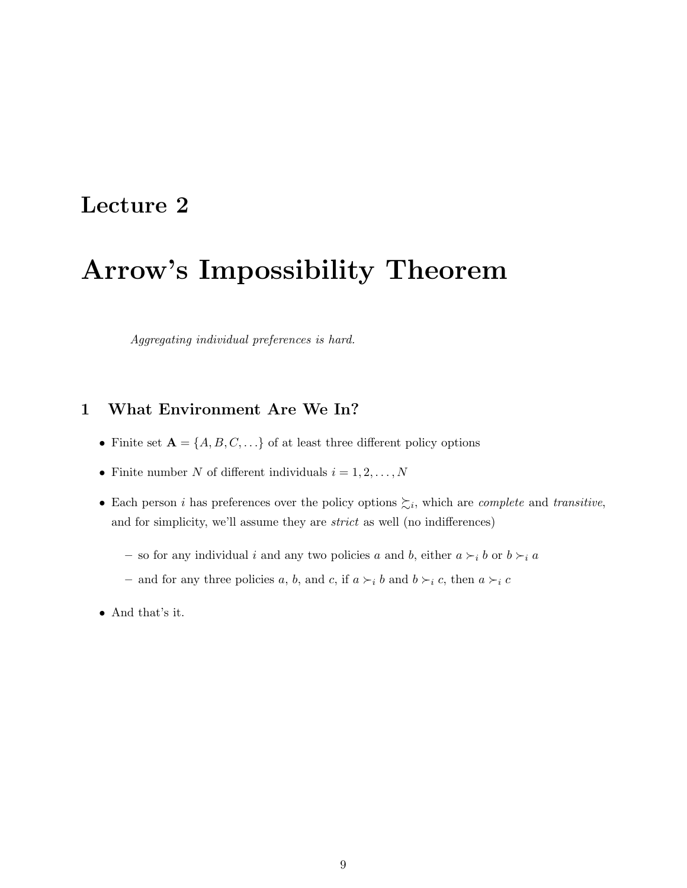# Lecture 2

# Arrow's Impossibility Theorem

*Aggregating individual preferences is hard.*

## 1 What Environment Are We In?

- Finite set $\mathbf{A} = \{A, B, C, \ldots\}$ of at least three different policy options
- Finite number $N$ of different individuals $i = 1, 2, \ldots, N$
- Each person $i$ has preferences over the policy options $\succsim_i$, which are *complete* and *transitive*, and for simplicity, we'll assume they are *strict* as well (no indifferences)
  - so for any individual $i$ and any two policies $a$ and $b$, either $a \succ_i b$ or $b \succ_i a$
  - and for any three policies $a$, $b$, and $c$, if $a \succ_i b$ and $b \succ_i c$, then $a \succ_i c$
- And that's it.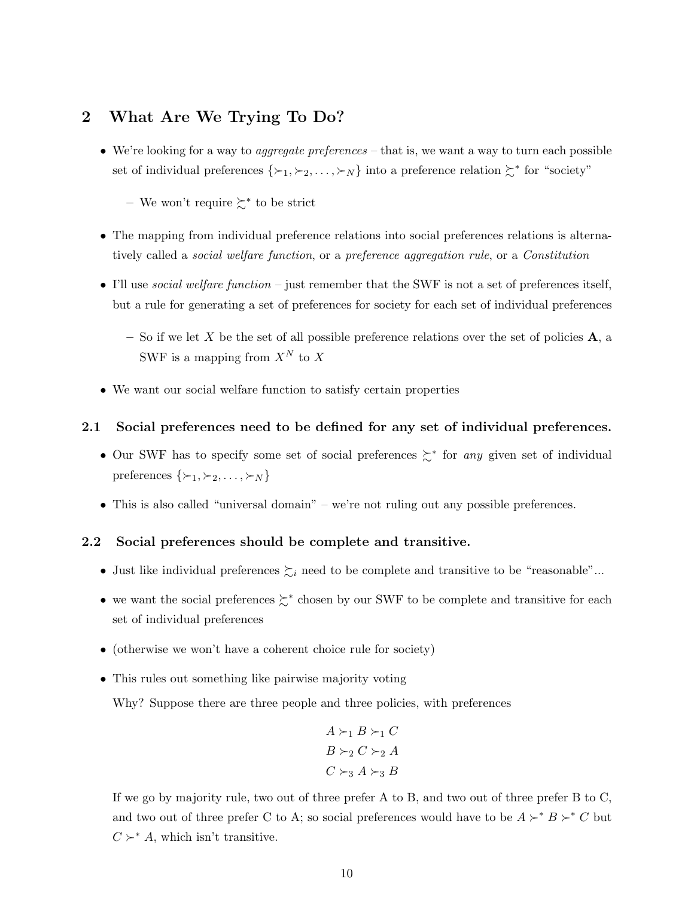## 2 What Are We Trying To Do?

- We're looking for a way to *aggregate preferences* – that is, we want a way to turn each possible set of individual preferences $\{\succ_1, \succ_2, \ldots, \succ_N\}$ into a preference relation $\succsim^*$ for "society"
  - We won't require $\succsim^*$ to be strict
- The mapping from individual preference relations into social preferences relations is alternatively called a *social welfare function*, or a *preference aggregation rule*, or a *Constitution*
- I'll use *social welfare function* – just remember that the SWF is not a set of preferences itself, but a rule for generating a set of preferences for society for each set of individual preferences
  - So if we let $X$ be the set of all possible preference relations over the set of policies $\mathbf{A}$, a SWF is a mapping from $X^N$ to $X$
- We want our social welfare function to satisfy certain properties

### 2.1 Social preferences need to be defined for any set of individual preferences.

- Our SWF has to specify some set of social preferences $\succsim^*$ for *any* given set of individual preferences $\{\succ_1, \succ_2, \ldots, \succ_N\}$
- This is also called "universal domain" – we're not ruling out any possible preferences.

### 2.2 Social preferences should be complete and transitive.

- Just like individual preferences $\succsim_i$ need to be complete and transitive to be "reasonable"...
- we want the social preferences $\succsim^*$ chosen by our SWF to be complete and transitive for each set of individual preferences
- (otherwise we won't have a coherent choice rule for society)
- This rules out something like pairwise majority voting

  Why? Suppose there are three people and three policies, with preferences

$$A \succ_1 B \succ_1 C$$
$$B \succ_2 C \succ_2 A$$
$$C \succ_3 A \succ_3 B$$

  If we go by majority rule, two out of three prefer A to B, and two out of three prefer B to C, and two out of three prefer C to A; so social preferences would have to be $A \succ^* B \succ^* C$ but $C \succ^* A$, which isn't transitive.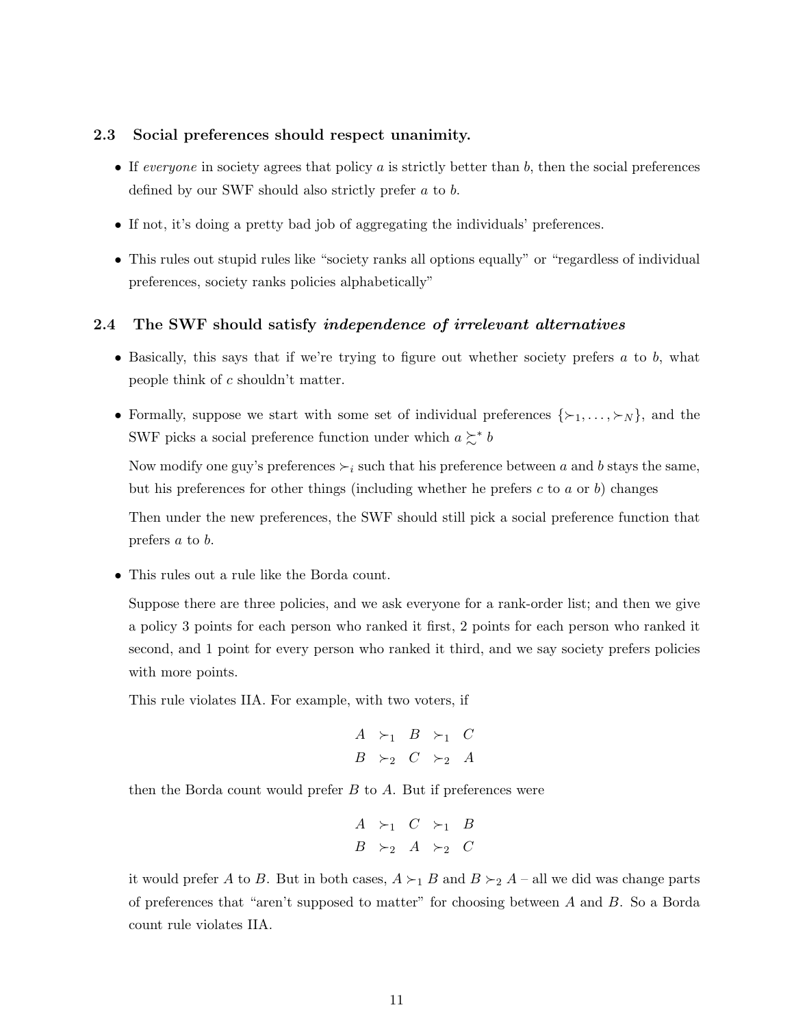### 2.3 Social preferences should respect unanimity.

- If *everyone* in society agrees that policy $a$ is strictly better than $b$, then the social preferences defined by our SWF should also strictly prefer $a$ to $b$.
- If not, it's doing a pretty bad job of aggregating the individuals' preferences.
- This rules out stupid rules like "society ranks all options equally" or "regardless of individual preferences, society ranks policies alphabetically"

### 2.4 The SWF should satisfy *independence of irrelevant alternatives*

- Basically, this says that if we're trying to figure out whether society prefers $a$ to $b$, what people think of $c$ shouldn't matter.
- Formally, suppose we start with some set of individual preferences $\{\succ_1, \ldots, \succ_N\}$, and the SWF picks a social preference function under which $a \succsim^* b$

  Now modify one guy's preferences $\succ_i$ such that his preference between $a$ and $b$ stays the same, but his preferences for other things (including whether he prefers $c$ to $a$ or $b$) changes

  Then under the new preferences, the SWF should still pick a social preference function that prefers $a$ to $b$.

- This rules out a rule like the Borda count.

  Suppose there are three policies, and we ask everyone for a rank-order list; and then we give a policy 3 points for each person who ranked it first, 2 points for each person who ranked it second, and 1 point for every person who ranked it third, and we say society prefers policies with more points.

  This rule violates IIA. For example, with two voters, if

  $$\begin{array}{ccccc} A & \succ_1 & B & \succ_1 & C \\ B & \succ_2 & C & \succ_2 & A \end{array}$$

  then the Borda count would prefer $B$ to $A$. But if preferences were

  $$\begin{array}{ccccc} A & \succ_1 & C & \succ_1 & B \\ B & \succ_2 & A & \succ_2 & C \end{array}$$

  it would prefer $A$ to $B$. But in both cases, $A \succ_1 B$ and $B \succ_2 A$ – all we did was change parts of preferences that "aren't supposed to matter" for choosing between $A$ and $B$. So a Borda count rule violates IIA.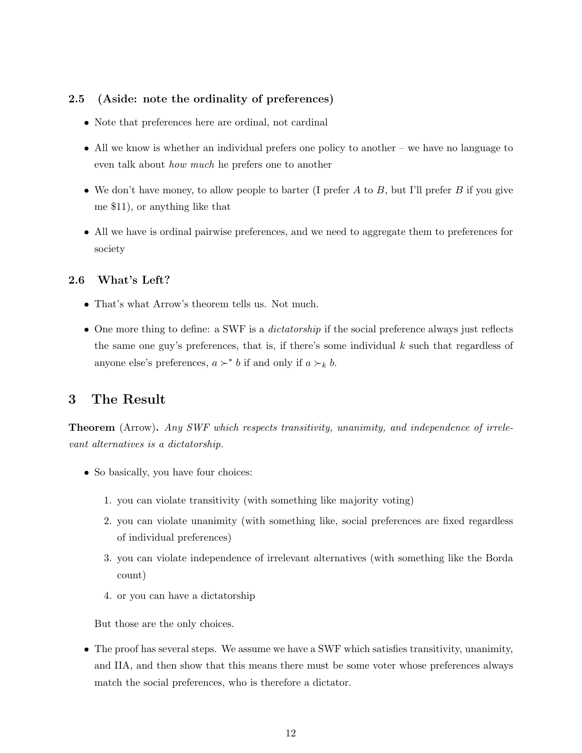### 2.5 (Aside: note the ordinality of preferences)

- Note that preferences here are ordinal, not cardinal
- All we know is whether an individual prefers one policy to another – we have no language to even talk about *how much* he prefers one to another
- We don't have money, to allow people to barter (I prefer $A$ to $B$, but I'll prefer $B$ if you give me \$11), or anything like that
- All we have is ordinal pairwise preferences, and we need to aggregate them to preferences for society

### 2.6 What's Left?

- That's what Arrow's theorem tells us. Not much.
- One more thing to define: a SWF is a *dictatorship* if the social preference always just reflects the same one guy's preferences, that is, if there's some individual $k$ such that regardless of anyone else's preferences, $a \succ^* b$ if and only if $a \succ_k b$.

## 3 The Result

**Theorem** (Arrow)**.** *Any SWF which respects transitivity, unanimity, and independence of irrelevant alternatives is a dictatorship.*

- So basically, you have four choices:

  1. you can violate transitivity (with something like majority voting)
  2. you can violate unanimity (with something like, social preferences are fixed regardless of individual preferences)
  3. you can violate independence of irrelevant alternatives (with something like the Borda count)
  4. or you can have a dictatorship

  But those are the only choices.

- The proof has several steps. We assume we have a SWF which satisfies transitivity, unanimity, and IIA, and then show that this means there must be some voter whose preferences always match the social preferences, who is therefore a dictator.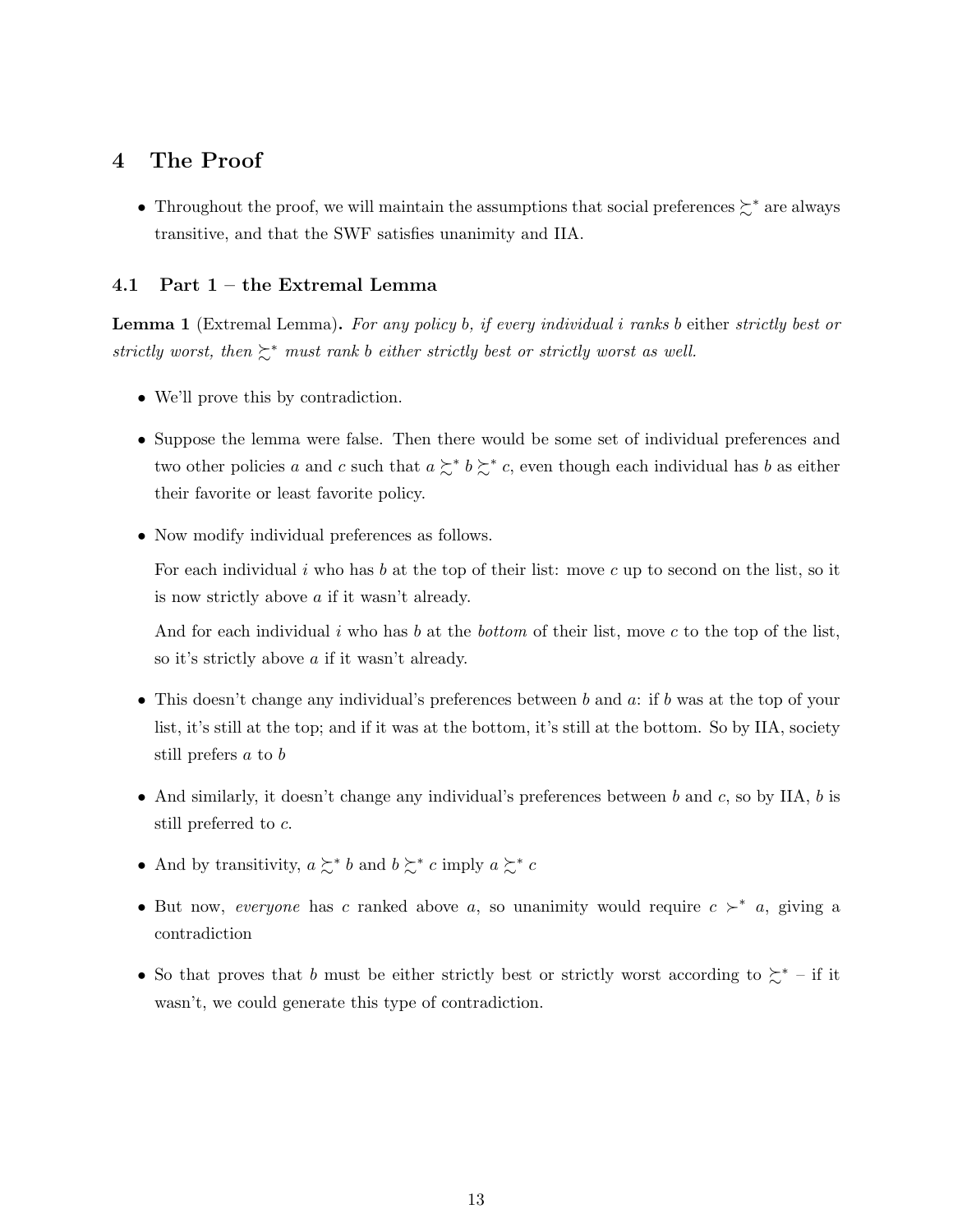# 4 The Proof

- Throughout the proof, we will maintain the assumptions that social preferences $\succsim^*$ are always transitive, and that the SWF satisfies unanimity and IIA.

## 4.1 Part 1 – the Extremal Lemma

**Lemma 1** (Extremal Lemma)**.** *For any policy b, if every individual i ranks b* either *strictly best or strictly worst, then $\succsim^*$ must rank b either strictly best or strictly worst as well.*

- We'll prove this by contradiction.
- Suppose the lemma were false. Then there would be some set of individual preferences and two other policies $a$ and $c$ such that $a \succsim^* b \succsim^* c$, even though each individual has $b$ as either their favorite or least favorite policy.
- Now modify individual preferences as follows.

  For each individual $i$ who has $b$ at the top of their list: move $c$ up to second on the list, so it is now strictly above $a$ if it wasn't already.

  And for each individual $i$ who has $b$ at the *bottom* of their list, move $c$ to the top of the list, so it's strictly above $a$ if it wasn't already.

- This doesn't change any individual's preferences between $b$ and $a$: if $b$ was at the top of your list, it's still at the top; and if it was at the bottom, it's still at the bottom. So by IIA, society still prefers $a$ to $b$
- And similarly, it doesn't change any individual's preferences between $b$ and $c$, so by IIA, $b$ is still preferred to $c$.
- And by transitivity, $a \succsim^* b$ and $b \succsim^* c$ imply $a \succsim^* c$
- But now, *everyone* has $c$ ranked above $a$, so unanimity would require $c \succ^* a$, giving a contradiction
- So that proves that $b$ must be either strictly best or strictly worst according to $\succsim^*$ – if it wasn't, we could generate this type of contradiction.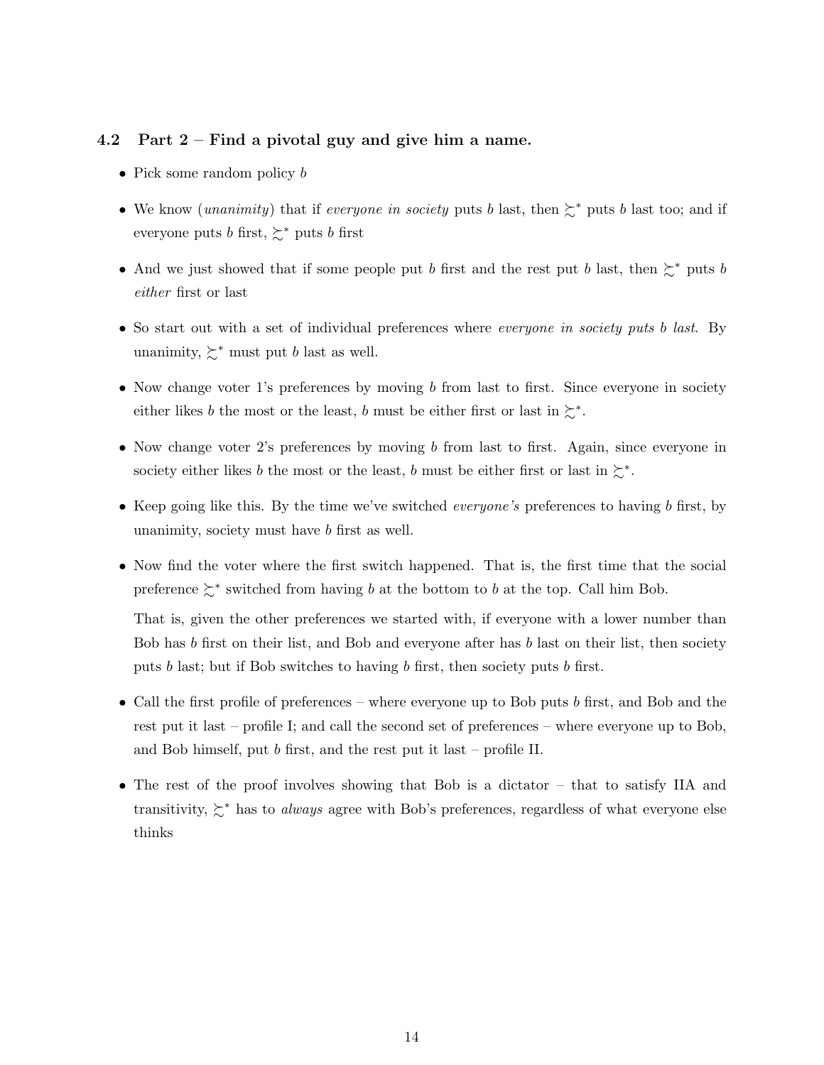### 4.2 Part 2 – Find a pivotal guy and give him a name.

- Pick some random policy $b$
- We know (*unanimity*) that if *everyone in society* puts $b$ last, then $\succsim^*$ puts $b$ last too; and if everyone puts $b$ first, $\succsim^*$ puts $b$ first
- And we just showed that if some people put $b$ first and the rest put $b$ last, then $\succsim^*$ puts $b$ *either* first or last
- So start out with a set of individual preferences where *everyone in society puts $b$ last*. By unanimity, $\succsim^*$ must put $b$ last as well.
- Now change voter 1's preferences by moving $b$ from last to first. Since everyone in society either likes $b$ the most or the least, $b$ must be either first or last in $\succsim^*$.
- Now change voter 2's preferences by moving $b$ from last to first. Again, since everyone in society either likes $b$ the most or the least, $b$ must be either first or last in $\succsim^*$.
- Keep going like this. By the time we've switched *everyone's* preferences to having $b$ first, by unanimity, society must have $b$ first as well.
- Now find the voter where the first switch happened. That is, the first time that the social preference $\succsim^*$ switched from having $b$ at the bottom to $b$ at the top. Call him Bob.

  That is, given the other preferences we started with, if everyone with a lower number than Bob has $b$ first on their list, and Bob and everyone after has $b$ last on their list, then society puts $b$ last; but if Bob switches to having $b$ first, then society puts $b$ first.
- Call the first profile of preferences – where everyone up to Bob puts $b$ first, and Bob and the rest put it last – profile I; and call the second set of preferences – where everyone up to Bob, and Bob himself, put $b$ first, and the rest put it last – profile II.
- The rest of the proof involves showing that Bob is a dictator – that to satisfy IIA and transitivity, $\succsim^*$ has to *always* agree with Bob's preferences, regardless of what everyone else thinks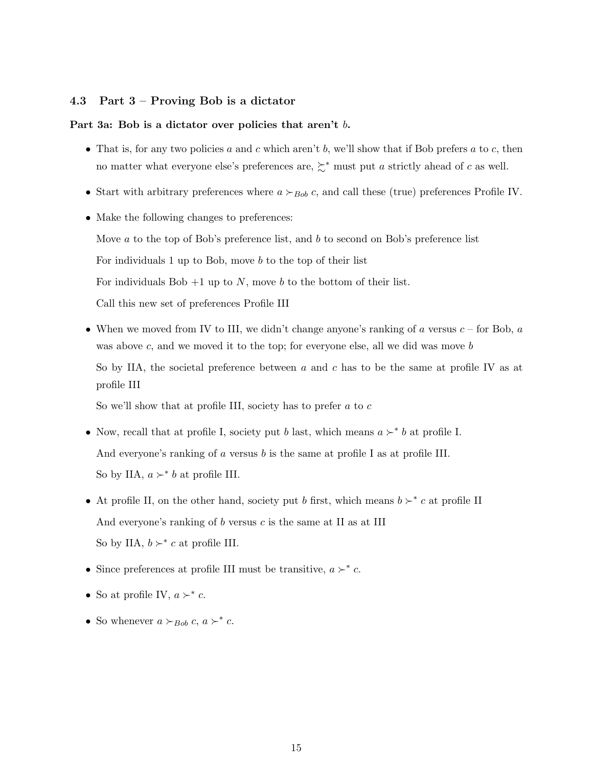### 4.3 Part 3 – Proving Bob is a dictator

**Part 3a: Bob is a dictator over policies that aren't $b$.**

- That is, for any two policies $a$ and $c$ which aren't $b$, we'll show that if Bob prefers $a$ to $c$, then no matter what everyone else's preferences are, $\succsim^*$ must put $a$ strictly ahead of $c$ as well.
- Start with arbitrary preferences where $a \succ_{Bob} c$, and call these (true) preferences Profile IV.
- Make the following changes to preferences:

  Move $a$ to the top of Bob's preference list, and $b$ to second on Bob's preference list

  For individuals 1 up to Bob, move $b$ to the top of their list

  For individuals Bob $+1$ up to $N$, move $b$ to the bottom of their list.

  Call this new set of preferences Profile III
- When we moved from IV to III, we didn't change anyone's ranking of $a$ versus $c$ – for Bob, $a$ was above $c$, and we moved it to the top; for everyone else, all we did was move $b$

  So by IIA, the societal preference between $a$ and $c$ has to be the same at profile IV as at profile III

  So we'll show that at profile III, society has to prefer $a$ to $c$
- Now, recall that at profile I, society put $b$ last, which means $a \succ^* b$ at profile I.

  And everyone's ranking of $a$ versus $b$ is the same at profile I as at profile III.

  So by IIA, $a \succ^* b$ at profile III.
- At profile II, on the other hand, society put $b$ first, which means $b \succ^* c$ at profile II

  And everyone's ranking of $b$ versus $c$ is the same at II as at III

  So by IIA, $b \succ^* c$ at profile III.
- Since preferences at profile III must be transitive, $a \succ^* c$.
- So at profile IV, $a \succ^* c$.
- So whenever $a \succ_{Bob} c$, $a \succ^* c$.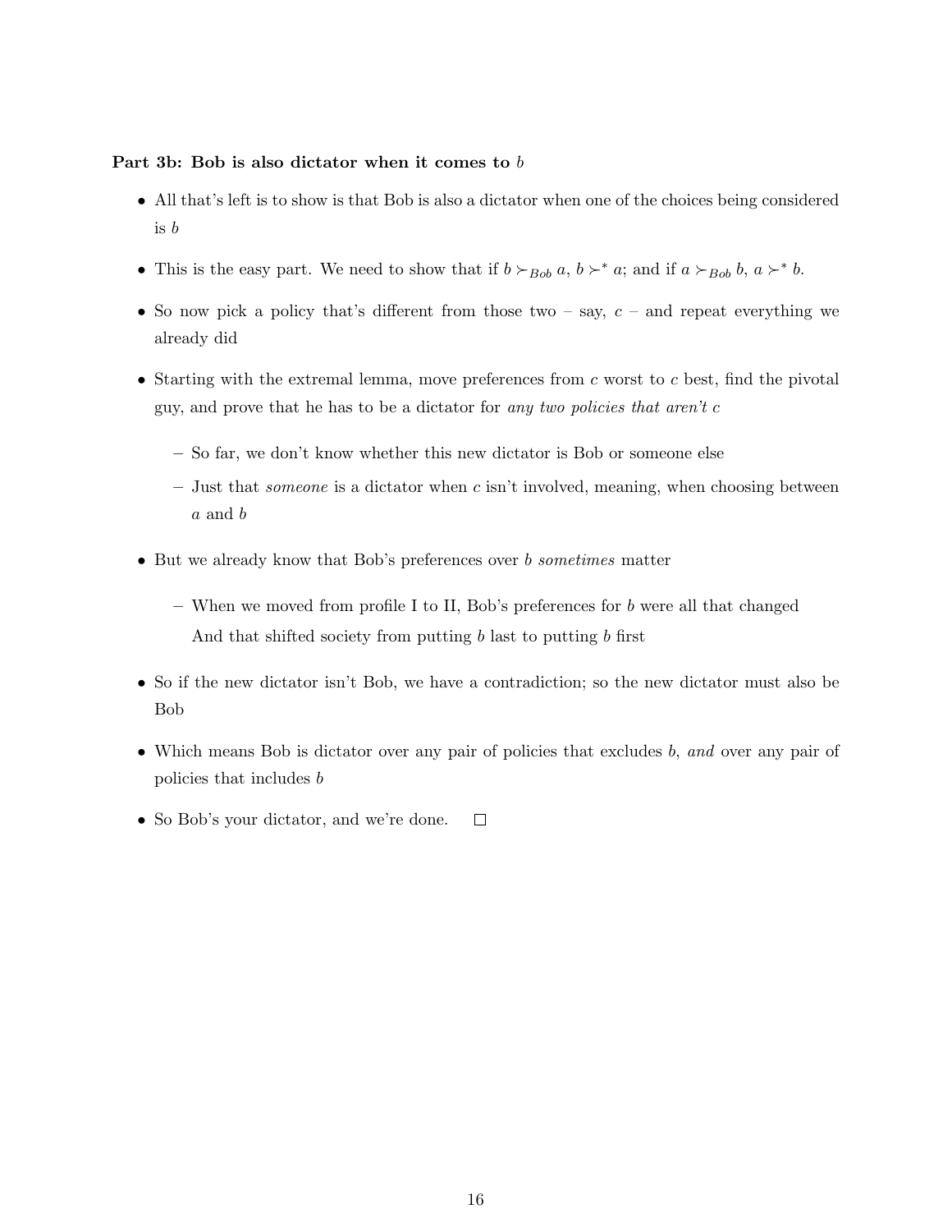**Part 3b: Bob is also dictator when it comes to $b$**

- All that's left is to show is that Bob is also a dictator when one of the choices being considered is $b$
- This is the easy part. We need to show that if $b \succ_{Bob} a$, $b \succ^* a$; and if $a \succ_{Bob} b$, $a \succ^* b$.
- So now pick a policy that's different from those two – say, $c$ – and repeat everything we already did
- Starting with the extremal lemma, move preferences from $c$ worst to $c$ best, find the pivotal guy, and prove that he has to be a dictator for *any two policies that aren't* $c$
  - So far, we don't know whether this new dictator is Bob or someone else
  - Just that *someone* is a dictator when $c$ isn't involved, meaning, when choosing between $a$ and $b$
- But we already know that Bob's preferences over $b$ *sometimes* matter
  - When we moved from profile I to II, Bob's preferences for $b$ were all that changed
    And that shifted society from putting $b$ last to putting $b$ first
- So if the new dictator isn't Bob, we have a contradiction; so the new dictator must also be Bob
- Which means Bob is dictator over any pair of policies that excludes $b$, *and* over any pair of policies that includes $b$
- So Bob's your dictator, and we're done. $\square$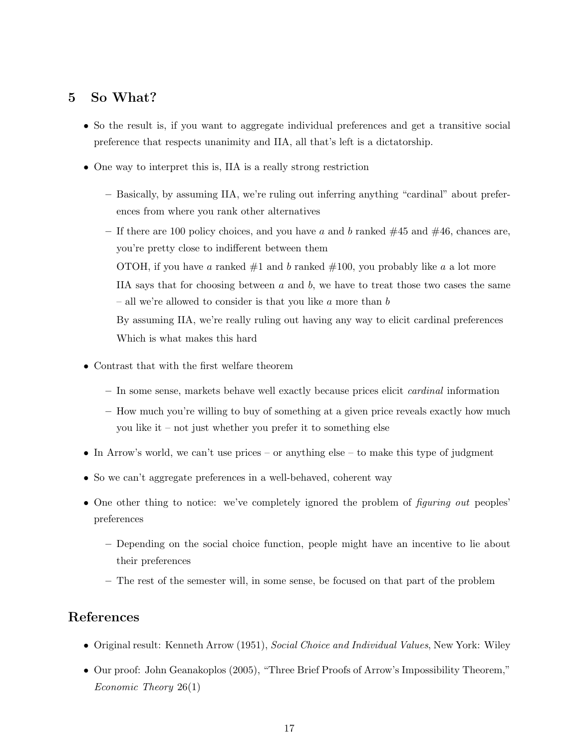## 5 So What?

- So the result is, if you want to aggregate individual preferences and get a transitive social preference that respects unanimity and IIA, all that's left is a dictatorship.
- One way to interpret this is, IIA is a really strong restriction
  - Basically, by assuming IIA, we're ruling out inferring anything "cardinal" about preferences from where you rank other alternatives
  - If there are 100 policy choices, and you have $a$ and $b$ ranked #45 and #46, chances are, you're pretty close to indifferent between them

    OTOH, if you have $a$ ranked #1 and $b$ ranked #100, you probably like $a$ a lot more

    IIA says that for choosing between $a$ and $b$, we have to treat those two cases the same – all we're allowed to consider is that you like $a$ more than $b$

    By assuming IIA, we're really ruling out having any way to elicit cardinal preferences

    Which is what makes this hard
- Contrast that with the first welfare theorem
  - In some sense, markets behave well exactly because prices elicit *cardinal* information
  - How much you're willing to buy of something at a given price reveals exactly how much you like it – not just whether you prefer it to something else
- In Arrow's world, we can't use prices – or anything else – to make this type of judgment
- So we can't aggregate preferences in a well-behaved, coherent way
- One other thing to notice: we've completely ignored the problem of *figuring out* peoples' preferences
  - Depending on the social choice function, people might have an incentive to lie about their preferences
  - The rest of the semester will, in some sense, be focused on that part of the problem

## References

- Original result: Kenneth Arrow (1951), *Social Choice and Individual Values*, New York: Wiley
- Our proof: John Geanakoplos (2005), "Three Brief Proofs of Arrow's Impossibility Theorem," *Economic Theory* 26(1)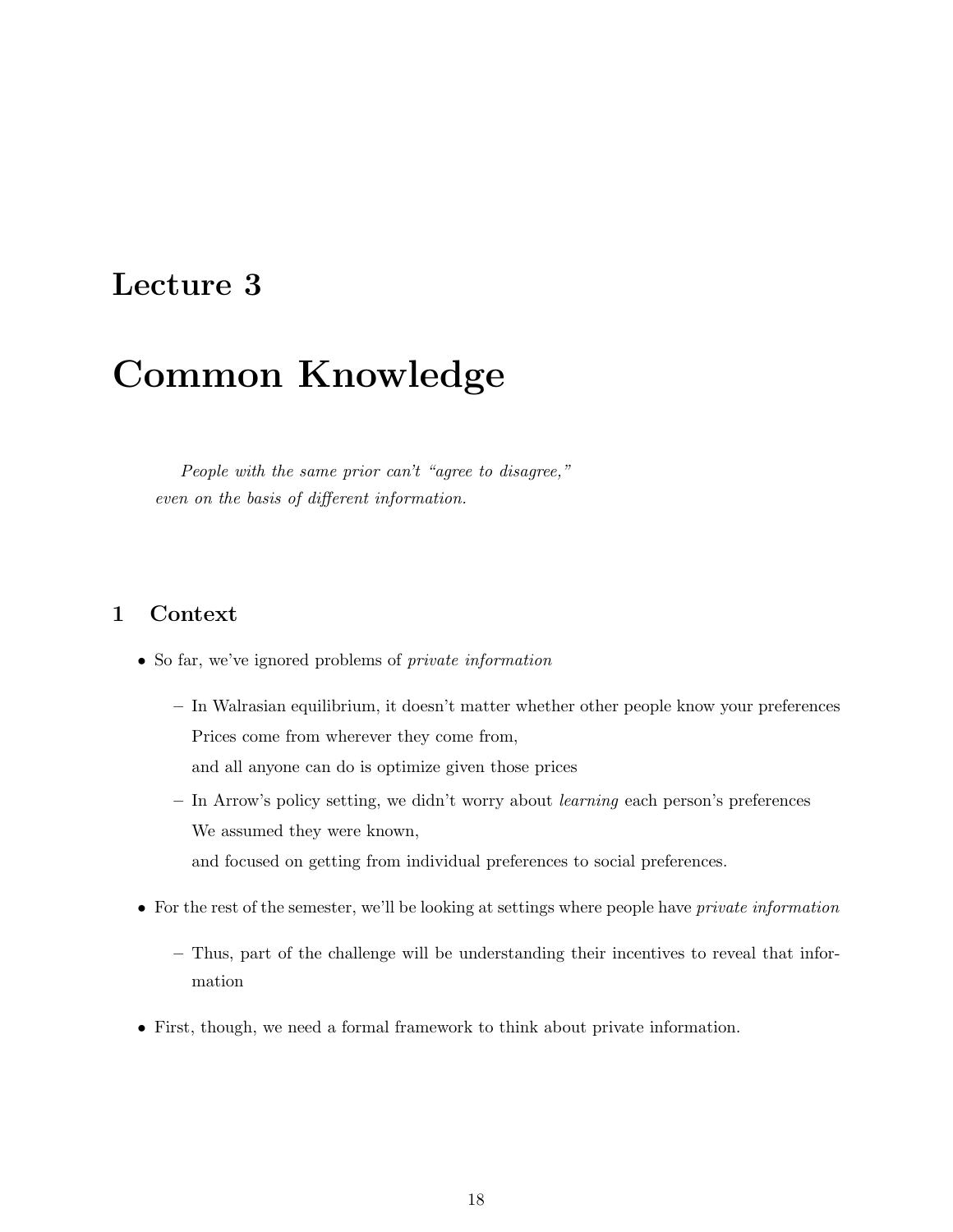# Lecture 3

# Common Knowledge

*People with the same prior can't "agree to disagree," even on the basis of different information.*

## 1 Context

- So far, we've ignored problems of *private information*
  - In Walrasian equilibrium, it doesn't matter whether other people know your preferences
    Prices come from wherever they come from,
    and all anyone can do is optimize given those prices
  - In Arrow's policy setting, we didn't worry about *learning* each person's preferences
    We assumed they were known,
    and focused on getting from individual preferences to social preferences.
- For the rest of the semester, we'll be looking at settings where people have *private information*
  - Thus, part of the challenge will be understanding their incentives to reveal that information
- First, though, we need a formal framework to think about private information.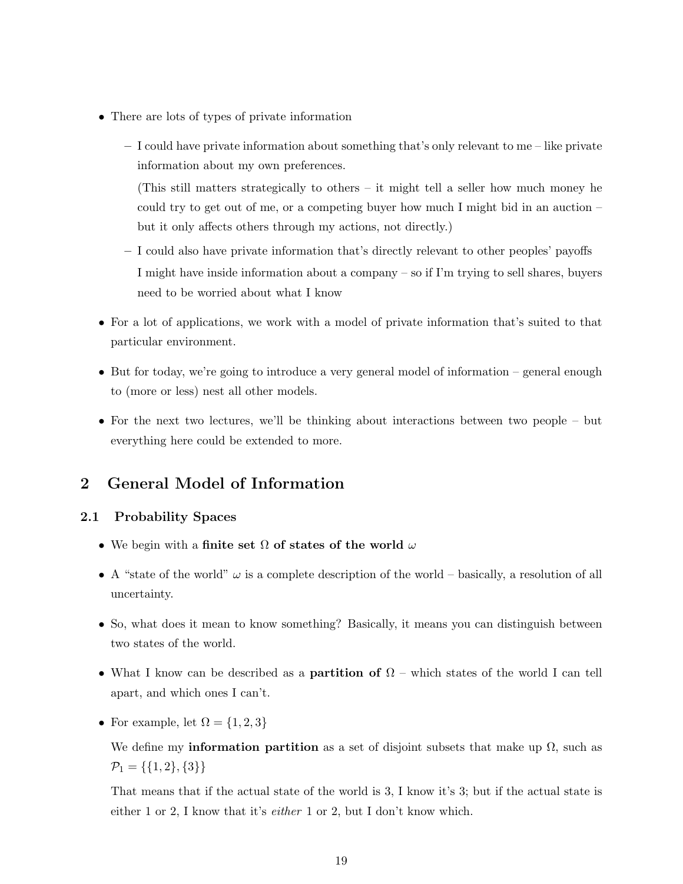- There are lots of types of private information
  - I could have private information about something that's only relevant to me – like private information about my own preferences.

    (This still matters strategically to others – it might tell a seller how much money he could try to get out of me, or a competing buyer how much I might bid in an auction – but it only affects others through my actions, not directly.)
  - I could also have private information that's directly relevant to other peoples' payoffs

    I might have inside information about a company – so if I'm trying to sell shares, buyers need to be worried about what I know
- For a lot of applications, we work with a model of private information that's suited to that particular environment.
- But for today, we're going to introduce a very general model of information – general enough to (more or less) nest all other models.
- For the next two lectures, we'll be thinking about interactions between two people – but everything here could be extended to more.

# 2 General Model of Information

## 2.1 Probability Spaces

- We begin with a **finite set $\Omega$ of states of the world $\omega$**
- A "state of the world" $\omega$ is a complete description of the world – basically, a resolution of all uncertainty.
- So, what does it mean to know something? Basically, it means you can distinguish between two states of the world.
- What I know can be described as a **partition of $\Omega$** – which states of the world I can tell apart, and which ones I can't.
- For example, let $\Omega = \{1, 2, 3\}$

  We define my **information partition** as a set of disjoint subsets that make up $\Omega$, such as $\mathcal{P}_1 = \{\{1, 2\}, \{3\}\}$

  That means that if the actual state of the world is 3, I know it's 3; but if the actual state is either 1 or 2, I know that it's *either* 1 or 2, but I don't know which.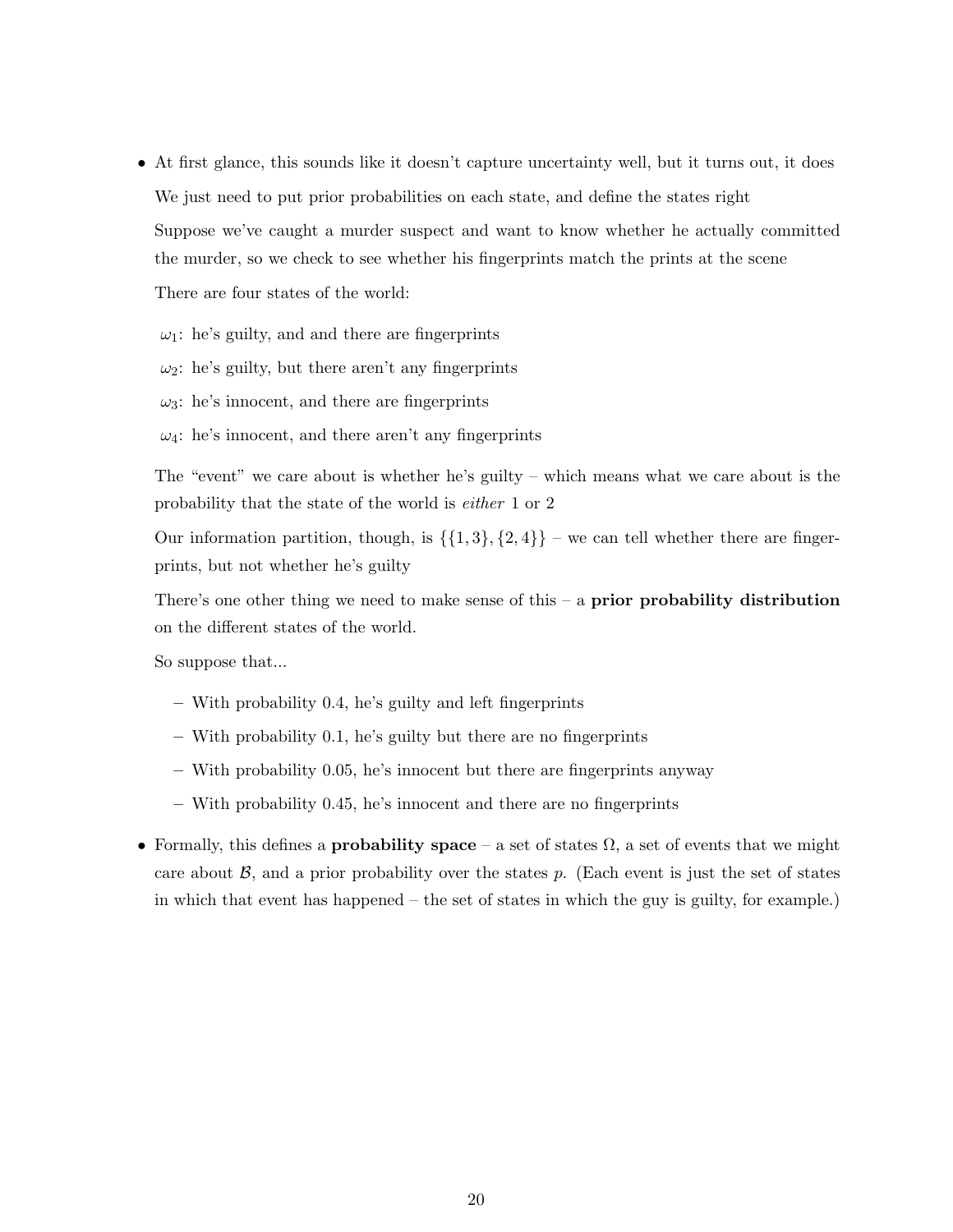- At first glance, this sounds like it doesn't capture uncertainty well, but it turns out, it does

  We just need to put prior probabilities on each state, and define the states right

  Suppose we've caught a murder suspect and want to know whether he actually committed the murder, so we check to see whether his fingerprints match the prints at the scene

  There are four states of the world:

  $\omega_1$: he's guilty, and and there are fingerprints

  $\omega_2$: he's guilty, but there aren't any fingerprints

  $\omega_3$: he's innocent, and there are fingerprints

  $\omega_4$: he's innocent, and there aren't any fingerprints

  The "event" we care about is whether he's guilty – which means what we care about is the probability that the state of the world is *either* 1 or 2

  Our information partition, though, is $\{\{1, 3\}, \{2, 4\}\}$ – we can tell whether there are fingerprints, but not whether he's guilty

  There's one other thing we need to make sense of this – a **prior probability distribution** on the different states of the world.

  So suppose that...

  – With probability 0.4, he's guilty and left fingerprints

  – With probability 0.1, he's guilty but there are no fingerprints

  – With probability 0.05, he's innocent but there are fingerprints anyway

  – With probability 0.45, he's innocent and there are no fingerprints

- Formally, this defines a **probability space** – a set of states $\Omega$, a set of events that we might care about $\mathcal{B}$, and a prior probability over the states $p$. (Each event is just the set of states in which that event has happened – the set of states in which the guy is guilty, for example.)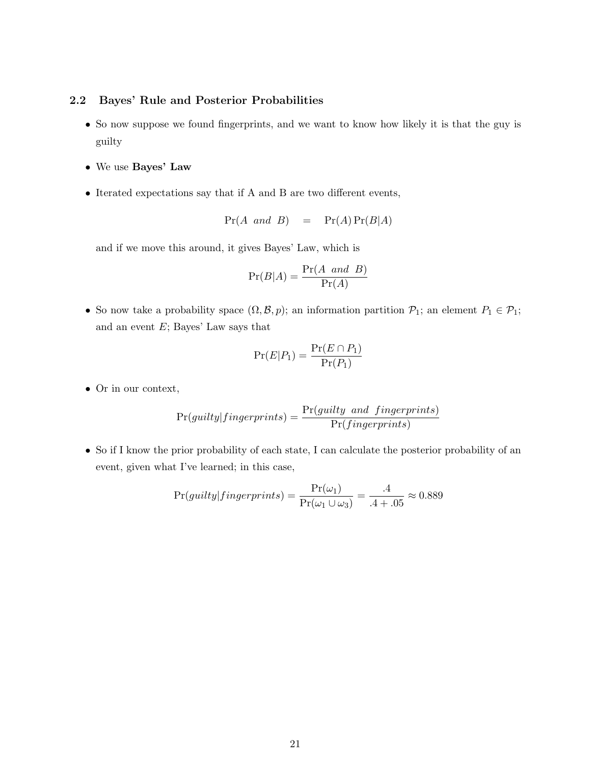### 2.2 Bayes' Rule and Posterior Probabilities

- So now suppose we found fingerprints, and we want to know how likely it is that the guy is guilty
- We use **Bayes' Law**
- Iterated expectations say that if A and B are two different events,

$$\Pr(A \ \ and \ \ B) \quad = \quad \Pr(A)\Pr(B|A)$$

  and if we move this around, it gives Bayes' Law, which is

$$\Pr(B|A) = \frac{\Pr(A \ \ and \ \ B)}{\Pr(A)}$$

- So now take a probability space $(\Omega, \mathcal{B}, p)$; an information partition $\mathcal{P}_1$; an element $P_1 \in \mathcal{P}_1$; and an event $E$; Bayes' Law says that

$$\Pr(E|P_1) = \frac{\Pr(E \cap P_1)}{\Pr(P_1)}$$

- Or in our context,

$$\Pr(guilty|fingerprints) = \frac{\Pr(guilty \ \ and \ \ fingerprints)}{\Pr(fingerprints)}$$

- So if I know the prior probability of each state, I can calculate the posterior probability of an event, given what I've learned; in this case,

$$\Pr(guilty|fingerprints) = \frac{\Pr(\omega_1)}{\Pr(\omega_1 \cup \omega_3)} = \frac{.4}{.4 + .05} \approx 0.889$$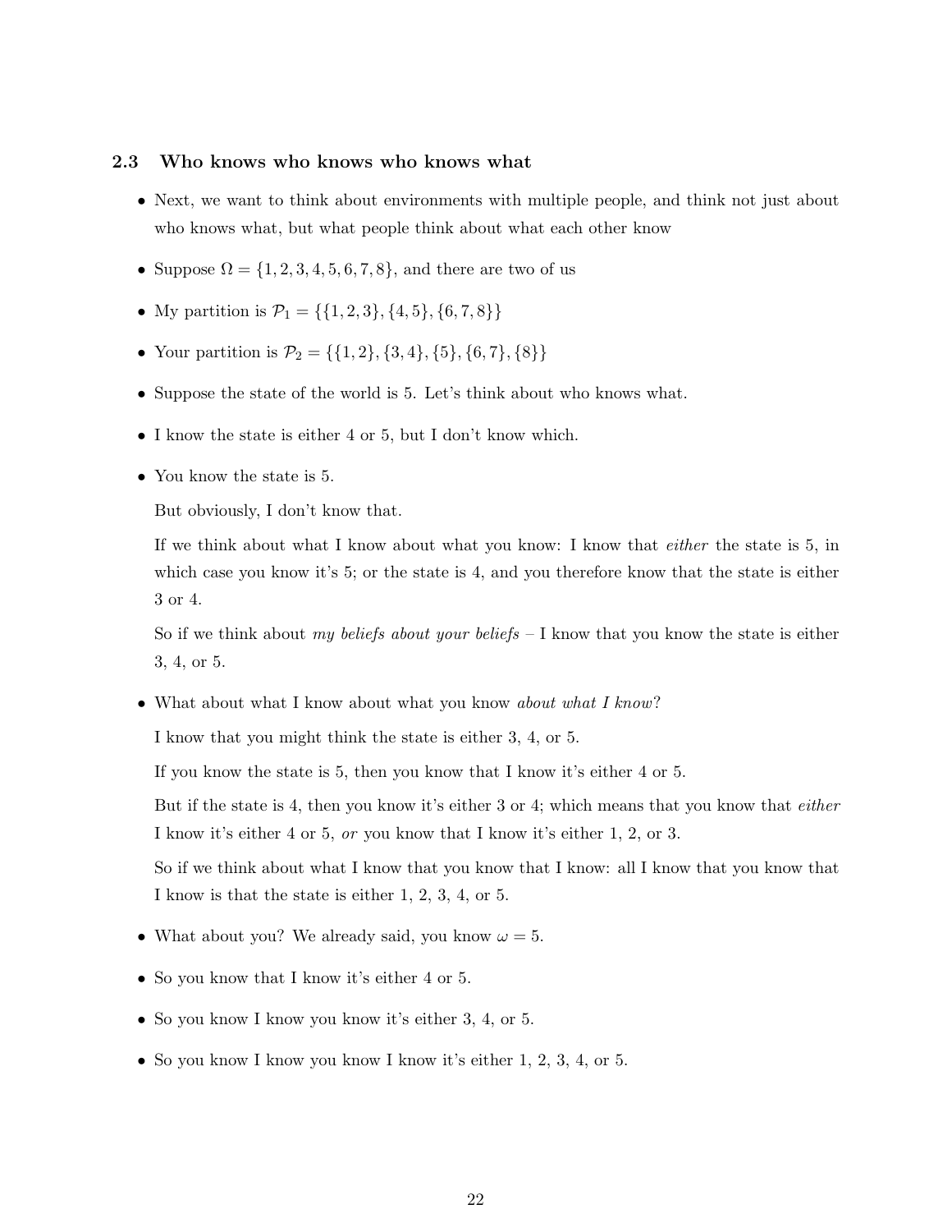### 2.3 Who knows who knows who knows what

- Next, we want to think about environments with multiple people, and think not just about who knows what, but what people think about what each other know
- Suppose $\Omega = \{1, 2, 3, 4, 5, 6, 7, 8\}$, and there are two of us
- My partition is $\mathcal{P}_1 = \{\{1, 2, 3\}, \{4, 5\}, \{6, 7, 8\}\}$
- Your partition is $\mathcal{P}_2 = \{\{1, 2\}, \{3, 4\}, \{5\}, \{6, 7\}, \{8\}\}$
- Suppose the state of the world is 5. Let's think about who knows what.
- I know the state is either 4 or 5, but I don't know which.
- You know the state is 5.

  But obviously, I don't know that.

  If we think about what I know about what you know: I know that *either* the state is 5, in which case you know it's 5; or the state is 4, and you therefore know that the state is either 3 or 4.

  So if we think about *my beliefs about your beliefs* – I know that you know the state is either 3, 4, or 5.

- What about what I know about what you know *about what I know*?

  I know that you might think the state is either 3, 4, or 5.

  If you know the state is 5, then you know that I know it's either 4 or 5.

  But if the state is 4, then you know it's either 3 or 4; which means that you know that *either* I know it's either 4 or 5, *or* you know that I know it's either 1, 2, or 3.

  So if we think about what I know that you know that I know: all I know that you know that I know is that the state is either 1, 2, 3, 4, or 5.

- What about you? We already said, you know $\omega = 5$.
- So you know that I know it's either 4 or 5.
- So you know I know you know it's either 3, 4, or 5.
- So you know I know you know I know it's either 1, 2, 3, 4, or 5.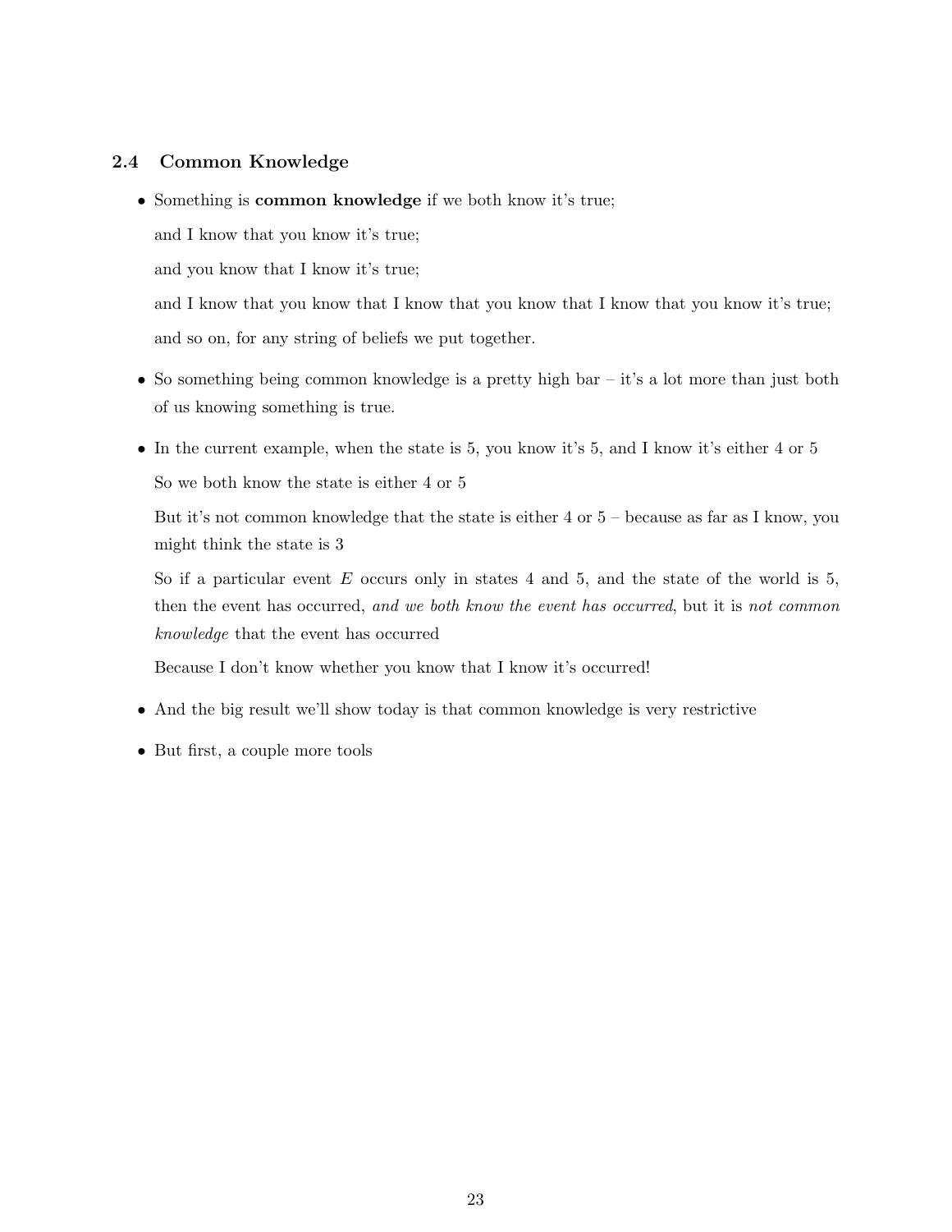### 2.4 Common Knowledge

- Something is **common knowledge** if we both know it's true;

  and I know that you know it's true;

  and you know that I know it's true;

  and I know that you know that I know that you know that I know that you know it's true;

  and so on, for any string of beliefs we put together.

- So something being common knowledge is a pretty high bar – it's a lot more than just both of us knowing something is true.

- In the current example, when the state is 5, you know it's 5, and I know it's either 4 or 5

  So we both know the state is either 4 or 5

  But it's not common knowledge that the state is either 4 or 5 – because as far as I know, you might think the state is 3

  So if a particular event $E$ occurs only in states 4 and 5, and the state of the world is 5, then the event has occurred, *and we both know the event has occurred*, but it is *not common knowledge* that the event has occurred

  Because I don't know whether you know that I know it's occurred!

- And the big result we'll show today is that common knowledge is very restrictive

- But first, a couple more tools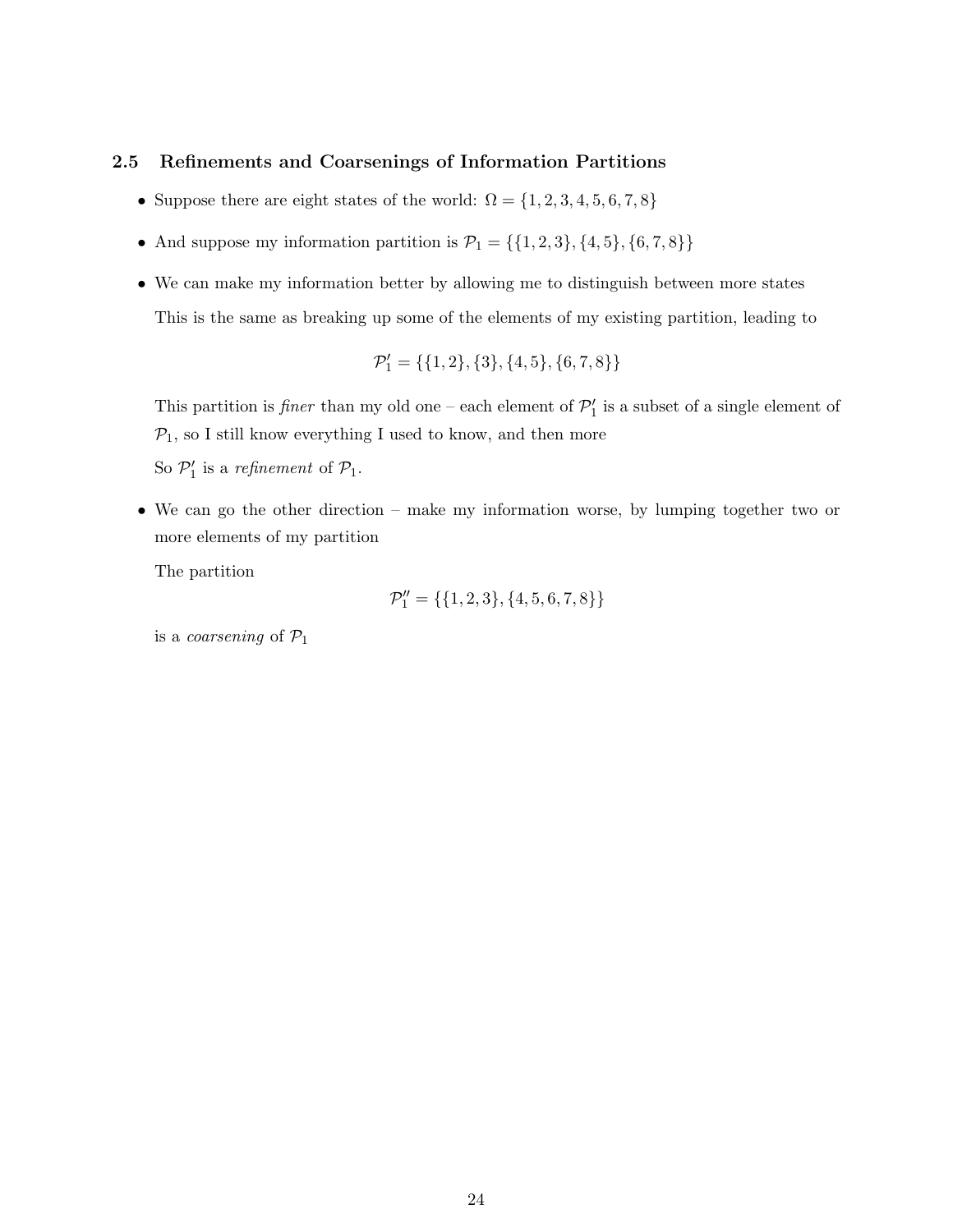### 2.5 Refinements and Coarsenings of Information Partitions

- Suppose there are eight states of the world: $\Omega = \{1, 2, 3, 4, 5, 6, 7, 8\}$
- And suppose my information partition is $\mathcal{P}_1 = \{\{1, 2, 3\}, \{4, 5\}, \{6, 7, 8\}\}$
- We can make my information better by allowing me to distinguish between more states

  This is the same as breaking up some of the elements of my existing partition, leading to

  $$\mathcal{P}_1' = \{\{1, 2\}, \{3\}, \{4, 5\}, \{6, 7, 8\}\}$$

  This partition is *finer* than my old one – each element of $\mathcal{P}_1'$ is a subset of a single element of $\mathcal{P}_1$, so I still know everything I used to know, and then more

  So $\mathcal{P}_1'$ is a *refinement* of $\mathcal{P}_1$.

- We can go the other direction – make my information worse, by lumping together two or more elements of my partition

  The partition

  $$\mathcal{P}_1'' = \{\{1, 2, 3\}, \{4, 5, 6, 7, 8\}\}$$

  is a *coarsening* of $\mathcal{P}_1$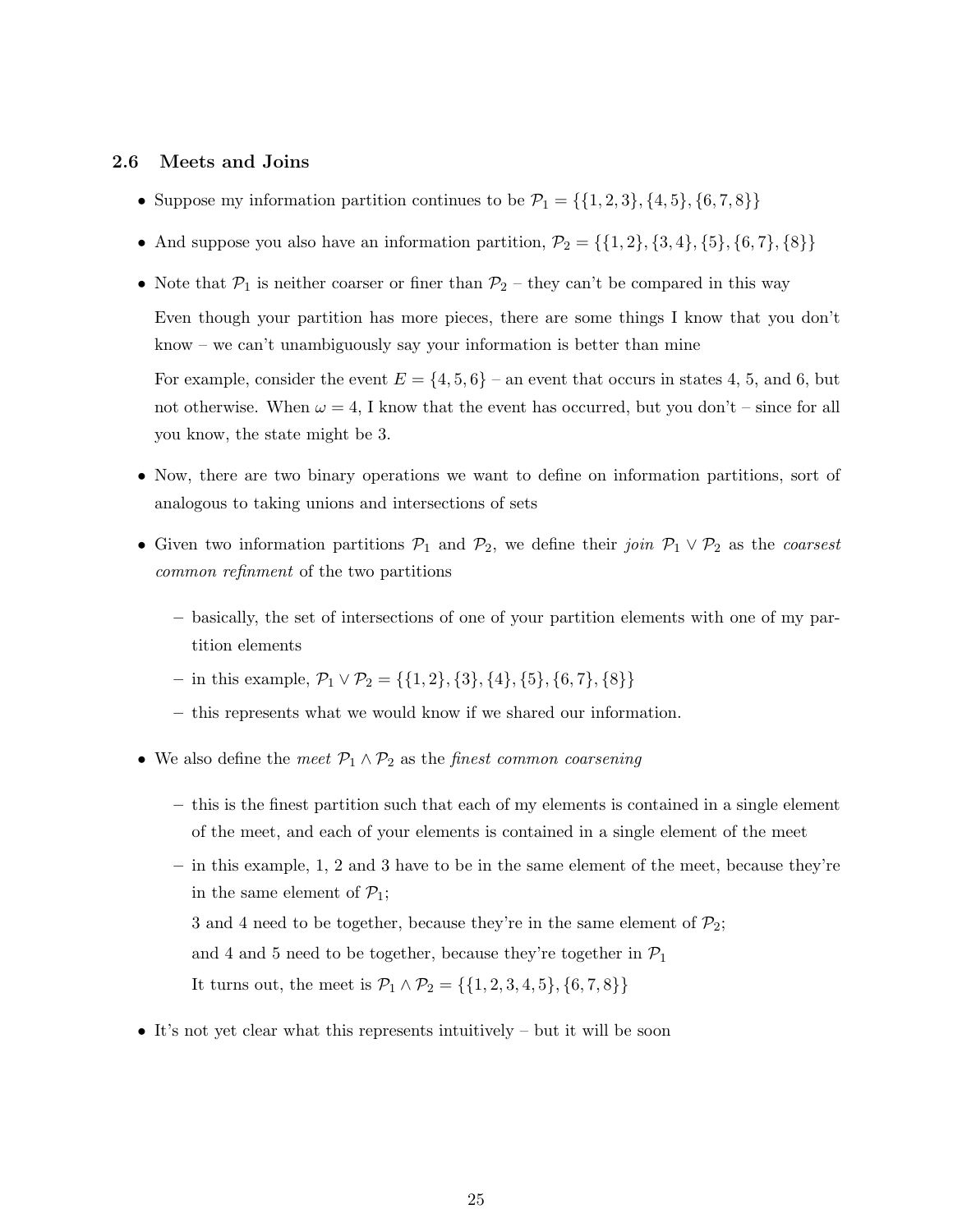### 2.6 Meets and Joins

- Suppose my information partition continues to be $\mathcal{P}_1 = \{\{1,2,3\},\{4,5\},\{6,7,8\}\}$
- And suppose you also have an information partition, $\mathcal{P}_2 = \{\{1,2\},\{3,4\},\{5\},\{6,7\},\{8\}\}$
- Note that $\mathcal{P}_1$ is neither coarser or finer than $\mathcal{P}_2$ – they can't be compared in this way

  Even though your partition has more pieces, there are some things I know that you don't know – we can't unambiguously say your information is better than mine

  For example, consider the event $E = \{4,5,6\}$ – an event that occurs in states 4, 5, and 6, but not otherwise. When $\omega = 4$, I know that the event has occurred, but you don't – since for all you know, the state might be 3.

- Now, there are two binary operations we want to define on information partitions, sort of analogous to taking unions and intersections of sets
- Given two information partitions $\mathcal{P}_1$ and $\mathcal{P}_2$, we define their *join* $\mathcal{P}_1 \vee \mathcal{P}_2$ as the *coarsest common refinment* of the two partitions
  - basically, the set of intersections of one of your partition elements with one of my partition elements
  - in this example, $\mathcal{P}_1 \vee \mathcal{P}_2 = \{\{1,2\},\{3\},\{4\},\{5\},\{6,7\},\{8\}\}$
  - this represents what we would know if we shared our information.
- We also define the *meet* $\mathcal{P}_1 \wedge \mathcal{P}_2$ as the *finest common coarsening*
  - this is the finest partition such that each of my elements is contained in a single element of the meet, and each of your elements is contained in a single element of the meet
  - in this example, 1, 2 and 3 have to be in the same element of the meet, because they're in the same element of $\mathcal{P}_1$;

    3 and 4 need to be together, because they're in the same element of $\mathcal{P}_2$;

    and 4 and 5 need to be together, because they're together in $\mathcal{P}_1$

    It turns out, the meet is $\mathcal{P}_1 \wedge \mathcal{P}_2 = \{\{1,2,3,4,5\},\{6,7,8\}\}$
- It's not yet clear what this represents intuitively – but it will be soon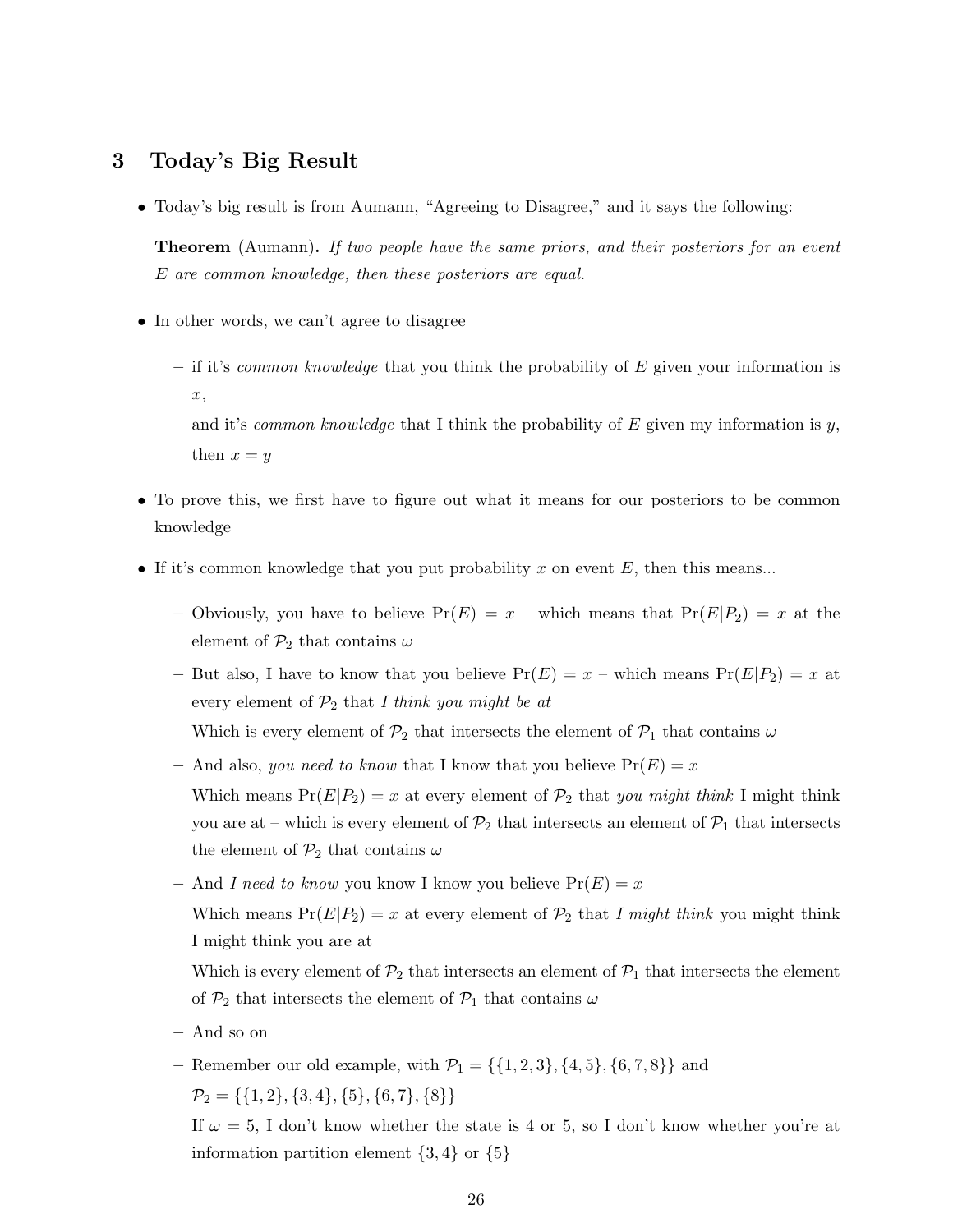## 3 Today's Big Result

- Today's big result is from Aumann, "Agreeing to Disagree," and it says the following:

  **Theorem** (Aumann). *If two people have the same priors, and their posteriors for an event $E$ are common knowledge, then these posteriors are equal.*

- In other words, we can't agree to disagree
  - if it's *common knowledge* that you think the probability of $E$ given your information is $x$,

    and it's *common knowledge* that I think the probability of $E$ given my information is $y$,

    then $x = y$

- To prove this, we first have to figure out what it means for our posteriors to be common knowledge

- If it's common knowledge that you put probability $x$ on event $E$, then this means...
  - Obviously, you have to believe $\Pr(E) = x$ – which means that $\Pr(E|P_2) = x$ at the element of $\mathcal{P}_2$ that contains $\omega$
  - But also, I have to know that you believe $\Pr(E) = x$ – which means $\Pr(E|P_2) = x$ at every element of $\mathcal{P}_2$ that *I think you might be at*

    Which is every element of $\mathcal{P}_2$ that intersects the element of $\mathcal{P}_1$ that contains $\omega$
  - And also, *you need to know* that I know that you believe $\Pr(E) = x$

    Which means $\Pr(E|P_2) = x$ at every element of $\mathcal{P}_2$ that *you might think* I might think you are at – which is every element of $\mathcal{P}_2$ that intersects an element of $\mathcal{P}_1$ that intersects the element of $\mathcal{P}_2$ that contains $\omega$
  - And *I need to know* you know I know you believe $\Pr(E) = x$

    Which means $\Pr(E|P_2) = x$ at every element of $\mathcal{P}_2$ that *I might think* you might think I might think you are at

    Which is every element of $\mathcal{P}_2$ that intersects an element of $\mathcal{P}_1$ that intersects the element of $\mathcal{P}_2$ that intersects the element of $\mathcal{P}_1$ that contains $\omega$
  - And so on
  - Remember our old example, with $\mathcal{P}_1 = \{\{1, 2, 3\}, \{4, 5\}, \{6, 7, 8\}\}$ and $\mathcal{P}_2 = \{\{1, 2\}, \{3, 4\}, \{5\}, \{6, 7\}, \{8\}\}$

    If $\omega = 5$, I don't know whether the state is 4 or 5, so I don't know whether you're at information partition element $\{3, 4\}$ or $\{5\}$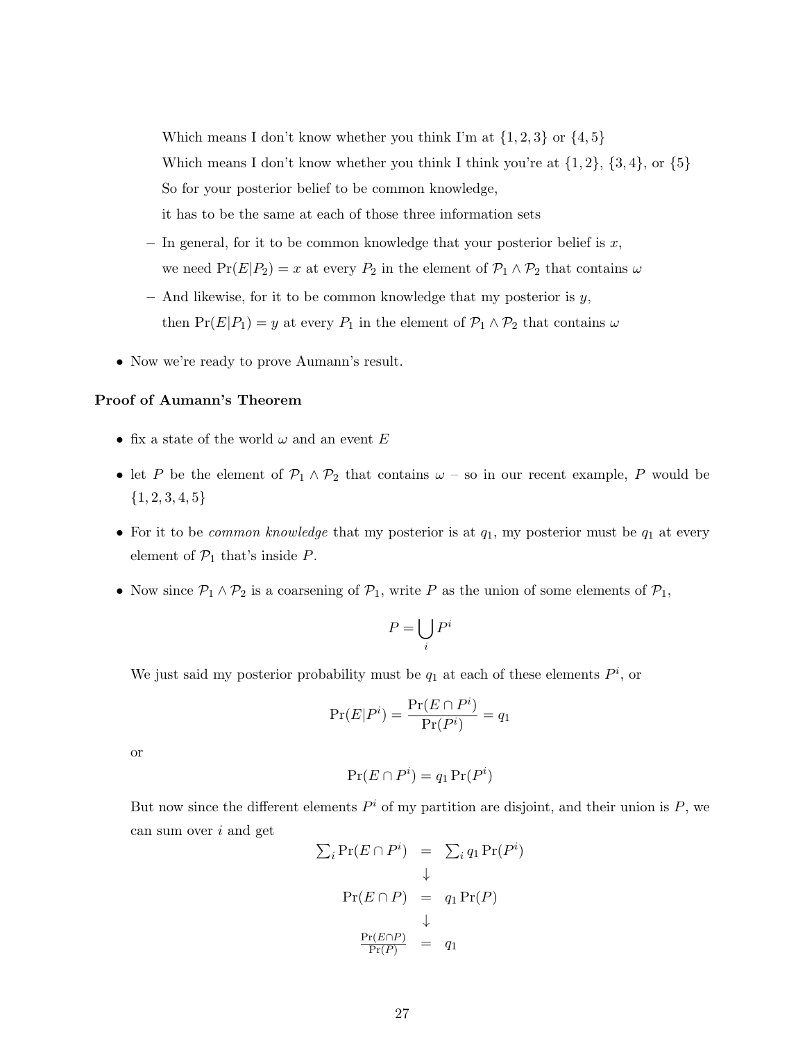Which means I don't know whether you think I'm at $\{1, 2, 3\}$ or $\{4, 5\}$

Which means I don't know whether you think I think you're at $\{1, 2\}$, $\{3, 4\}$, or $\{5\}$

So for your posterior belief to be common knowledge,

it has to be the same at each of those three information sets

  - In general, for it to be common knowledge that your posterior belief is $x$, we need $\Pr(E|P_2) = x$ at every $P_2$ in the element of $\mathcal{P}_1 \wedge \mathcal{P}_2$ that contains $\omega$
  - And likewise, for it to be common knowledge that my posterior is $y$, then $\Pr(E|P_1) = y$ at every $P_1$ in the element of $\mathcal{P}_1 \wedge \mathcal{P}_2$ that contains $\omega$

- Now we're ready to prove Aumann's result.

**Proof of Aumann's Theorem**

- fix a state of the world $\omega$ and an event $E$
- let $P$ be the element of $\mathcal{P}_1 \wedge \mathcal{P}_2$ that contains $\omega$ – so in our recent example, $P$ would be $\{1, 2, 3, 4, 5\}$
- For it to be *common knowledge* that my posterior is at $q_1$, my posterior must be $q_1$ at every element of $\mathcal{P}_1$ that's inside $P$.
- Now since $\mathcal{P}_1 \wedge \mathcal{P}_2$ is a coarsening of $\mathcal{P}_1$, write $P$ as the union of some elements of $\mathcal{P}_1$,

$$P = \bigcup_i P^i$$

We just said my posterior probability must be $q_1$ at each of these elements $P^i$, or

$$\Pr(E|P^i) = \frac{\Pr(E \cap P^i)}{\Pr(P^i)} = q_1$$

or

$$\Pr(E \cap P^i) = q_1 \Pr(P^i)$$

But now since the different elements $P^i$ of my partition are disjoint, and their union is $P$, we can sum over $i$ and get

$$\begin{array}{ccc} \sum_i \Pr(E \cap P^i) & = & \sum_i q_1 \Pr(P^i) \\ & \downarrow & \\ \Pr(E \cap P) & = & q_1 \Pr(P) \\ & \downarrow & \\ \frac{\Pr(E \cap P)}{\Pr(P)} & = & q_1 \end{array}$$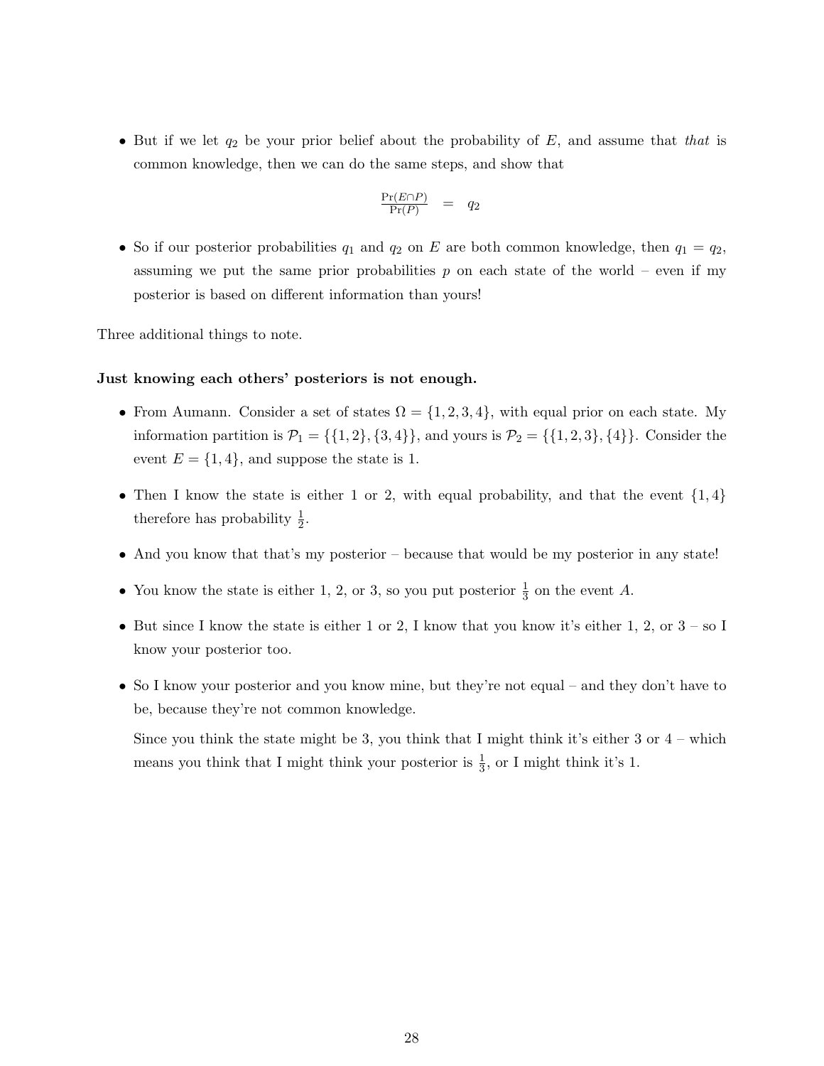- But if we let $q_2$ be your prior belief about the probability of $E$, and assume that *that* is common knowledge, then we can do the same steps, and show that

$$\frac{\Pr(E \cap P)}{\Pr(P)} = q_2$$

- So if our posterior probabilities $q_1$ and $q_2$ on $E$ are both common knowledge, then $q_1 = q_2$, assuming we put the same prior probabilities $p$ on each state of the world – even if my posterior is based on different information than yours!

Three additional things to note.

**Just knowing each others' posteriors is not enough.**

- From Aumann. Consider a set of states $\Omega = \{1, 2, 3, 4\}$, with equal prior on each state. My information partition is $\mathcal{P}_1 = \{\{1, 2\}, \{3, 4\}\}$, and yours is $\mathcal{P}_2 = \{\{1, 2, 3\}, \{4\}\}$. Consider the event $E = \{1, 4\}$, and suppose the state is 1.
- Then I know the state is either 1 or 2, with equal probability, and that the event $\{1, 4\}$ therefore has probability $\frac{1}{2}$.
- And you know that that's my posterior – because that would be my posterior in any state!
- You know the state is either 1, 2, or 3, so you put posterior $\frac{1}{3}$ on the event $A$.
- But since I know the state is either 1 or 2, I know that you know it's either 1, 2, or 3 – so I know your posterior too.
- So I know your posterior and you know mine, but they're not equal – and they don't have to be, because they're not common knowledge.

  Since you think the state might be 3, you think that I might think it's either 3 or 4 – which means you think that I might think your posterior is $\frac{1}{3}$, or I might think it's 1.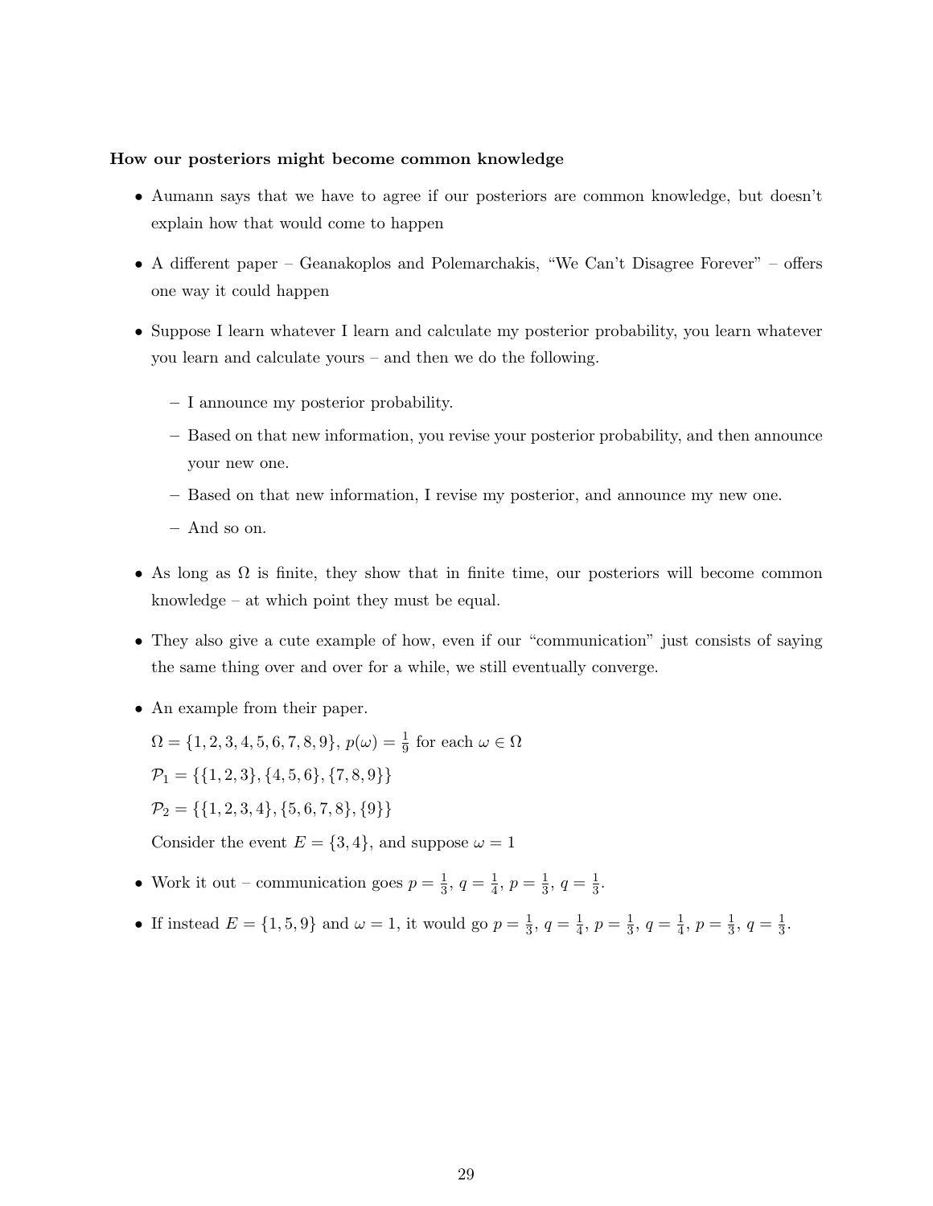**How our posteriors might become common knowledge**

- Aumann says that we have to agree if our posteriors are common knowledge, but doesn't explain how that would come to happen
- A different paper – Geanakoplos and Polemarchakis, "We Can't Disagree Forever" – offers one way it could happen
- Suppose I learn whatever I learn and calculate my posterior probability, you learn whatever you learn and calculate yours – and then we do the following.
  - I announce my posterior probability.
  - Based on that new information, you revise your posterior probability, and then announce your new one.
  - Based on that new information, I revise my posterior, and announce my new one.
  - And so on.
- As long as $\Omega$ is finite, they show that in finite time, our posteriors will become common knowledge – at which point they must be equal.
- They also give a cute example of how, even if our "communication" just consists of saying the same thing over and over for a while, we still eventually converge.
- An example from their paper.

  $\Omega = \{1, 2, 3, 4, 5, 6, 7, 8, 9\}$, $p(\omega) = \frac{1}{9}$ for each $\omega \in \Omega$

  $\mathcal{P}_1 = \{\{1, 2, 3\}, \{4, 5, 6\}, \{7, 8, 9\}\}$

  $\mathcal{P}_2 = \{\{1, 2, 3, 4\}, \{5, 6, 7, 8\}, \{9\}\}$

  Consider the event $E = \{3, 4\}$, and suppose $\omega = 1$
- Work it out – communication goes $p = \frac{1}{3}$, $q = \frac{1}{4}$, $p = \frac{1}{3}$, $q = \frac{1}{3}$.
- If instead $E = \{1, 5, 9\}$ and $\omega = 1$, it would go $p = \frac{1}{3}$, $q = \frac{1}{4}$, $p = \frac{1}{3}$, $q = \frac{1}{4}$, $p = \frac{1}{3}$, $q = \frac{1}{3}$.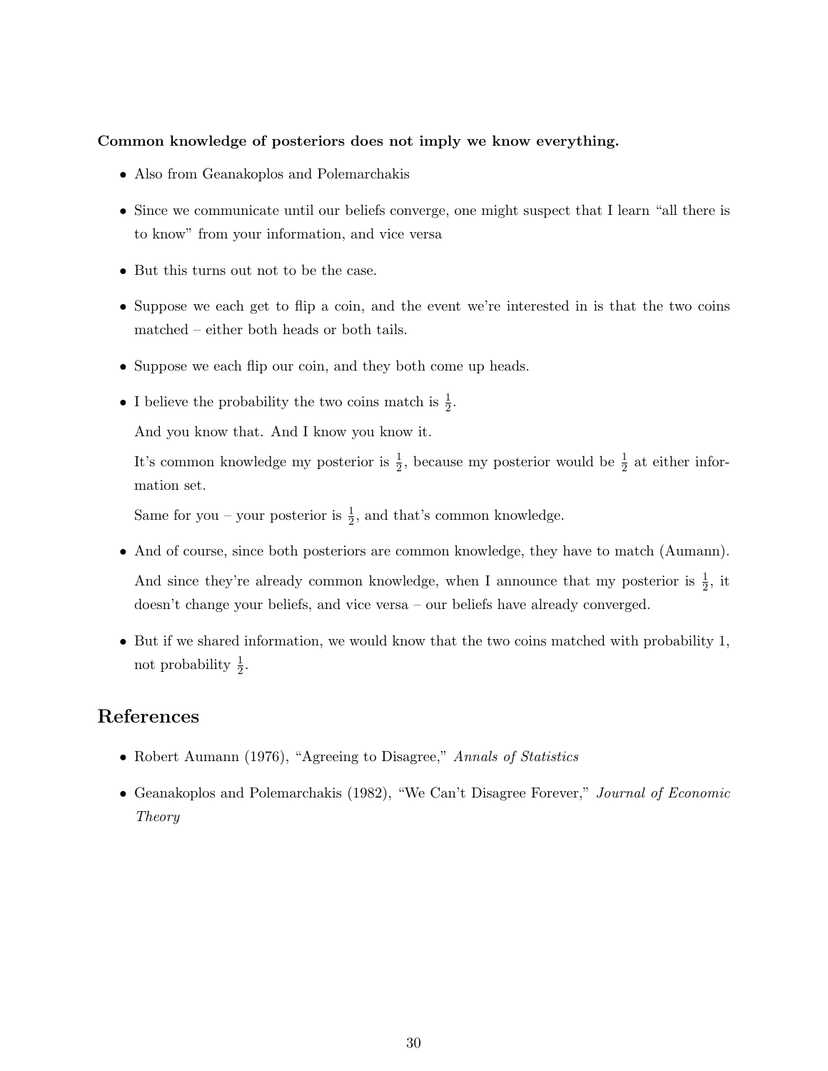**Common knowledge of posteriors does not imply we know everything.**

- Also from Geanakoplos and Polemarchakis
- Since we communicate until our beliefs converge, one might suspect that I learn "all there is to know" from your information, and vice versa
- But this turns out not to be the case.
- Suppose we each get to flip a coin, and the event we're interested in is that the two coins matched – either both heads or both tails.
- Suppose we each flip our coin, and they both come up heads.
- I believe the probability the two coins match is $\frac{1}{2}$.

  And you know that. And I know you know it.

  It's common knowledge my posterior is $\frac{1}{2}$, because my posterior would be $\frac{1}{2}$ at either information set.

  Same for you – your posterior is $\frac{1}{2}$, and that's common knowledge.
- And of course, since both posteriors are common knowledge, they have to match (Aumann).

  And since they're already common knowledge, when I announce that my posterior is $\frac{1}{2}$, it doesn't change your beliefs, and vice versa – our beliefs have already converged.
- But if we shared information, we would know that the two coins matched with probability 1, not probability $\frac{1}{2}$.

## References

- Robert Aumann (1976), "Agreeing to Disagree," *Annals of Statistics*
- Geanakoplos and Polemarchakis (1982), "We Can't Disagree Forever," *Journal of Economic Theory*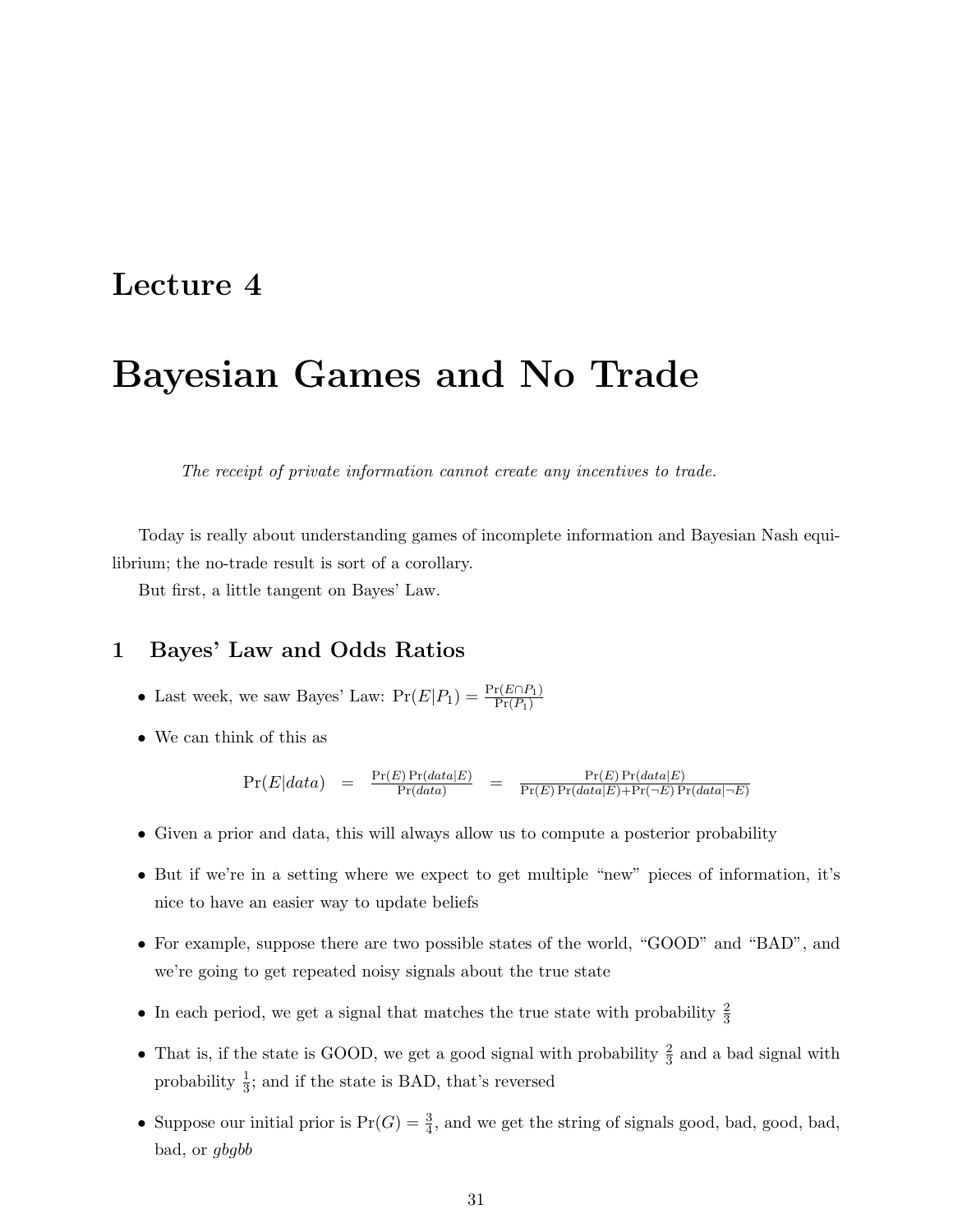# Lecture 4

# Bayesian Games and No Trade

*The receipt of private information cannot create any incentives to trade.*

Today is really about understanding games of incomplete information and Bayesian Nash equilibrium; the no-trade result is sort of a corollary.

But first, a little tangent on Bayes' Law.

## 1 Bayes' Law and Odds Ratios

- Last week, we saw Bayes' Law: $\Pr(E|P_1) = \frac{\Pr(E \cap P_1)}{\Pr(P_1)}$
- We can think of this as

$$\Pr(E|data) \quad = \quad \frac{\Pr(E)\Pr(data|E)}{\Pr(data)} \quad = \quad \frac{\Pr(E)\Pr(data|E)}{\Pr(E)\Pr(data|E)+\Pr(\neg E)\Pr(data|\neg E)}$$

- Given a prior and data, this will always allow us to compute a posterior probability
- But if we're in a setting where we expect to get multiple "new" pieces of information, it's nice to have an easier way to update beliefs
- For example, suppose there are two possible states of the world, "GOOD" and "BAD", and we're going to get repeated noisy signals about the true state
- In each period, we get a signal that matches the true state with probability $\frac{2}{3}$
- That is, if the state is GOOD, we get a good signal with probability $\frac{2}{3}$ and a bad signal with probability $\frac{1}{3}$; and if the state is BAD, that's reversed
- Suppose our initial prior is $\Pr(G) = \frac{3}{4}$, and we get the string of signals good, bad, good, bad, bad, or *gbgbb*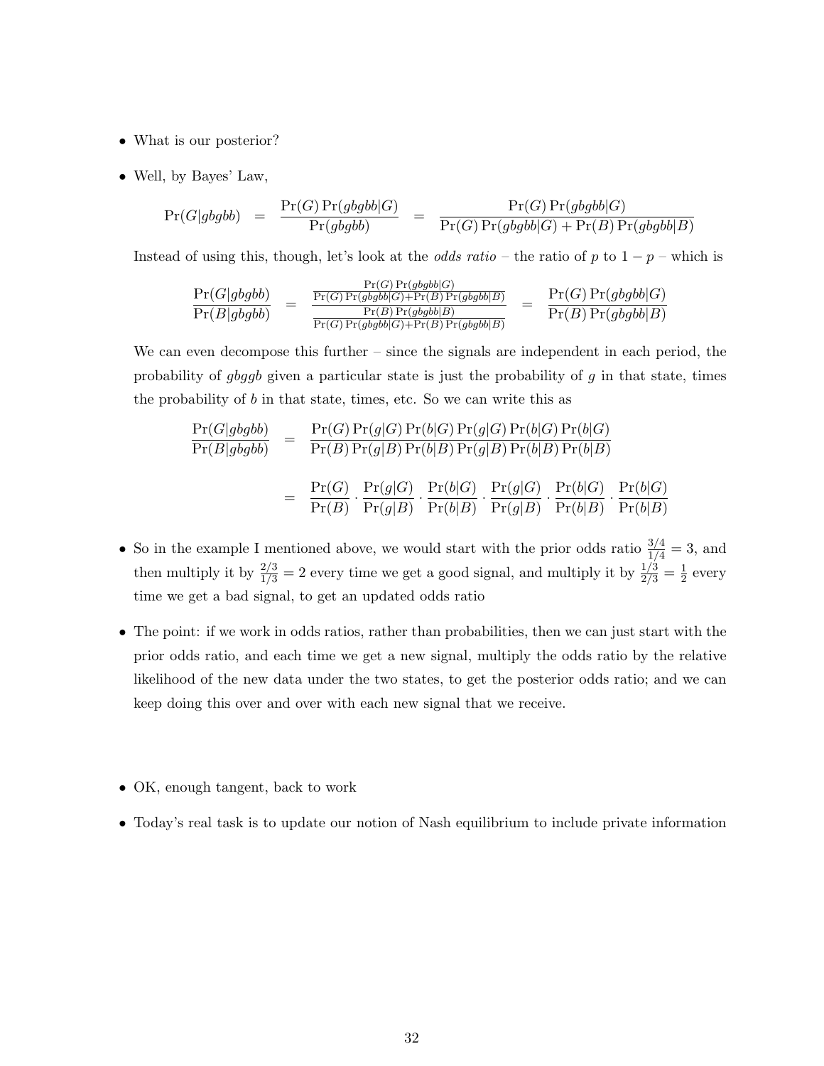- What is our posterior?

- Well, by Bayes' Law,

$$\Pr(G|gbgbb) = \frac{\Pr(G)\Pr(gbgbb|G)}{\Pr(gbgbb)} = \frac{\Pr(G)\Pr(gbgbb|G)}{\Pr(G)\Pr(gbgbb|G) + \Pr(B)\Pr(gbgbb|B)}$$

  Instead of using this, though, let's look at the *odds ratio* – the ratio of $p$ to $1-p$ – which is

$$\frac{\Pr(G|gbgbb)}{\Pr(B|gbgbb)} = \frac{\frac{\Pr(G)\Pr(gbgbb|G)}{\Pr(G)\Pr(gbgbb|G)+\Pr(B)\Pr(gbgbb|B)}}{\frac{\Pr(B)\Pr(gbgbb|B)}{\Pr(G)\Pr(gbgbb|G)+\Pr(B)\Pr(gbgbb|B)}} = \frac{\Pr(G)\Pr(gbgbb|G)}{\Pr(B)\Pr(gbgbb|B)}$$

  We can even decompose this further – since the signals are independent in each period, the probability of $gbggb$ given a particular state is just the probability of $g$ in that state, times the probability of $b$ in that state, times, etc. So we can write this as

$$\begin{aligned}
\frac{\Pr(G|gbgbb)}{\Pr(B|gbgbb)} &= \frac{\Pr(G)\Pr(g|G)\Pr(b|G)\Pr(g|G)\Pr(b|G)\Pr(b|G)}{\Pr(B)\Pr(g|B)\Pr(b|B)\Pr(g|B)\Pr(b|B)\Pr(b|B)} \\
&= \frac{\Pr(G)}{\Pr(B)} \cdot \frac{\Pr(g|G)}{\Pr(g|B)} \cdot \frac{\Pr(b|G)}{\Pr(b|B)} \cdot \frac{\Pr(g|G)}{\Pr(g|B)} \cdot \frac{\Pr(b|G)}{\Pr(b|B)} \cdot \frac{\Pr(b|G)}{\Pr(b|B)}
\end{aligned}$$

- So in the example I mentioned above, we would start with the prior odds ratio $\frac{3/4}{1/4} = 3$, and then multiply it by $\frac{2/3}{1/3} = 2$ every time we get a good signal, and multiply it by $\frac{1/3}{2/3} = \frac{1}{2}$ every time we get a bad signal, to get an updated odds ratio

- The point: if we work in odds ratios, rather than probabilities, then we can just start with the prior odds ratio, and each time we get a new signal, multiply the odds ratio by the relative likelihood of the new data under the two states, to get the posterior odds ratio; and we can keep doing this over and over with each new signal that we receive.

- OK, enough tangent, back to work

- Today's real task is to update our notion of Nash equilibrium to include private information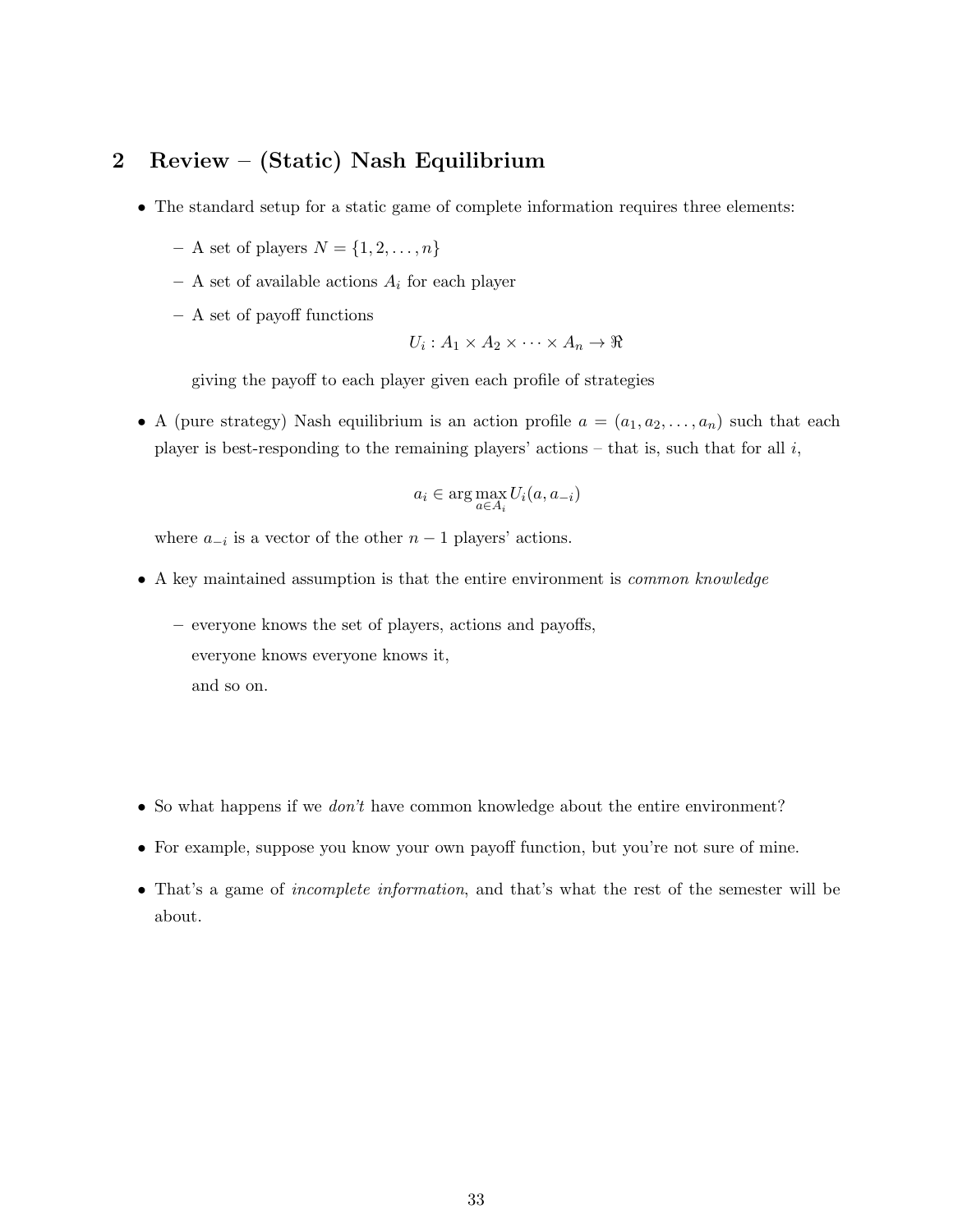## 2 Review – (Static) Nash Equilibrium

- The standard setup for a static game of complete information requires three elements:
  - A set of players $N = \{1, 2, \dots, n\}$
  - A set of available actions $A_i$ for each player
  - A set of payoff functions

    $$U_i : A_1 \times A_2 \times \cdots \times A_n \to \Re$$

    giving the payoff to each player given each profile of strategies

- A (pure strategy) Nash equilibrium is an action profile $a = (a_1, a_2, \dots, a_n)$ such that each player is best-responding to the remaining players' actions – that is, such that for all $i$,

  $$a_i \in \arg\max_{a \in A_i} U_i(a, a_{-i})$$

  where $a_{-i}$ is a vector of the other $n - 1$ players' actions.

- A key maintained assumption is that the entire environment is *common knowledge*
  - everyone knows the set of players, actions and payoffs,
    everyone knows everyone knows it,
    and so on.

- So what happens if we *don't* have common knowledge about the entire environment?
- For example, suppose you know your own payoff function, but you're not sure of mine.
- That's a game of *incomplete information*, and that's what the rest of the semester will be about.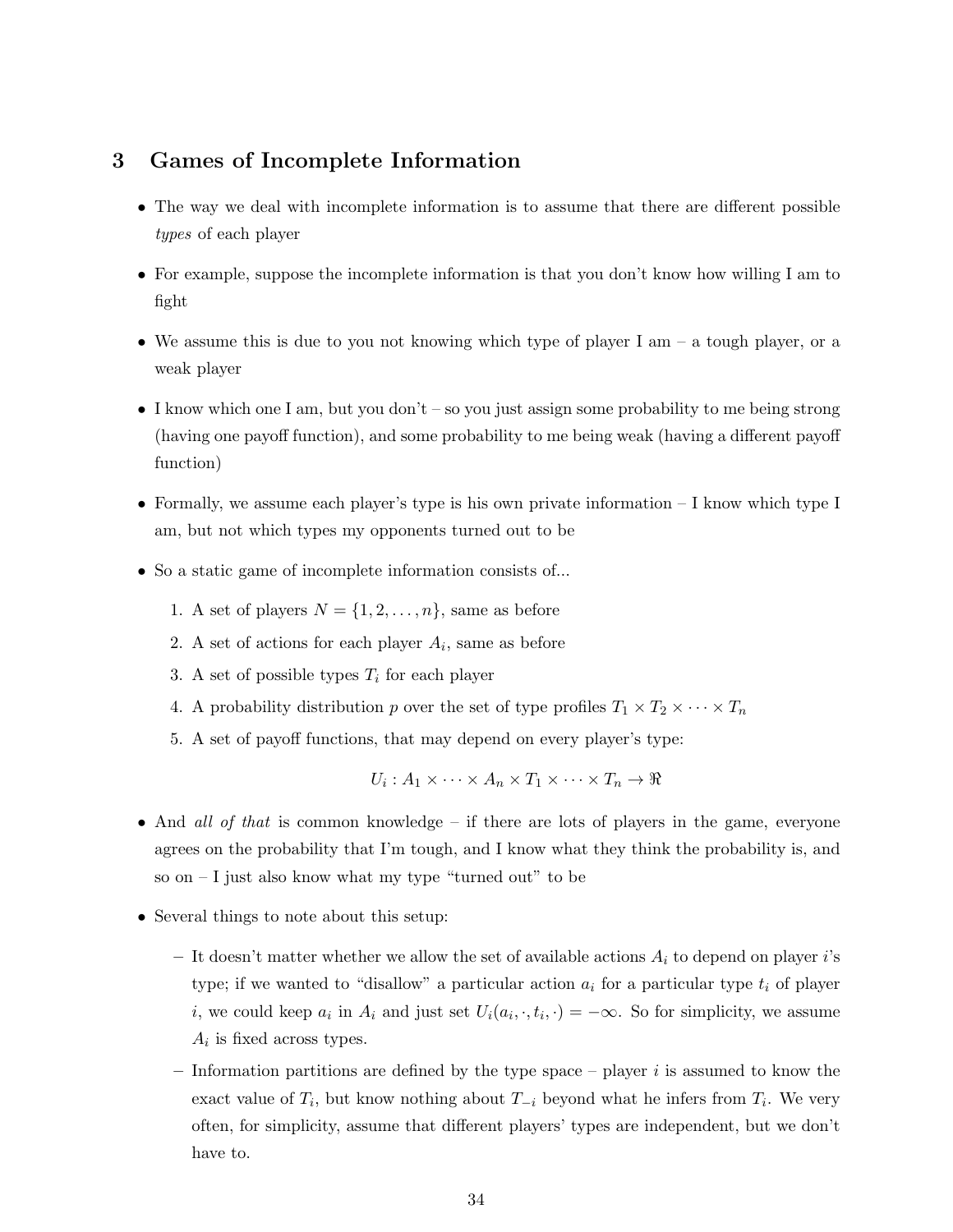## 3 Games of Incomplete Information

- The way we deal with incomplete information is to assume that there are different possible *types* of each player
- For example, suppose the incomplete information is that you don't know how willing I am to fight
- We assume this is due to you not knowing which type of player I am – a tough player, or a weak player
- I know which one I am, but you don't – so you just assign some probability to me being strong (having one payoff function), and some probability to me being weak (having a different payoff function)
- Formally, we assume each player's type is his own private information – I know which type I am, but not which types my opponents turned out to be
- So a static game of incomplete information consists of...
  1. A set of players $N = \{1, 2, \ldots, n\}$, same as before
  2. A set of actions for each player $A_i$, same as before
  3. A set of possible types $T_i$ for each player
  4. A probability distribution $p$ over the set of type profiles $T_1 \times T_2 \times \cdots \times T_n$
  5. A set of payoff functions, that may depend on every player's type:

  $$U_i : A_1 \times \cdots \times A_n \times T_1 \times \cdots \times T_n \to \Re$$

- And *all of that* is common knowledge – if there are lots of players in the game, everyone agrees on the probability that I'm tough, and I know what they think the probability is, and so on – I just also know what my type "turned out" to be
- Several things to note about this setup:
  - It doesn't matter whether we allow the set of available actions $A_i$ to depend on player $i$'s type; if we wanted to "disallow" a particular action $a_i$ for a particular type $t_i$ of player $i$, we could keep $a_i$ in $A_i$ and just set $U_i(a_i, \cdot, t_i, \cdot) = -\infty$. So for simplicity, we assume $A_i$ is fixed across types.
  - Information partitions are defined by the type space – player $i$ is assumed to know the exact value of $T_i$, but know nothing about $T_{-i}$ beyond what he infers from $T_i$. We very often, for simplicity, assume that different players' types are independent, but we don't have to.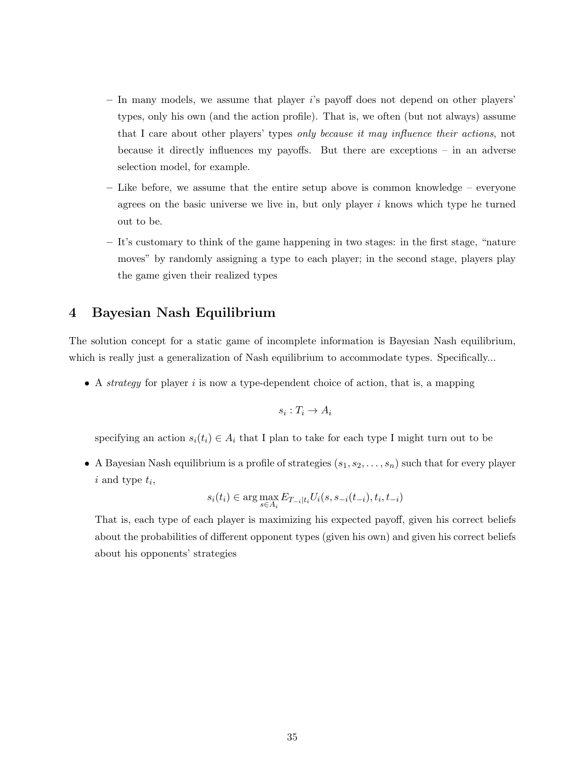- In many models, we assume that player $i$'s payoff does not depend on other players' types, only his own (and the action profile). That is, we often (but not always) assume that I care about other players' types *only because it may influence their actions*, not because it directly influences my payoffs. But there are exceptions – in an adverse selection model, for example.
- Like before, we assume that the entire setup above is common knowledge – everyone agrees on the basic universe we live in, but only player $i$ knows which type he turned out to be.
- It's customary to think of the game happening in two stages: in the first stage, "nature moves" by randomly assigning a type to each player; in the second stage, players play the game given their realized types

# 4 Bayesian Nash Equilibrium

The solution concept for a static game of incomplete information is Bayesian Nash equilibrium, which is really just a generalization of Nash equilibrium to accommodate types. Specifically...

- A *strategy* for player $i$ is now a type-dependent choice of action, that is, a mapping

$$s_i : T_i \rightarrow A_i$$

  specifying an action $s_i(t_i) \in A_i$ that I plan to take for each type I might turn out to be

- A Bayesian Nash equilibrium is a profile of strategies $(s_1, s_2, \ldots, s_n)$ such that for every player $i$ and type $t_i$,

$$s_i(t_i) \in \arg\max_{s \in A_i} E_{T_{-i}|t_i} U_i(s, s_{-i}(t_{-i}), t_i, t_{-i})$$

  That is, each type of each player is maximizing his expected payoff, given his correct beliefs about the probabilities of different opponent types (given his own) and given his correct beliefs about his opponents' strategies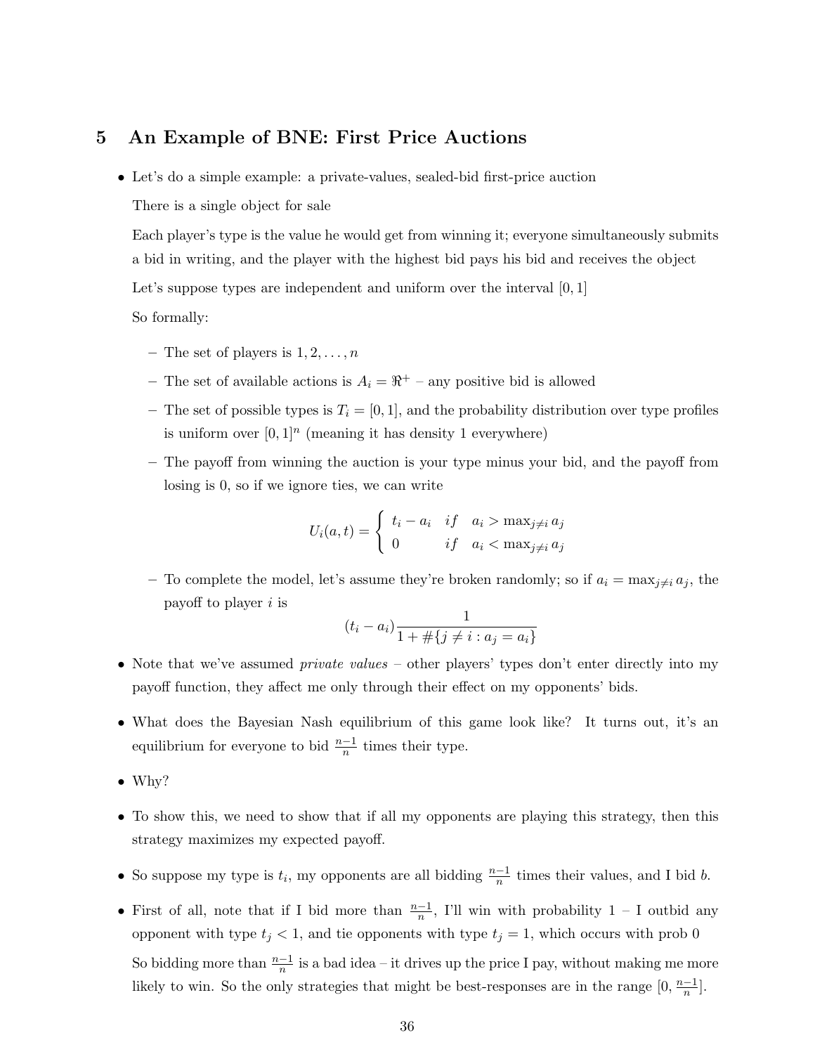## 5 An Example of BNE: First Price Auctions

- Let's do a simple example: a private-values, sealed-bid first-price auction

  There is a single object for sale

  Each player's type is the value he would get from winning it; everyone simultaneously submits a bid in writing, and the player with the highest bid pays his bid and receives the object

  Let's suppose types are independent and uniform over the interval $[0, 1]$

  So formally:

  - The set of players is $1, 2, \ldots, n$
  - The set of available actions is $A_i = \Re^+$ – any positive bid is allowed
  - The set of possible types is $T_i = [0, 1]$, and the probability distribution over type profiles is uniform over $[0, 1]^n$ (meaning it has density 1 everywhere)
  - The payoff from winning the auction is your type minus your bid, and the payoff from losing is 0, so if we ignore ties, we can write

  $$U_i(a, t) = \begin{cases} t_i - a_i & if \quad a_i > \max_{j \neq i} a_j \\ 0 & if \quad a_i < \max_{j \neq i} a_j \end{cases}$$

  - To complete the model, let's assume they're broken randomly; so if $a_i = \max_{j \neq i} a_j$, the payoff to player $i$ is

  $$(t_i - a_i) \frac{1}{1 + \#\{j \neq i : a_j = a_i\}}$$

- Note that we've assumed *private values* – other players' types don't enter directly into my payoff function, they affect me only through their effect on my opponents' bids.
- What does the Bayesian Nash equilibrium of this game look like? It turns out, it's an equilibrium for everyone to bid $\frac{n-1}{n}$ times their type.
- Why?
- To show this, we need to show that if all my opponents are playing this strategy, then this strategy maximizes my expected payoff.
- So suppose my type is $t_i$, my opponents are all bidding $\frac{n-1}{n}$ times their values, and I bid $b$.
- First of all, note that if I bid more than $\frac{n-1}{n}$, I'll win with probability 1 – I outbid any opponent with type $t_j < 1$, and tie opponents with type $t_j = 1$, which occurs with prob 0

  So bidding more than $\frac{n-1}{n}$ is a bad idea – it drives up the price I pay, without making me more likely to win. So the only strategies that might be best-responses are in the range $[0, \frac{n-1}{n}]$.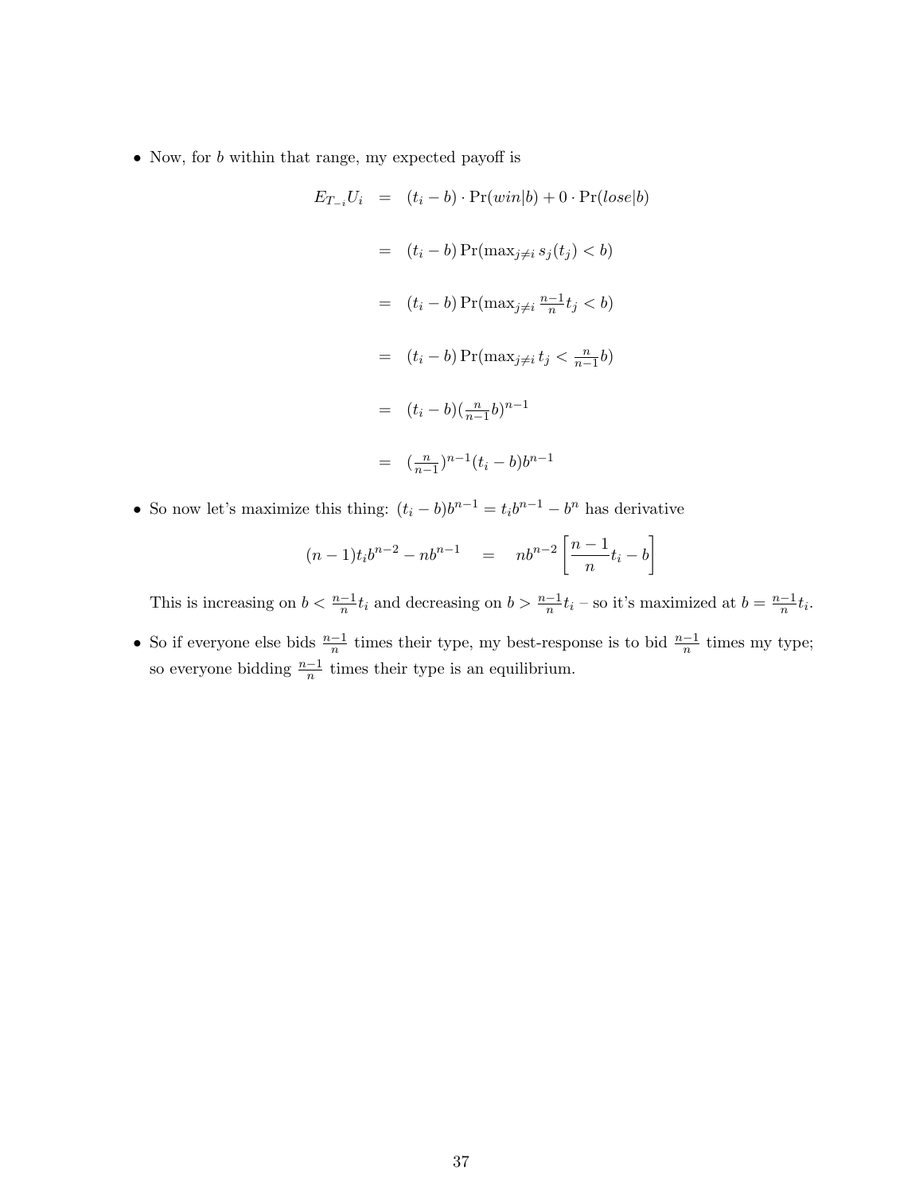- Now, for $b$ within that range, my expected payoff is

$$
\begin{aligned}
E_{T_{-i}} U_i &= (t_i - b) \cdot \Pr(win|b) + 0 \cdot \Pr(lose|b) \\
&= (t_i - b) \Pr(\max_{j \neq i} s_j(t_j) < b) \\
&= (t_i - b) \Pr(\max_{j \neq i} \tfrac{n-1}{n} t_j < b) \\
&= (t_i - b) \Pr(\max_{j \neq i} t_j < \tfrac{n}{n-1} b) \\
&= (t_i - b) (\tfrac{n}{n-1} b)^{n-1} \\
&= (\tfrac{n}{n-1})^{n-1} (t_i - b) b^{n-1}
\end{aligned}
$$

- So now let's maximize this thing: $(t_i - b)b^{n-1} = t_i b^{n-1} - b^n$ has derivative

$$
(n-1) t_i b^{n-2} - n b^{n-1} \quad = \quad n b^{n-2} \left[ \frac{n-1}{n} t_i - b \right]
$$

  This is increasing on $b < \frac{n-1}{n} t_i$ and decreasing on $b > \frac{n-1}{n} t_i$ – so it's maximized at $b = \frac{n-1}{n} t_i$.

- So if everyone else bids $\frac{n-1}{n}$ times their type, my best-response is to bid $\frac{n-1}{n}$ times my type; so everyone bidding $\frac{n-1}{n}$ times their type is an equilibrium.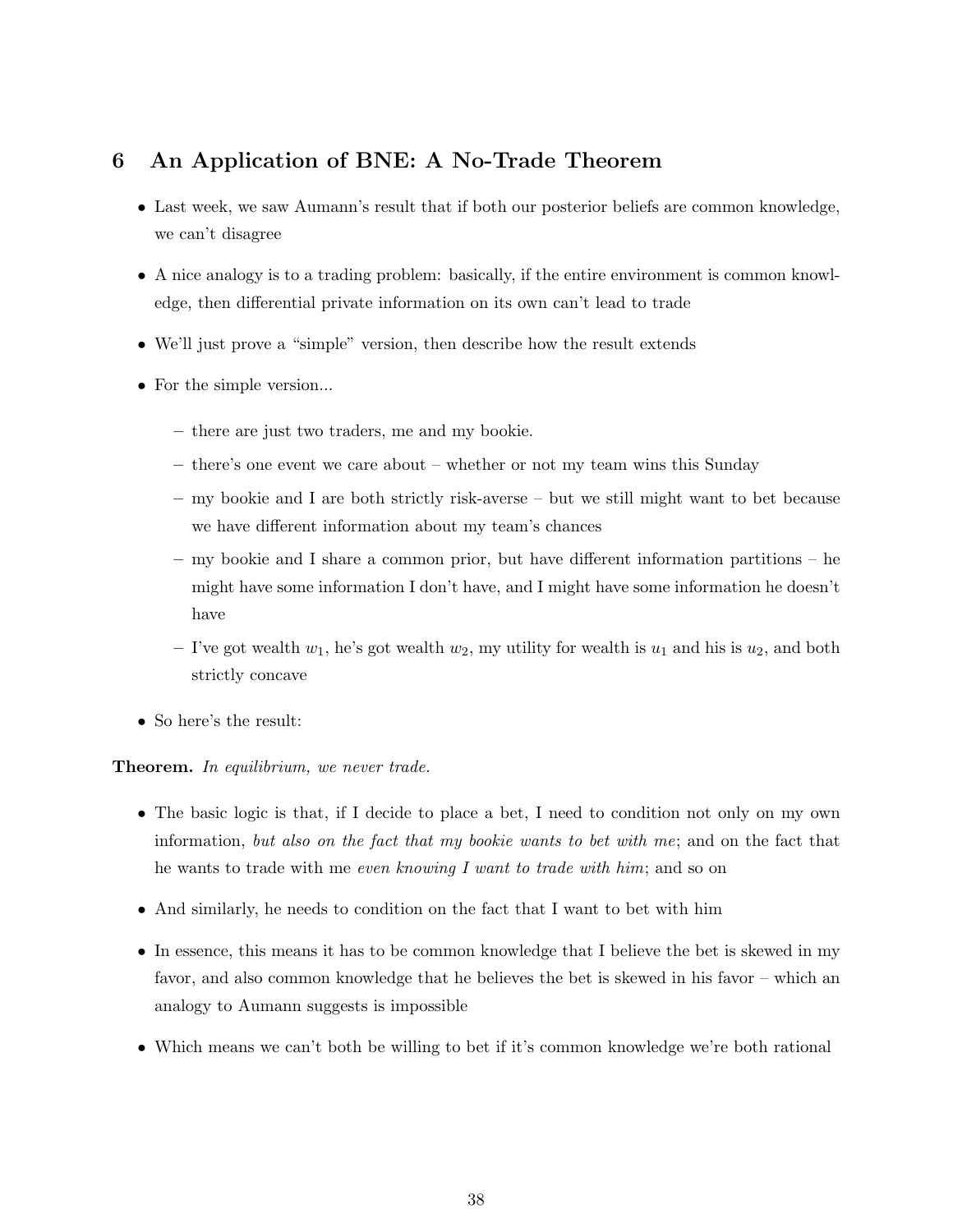## 6 An Application of BNE: A No-Trade Theorem

- Last week, we saw Aumann's result that if both our posterior beliefs are common knowledge, we can't disagree
- A nice analogy is to a trading problem: basically, if the entire environment is common knowledge, then differential private information on its own can't lead to trade
- We'll just prove a "simple" version, then describe how the result extends
- For the simple version...
  - there are just two traders, me and my bookie.
  - there's one event we care about – whether or not my team wins this Sunday
  - my bookie and I are both strictly risk-averse – but we still might want to bet because we have different information about my team's chances
  - my bookie and I share a common prior, but have different information partitions – he might have some information I don't have, and I might have some information he doesn't have
  - I've got wealth $w_1$, he's got wealth $w_2$, my utility for wealth is $u_1$ and his is $u_2$, and both strictly concave
- So here's the result:

**Theorem.** *In equilibrium, we never trade.*

- The basic logic is that, if I decide to place a bet, I need to condition not only on my own information, *but also on the fact that my bookie wants to bet with me*; and on the fact that he wants to trade with me *even knowing I want to trade with him*; and so on
- And similarly, he needs to condition on the fact that I want to bet with him
- In essence, this means it has to be common knowledge that I believe the bet is skewed in my favor, and also common knowledge that he believes the bet is skewed in his favor – which an analogy to Aumann suggests is impossible
- Which means we can't both be willing to bet if it's common knowledge we're both rational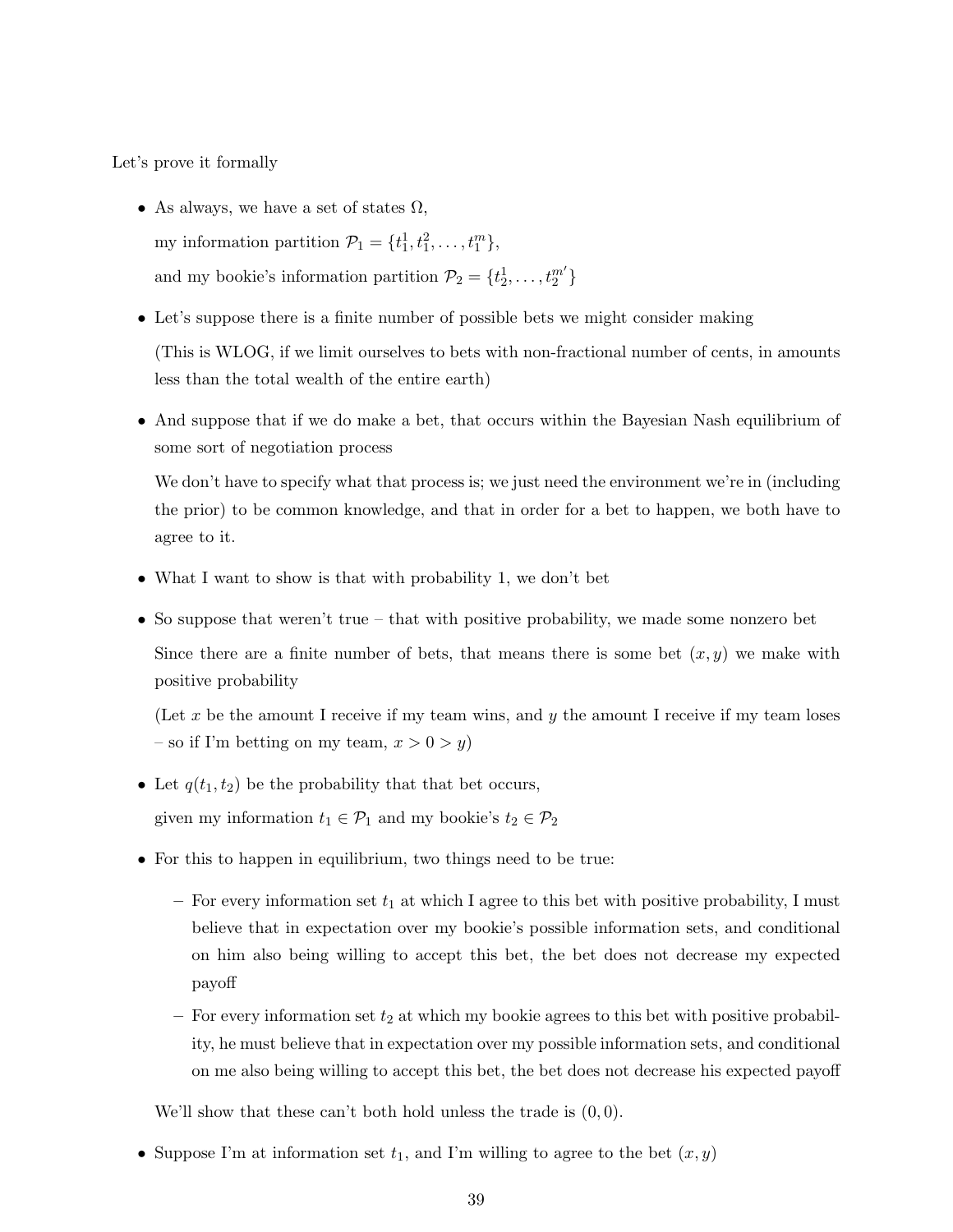Let's prove it formally

- As always, we have a set of states $\Omega$,

  my information partition $\mathcal{P}_1 = \{t_1^1, t_1^2, \ldots, t_1^m\}$,

  and my bookie's information partition $\mathcal{P}_2 = \{t_2^1, \ldots, t_2^{m'}\}$

- Let's suppose there is a finite number of possible bets we might consider making

  (This is WLOG, if we limit ourselves to bets with non-fractional number of cents, in amounts less than the total wealth of the entire earth)

- And suppose that if we do make a bet, that occurs within the Bayesian Nash equilibrium of some sort of negotiation process

  We don't have to specify what that process is; we just need the environment we're in (including the prior) to be common knowledge, and that in order for a bet to happen, we both have to agree to it.

- What I want to show is that with probability 1, we don't bet

- So suppose that weren't true – that with positive probability, we made some nonzero bet

  Since there are a finite number of bets, that means there is some bet $(x, y)$ we make with positive probability

  (Let $x$ be the amount I receive if my team wins, and $y$ the amount I receive if my team loses – so if I'm betting on my team, $x > 0 > y$)

- Let $q(t_1, t_2)$ be the probability that that bet occurs,

  given my information $t_1 \in \mathcal{P}_1$ and my bookie's $t_2 \in \mathcal{P}_2$

- For this to happen in equilibrium, two things need to be true:

  – For every information set $t_1$ at which I agree to this bet with positive probability, I must believe that in expectation over my bookie's possible information sets, and conditional on him also being willing to accept this bet, the bet does not decrease my expected payoff

  – For every information set $t_2$ at which my bookie agrees to this bet with positive probability, he must believe that in expectation over my possible information sets, and conditional on me also being willing to accept this bet, the bet does not decrease his expected payoff

  We'll show that these can't both hold unless the trade is $(0, 0)$.

- Suppose I'm at information set $t_1$, and I'm willing to agree to the bet $(x, y)$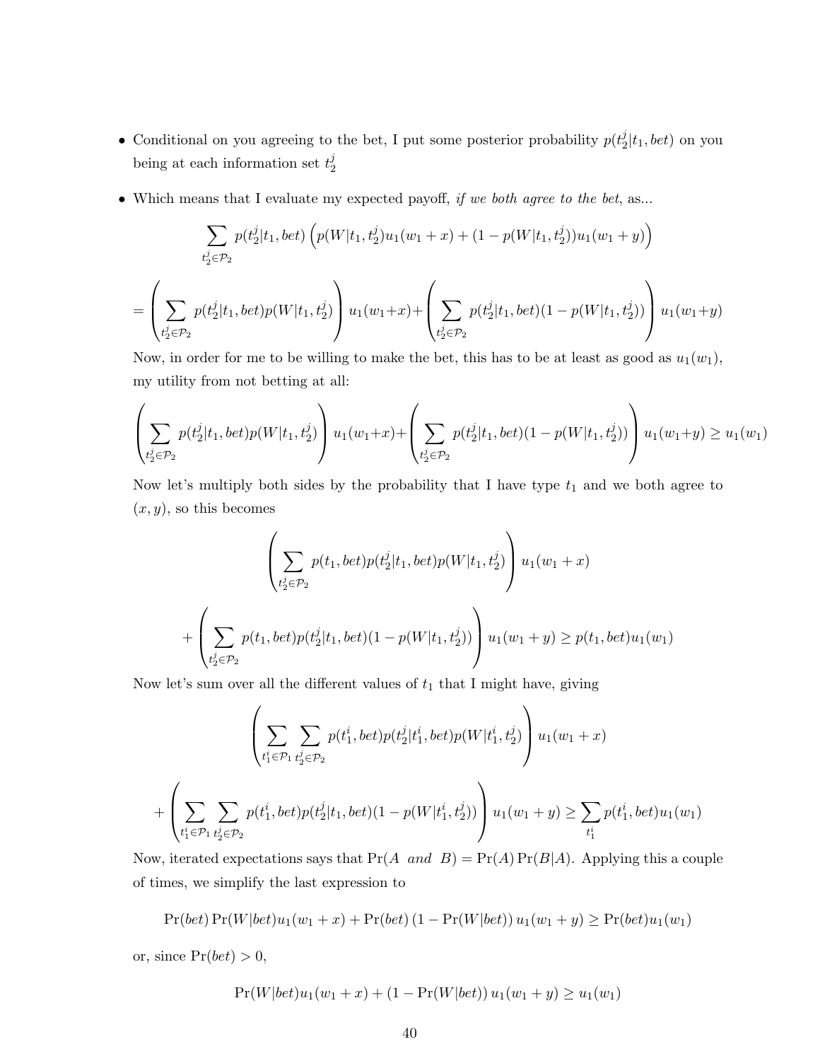- Conditional on you agreeing to the bet, I put some posterior probability $p(t_2^j|t_1, bet)$ on you being at each information set $t_2^j$

- Which means that I evaluate my expected payoff, *if we both agree to the bet*, as...

$$\sum_{t_2^j \in \mathcal{P}_2} p(t_2^j|t_1, bet) \left( p(W|t_1, t_2^j) u_1(w_1 + x) + (1 - p(W|t_1, t_2^j)) u_1(w_1 + y) \right)$$

$$= \left( \sum_{t_2^j \in \mathcal{P}_2} p(t_2^j|t_1, bet) p(W|t_1, t_2^j) \right) u_1(w_1+x) + \left( \sum_{t_2^j \in \mathcal{P}_2} p(t_2^j|t_1, bet)(1 - p(W|t_1, t_2^j)) \right) u_1(w_1+y)$$

  Now, in order for me to be willing to make the bet, this has to be at least as good as $u_1(w_1)$, my utility from not betting at all:

$$\left( \sum_{t_2^j \in \mathcal{P}_2} p(t_2^j|t_1, bet) p(W|t_1, t_2^j) \right) u_1(w_1+x) + \left( \sum_{t_2^j \in \mathcal{P}_2} p(t_2^j|t_1, bet)(1 - p(W|t_1, t_2^j)) \right) u_1(w_1+y) \geq u_1(w_1)$$

  Now let's multiply both sides by the probability that I have type $t_1$ and we both agree to $(x, y)$, so this becomes

$$\left( \sum_{t_2^j \in \mathcal{P}_2} p(t_1, bet) p(t_2^j|t_1, bet) p(W|t_1, t_2^j) \right) u_1(w_1 + x)$$

$$+ \left( \sum_{t_2^j \in \mathcal{P}_2} p(t_1, bet) p(t_2^j|t_1, bet)(1 - p(W|t_1, t_2^j)) \right) u_1(w_1 + y) \geq p(t_1, bet) u_1(w_1)$$

  Now let's sum over all the different values of $t_1$ that I might have, giving

$$\left( \sum_{t_1^i \in \mathcal{P}_1} \sum_{t_2^j \in \mathcal{P}_2} p(t_1^i, bet) p(t_2^j|t_1^i, bet) p(W|t_1^i, t_2^j) \right) u_1(w_1 + x)$$

$$+ \left( \sum_{t_1^i \in \mathcal{P}_1} \sum_{t_2^j \in \mathcal{P}_2} p(t_1^i, bet) p(t_2^j|t_1, bet)(1 - p(W|t_1^i, t_2^j)) \right) u_1(w_1 + y) \geq \sum_{t_1^i} p(t_1^i, bet) u_1(w_1)$$

  Now, iterated expectations says that $\Pr(A \text{ and } B) = \Pr(A)\Pr(B|A)$. Applying this a couple of times, we simplify the last expression to

$$\Pr(bet)\Pr(W|bet) u_1(w_1 + x) + \Pr(bet)\left(1 - \Pr(W|bet)\right) u_1(w_1 + y) \geq \Pr(bet) u_1(w_1)$$

  or, since $\Pr(bet) > 0$,

$$\Pr(W|bet) u_1(w_1 + x) + \left(1 - \Pr(W|bet)\right) u_1(w_1 + y) \geq u_1(w_1)$$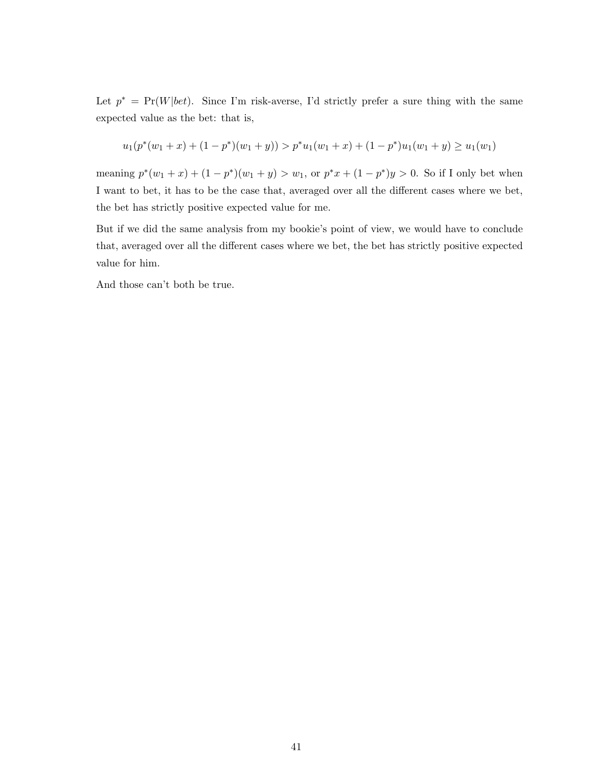Let $p^* = \Pr(W|bet)$. Since I'm risk-averse, I'd strictly prefer a sure thing with the same expected value as the bet: that is,

$$u_1(p^*(w_1 + x) + (1 - p^*)(w_1 + y)) > p^* u_1(w_1 + x) + (1 - p^*)u_1(w_1 + y) \geq u_1(w_1)$$

meaning $p^*(w_1 + x) + (1 - p^*)(w_1 + y) > w_1$, or $p^* x + (1 - p^*)y > 0$. So if I only bet when I want to bet, it has to be the case that, averaged over all the different cases where we bet, the bet has strictly positive expected value for me.

But if we did the same analysis from my bookie's point of view, we would have to conclude that, averaged over all the different cases where we bet, the bet has strictly positive expected value for him.

And those can't both be true.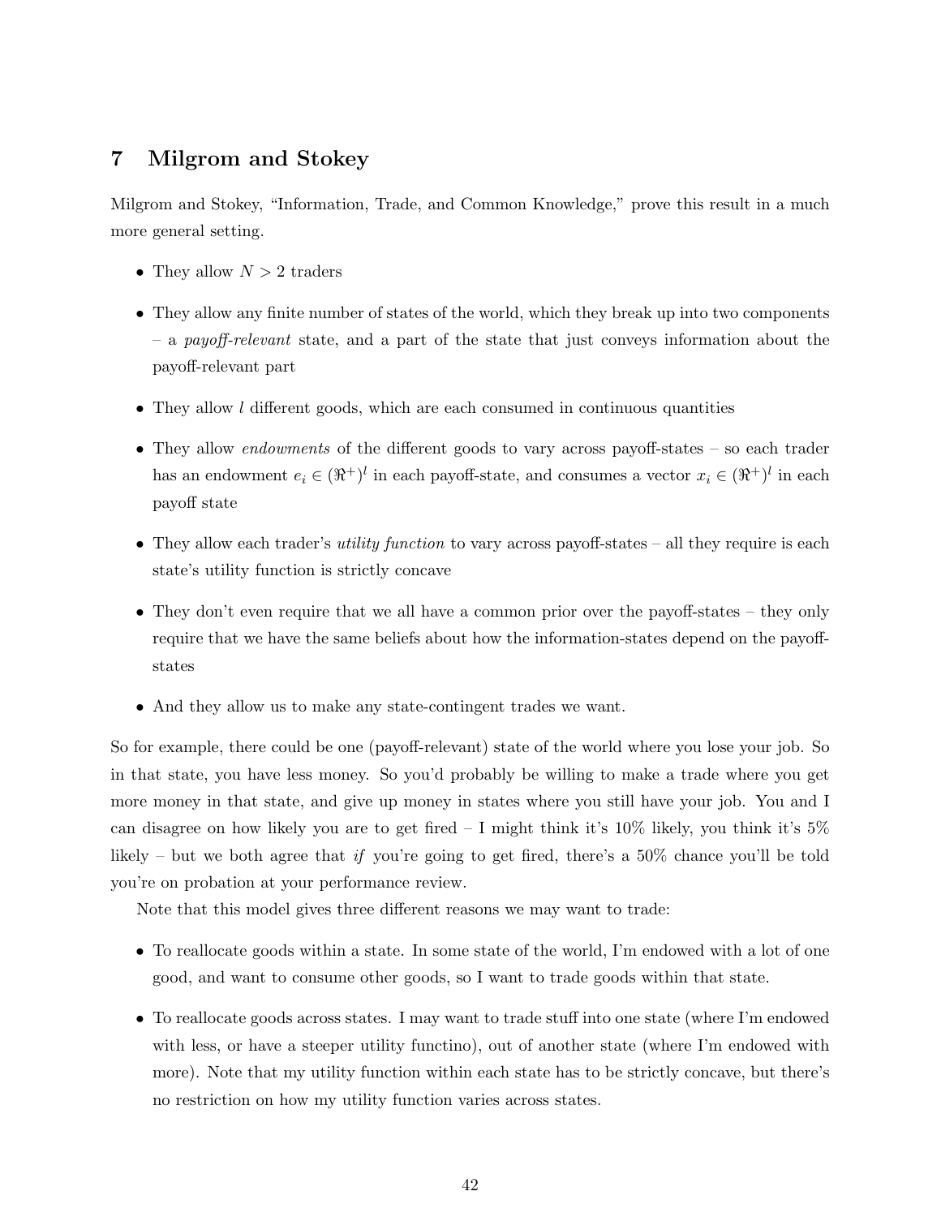## 7 Milgrom and Stokey

Milgrom and Stokey, "Information, Trade, and Common Knowledge," prove this result in a much more general setting.

- They allow $N > 2$ traders
- They allow any finite number of states of the world, which they break up into two components – a *payoff-relevant* state, and a part of the state that just conveys information about the payoff-relevant part
- They allow $l$ different goods, which are each consumed in continuous quantities
- They allow *endowments* of the different goods to vary across payoff-states – so each trader has an endowment $e_i \in (\Re^+)^l$ in each payoff-state, and consumes a vector $x_i \in (\Re^+)^l$ in each payoff state
- They allow each trader's *utility function* to vary across payoff-states – all they require is each state's utility function is strictly concave
- They don't even require that we all have a common prior over the payoff-states – they only require that we have the same beliefs about how the information-states depend on the payoff-states
- And they allow us to make any state-contingent trades we want.

So for example, there could be one (payoff-relevant) state of the world where you lose your job. So in that state, you have less money. So you'd probably be willing to make a trade where you get more money in that state, and give up money in states where you still have your job. You and I can disagree on how likely you are to get fired – I might think it's 10% likely, you think it's 5% likely – but we both agree that *if* you're going to get fired, there's a 50% chance you'll be told you're on probation at your performance review.

Note that this model gives three different reasons we may want to trade:

- To reallocate goods within a state. In some state of the world, I'm endowed with a lot of one good, and want to consume other goods, so I want to trade goods within that state.
- To reallocate goods across states. I may want to trade stuff into one state (where I'm endowed with less, or have a steeper utility functino), out of another state (where I'm endowed with more). Note that my utility function within each state has to be strictly concave, but there's no restriction on how my utility function varies across states.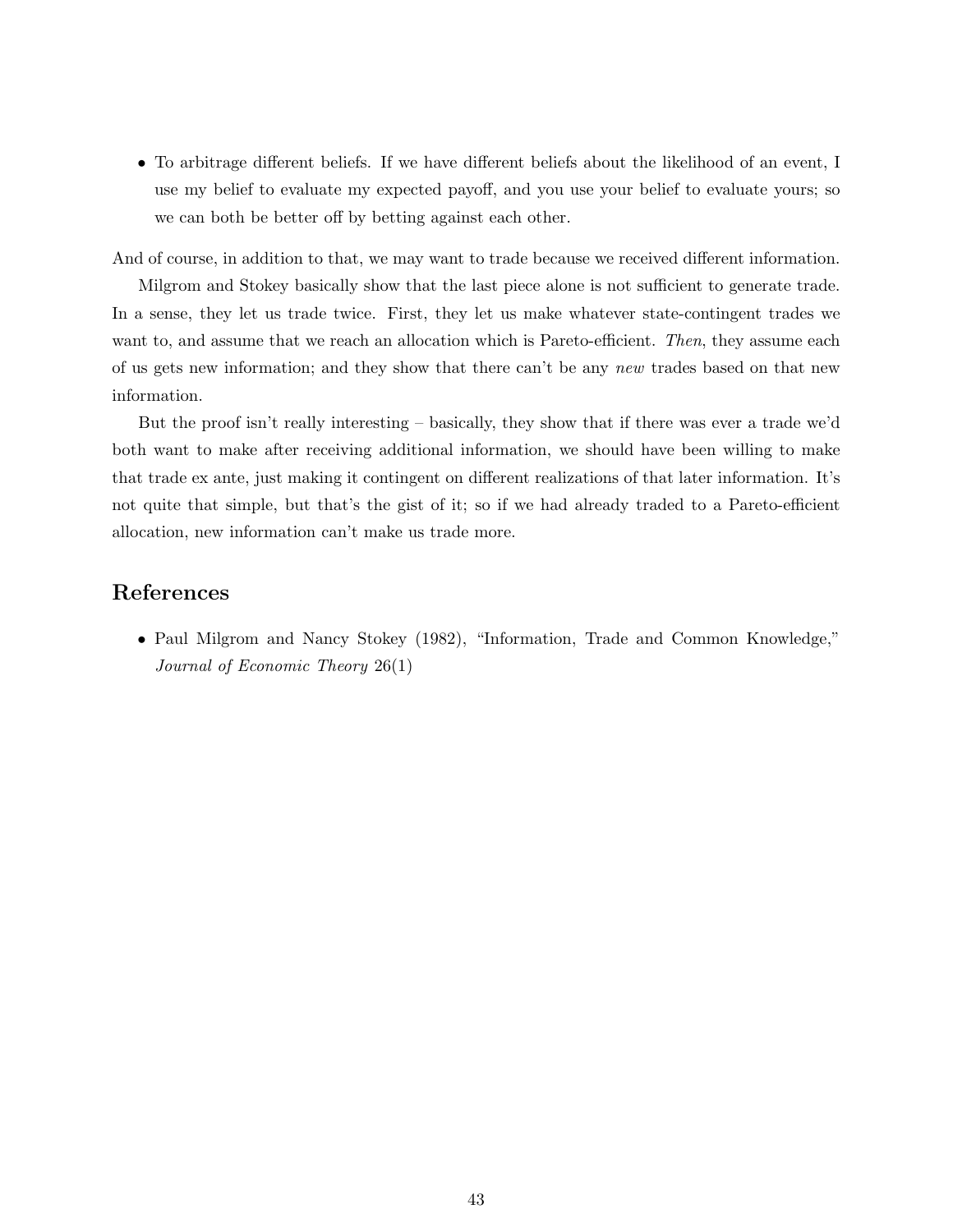- To arbitrage different beliefs. If we have different beliefs about the likelihood of an event, I use my belief to evaluate my expected payoff, and you use your belief to evaluate yours; so we can both be better off by betting against each other.

And of course, in addition to that, we may want to trade because we received different information.

Milgrom and Stokey basically show that the last piece alone is not sufficient to generate trade. In a sense, they let us trade twice. First, they let us make whatever state-contingent trades we want to, and assume that we reach an allocation which is Pareto-efficient. *Then*, they assume each of us gets new information; and they show that there can't be any *new* trades based on that new information.

But the proof isn't really interesting – basically, they show that if there was ever a trade we'd both want to make after receiving additional information, we should have been willing to make that trade ex ante, just making it contingent on different realizations of that later information. It's not quite that simple, but that's the gist of it; so if we had already traded to a Pareto-efficient allocation, new information can't make us trade more.

## References

- Paul Milgrom and Nancy Stokey (1982), "Information, Trade and Common Knowledge," *Journal of Economic Theory* 26(1)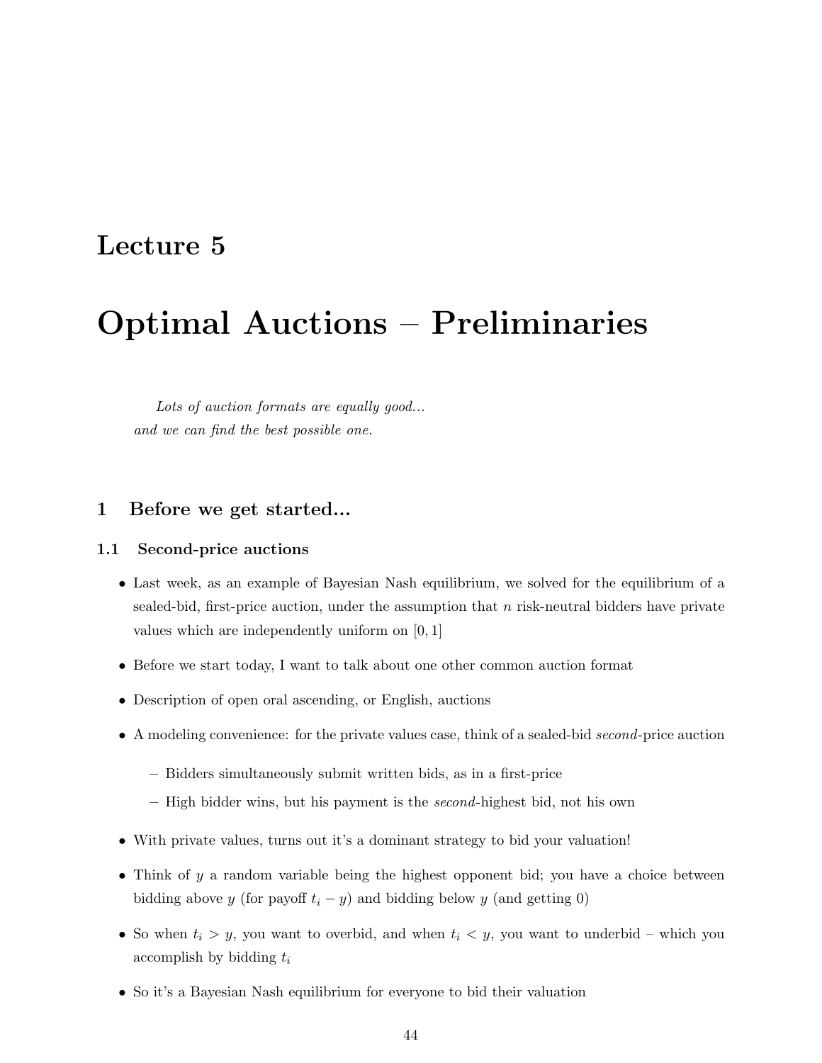# Lecture 5

# Optimal Auctions – Preliminaries

*Lots of auction formats are equally good...*
*and we can find the best possible one.*

## 1 Before we get started...

### 1.1 Second-price auctions

- Last week, as an example of Bayesian Nash equilibrium, we solved for the equilibrium of a sealed-bid, first-price auction, under the assumption that $n$ risk-neutral bidders have private values which are independently uniform on $[0, 1]$
- Before we start today, I want to talk about one other common auction format
- Description of open oral ascending, or English, auctions
- A modeling convenience: for the private values case, think of a sealed-bid *second*-price auction
  - Bidders simultaneously submit written bids, as in a first-price
  - High bidder wins, but his payment is the *second*-highest bid, not his own
- With private values, turns out it's a dominant strategy to bid your valuation!
- Think of $y$ a random variable being the highest opponent bid; you have a choice between bidding above $y$ (for payoff $t_i - y$) and bidding below $y$ (and getting 0)
- So when $t_i > y$, you want to overbid, and when $t_i < y$, you want to underbid – which you accomplish by bidding $t_i$
- So it's a Bayesian Nash equilibrium for everyone to bid their valuation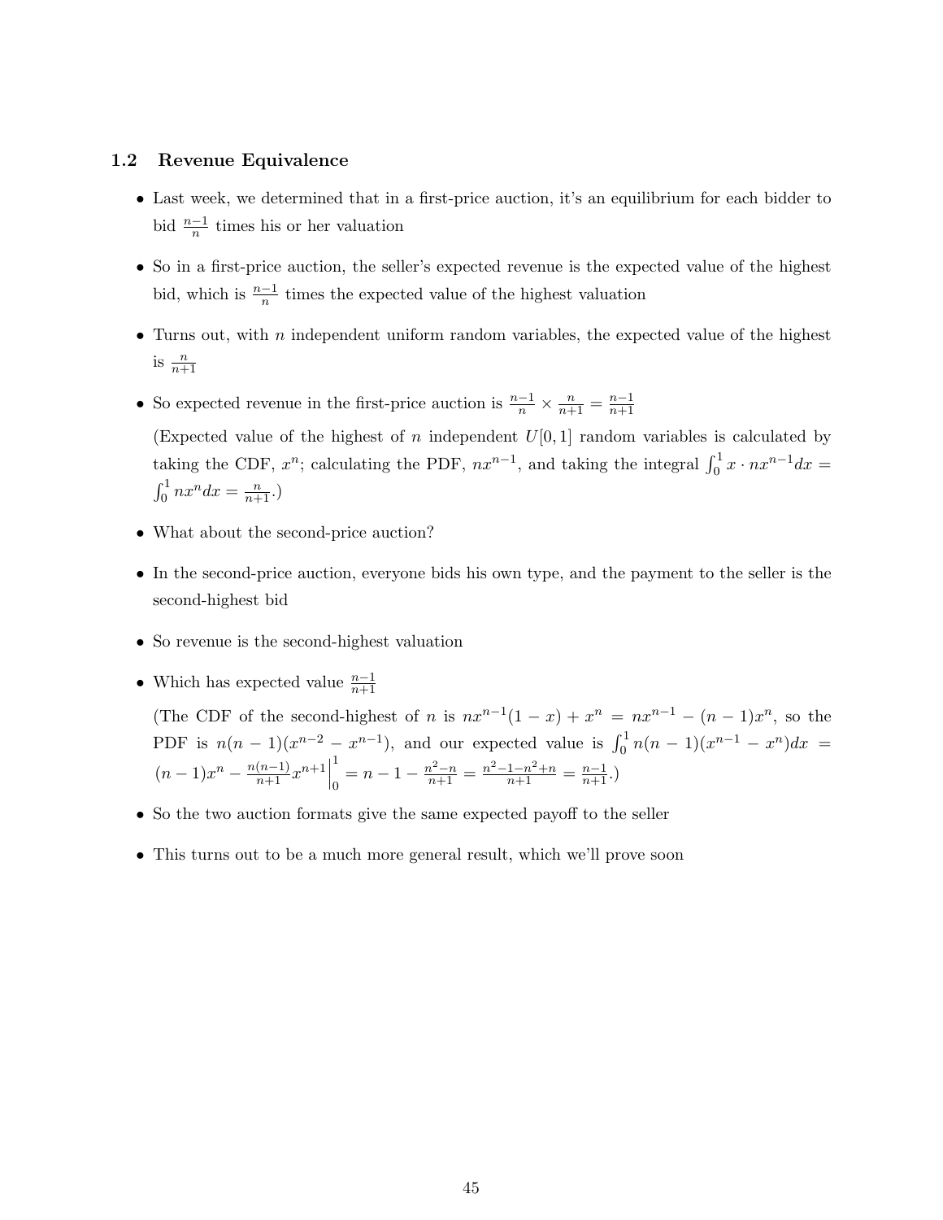### 1.2 Revenue Equivalence

- Last week, we determined that in a first-price auction, it's an equilibrium for each bidder to bid $\frac{n-1}{n}$ times his or her valuation
- So in a first-price auction, the seller's expected revenue is the expected value of the highest bid, which is $\frac{n-1}{n}$ times the expected value of the highest valuation
- Turns out, with $n$ independent uniform random variables, the expected value of the highest is $\frac{n}{n+1}$
- So expected revenue in the first-price auction is $\frac{n-1}{n} \times \frac{n}{n+1} = \frac{n-1}{n+1}$

  (Expected value of the highest of $n$ independent $U[0,1]$ random variables is calculated by taking the CDF, $x^n$; calculating the PDF, $nx^{n-1}$, and taking the integral $\int_0^1 x \cdot nx^{n-1} dx = \int_0^1 nx^n dx = \frac{n}{n+1}$.)
- What about the second-price auction?
- In the second-price auction, everyone bids his own type, and the payment to the seller is the second-highest bid
- So revenue is the second-highest valuation
- Which has expected value $\frac{n-1}{n+1}$

  (The CDF of the second-highest of $n$ is $nx^{n-1}(1-x) + x^n = nx^{n-1} - (n-1)x^n$, so the PDF is $n(n-1)(x^{n-2} - x^{n-1})$, and our expected value is $\int_0^1 n(n-1)(x^{n-1} - x^n) dx = (n-1)x^n - \frac{n(n-1)}{n+1} x^{n+1} \Big|_0^1 = n - 1 - \frac{n^2-n}{n+1} = \frac{n^2-1-n^2+n}{n+1} = \frac{n-1}{n+1}$.)
- So the two auction formats give the same expected payoff to the seller
- This turns out to be a much more general result, which we'll prove soon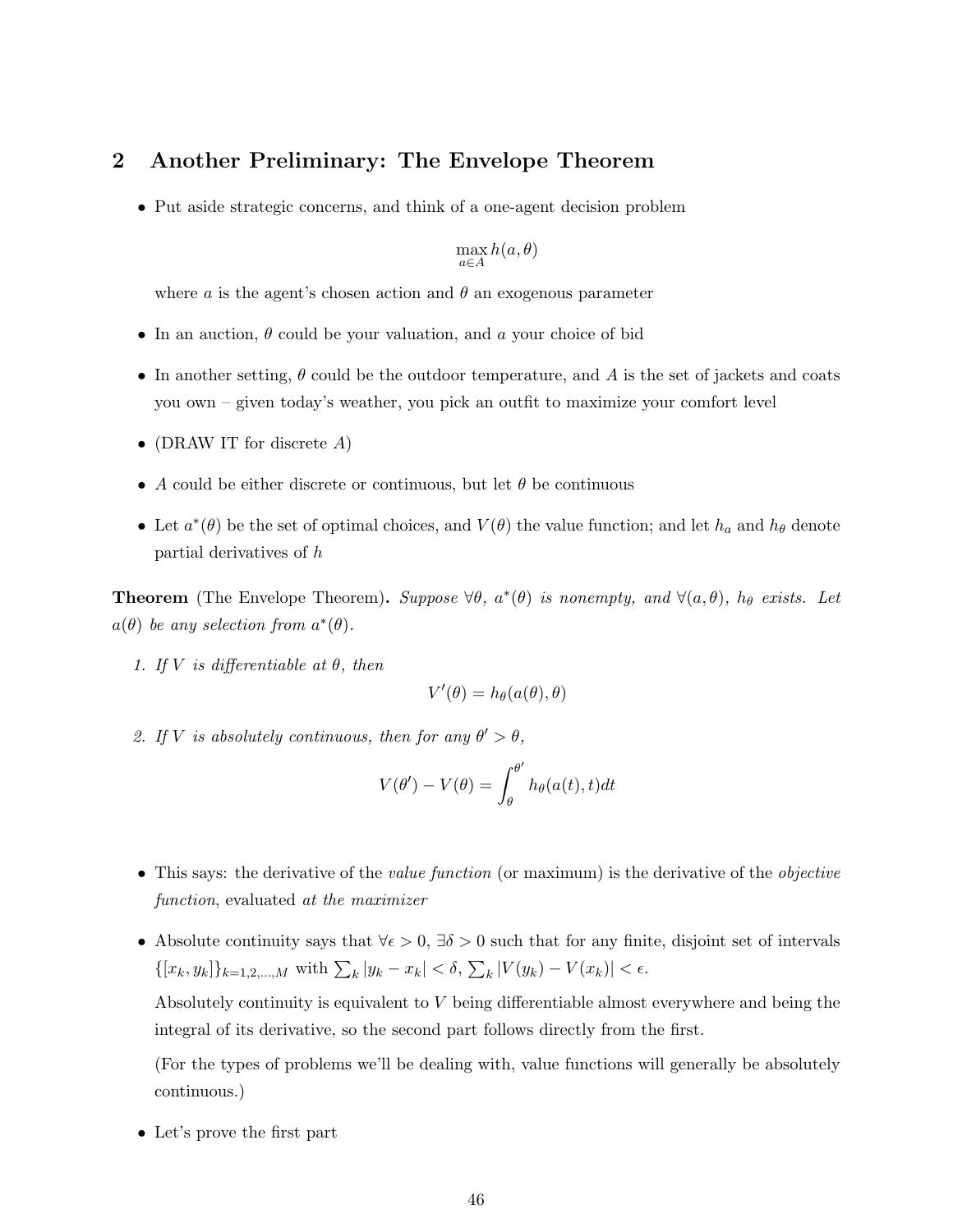## 2 Another Preliminary: The Envelope Theorem

- Put aside strategic concerns, and think of a one-agent decision problem

$$\max_{a \in A} h(a, \theta)$$

  where $a$ is the agent's chosen action and $\theta$ an exogenous parameter

- In an auction, $\theta$ could be your valuation, and $a$ your choice of bid
- In another setting, $\theta$ could be the outdoor temperature, and $A$ is the set of jackets and coats you own – given today's weather, you pick an outfit to maximize your comfort level
- (DRAW IT for discrete $A$)
- $A$ could be either discrete or continuous, but let $\theta$ be continuous
- Let $a^*(\theta)$ be the set of optimal choices, and $V(\theta)$ the value function; and let $h_a$ and $h_\theta$ denote partial derivatives of $h$

**Theorem** (The Envelope Theorem)**.** *Suppose $\forall\theta$, $a^*(\theta)$ is nonempty, and $\forall(a, \theta)$, $h_\theta$ exists. Let $a(\theta)$ be any selection from $a^*(\theta)$.*

1. *If $V$ is differentiable at $\theta$, then*

$$V'(\theta) = h_\theta(a(\theta), \theta)$$

2. *If $V$ is absolutely continuous, then for any $\theta' > \theta$,*

$$V(\theta') - V(\theta) = \int_\theta^{\theta'} h_\theta(a(t), t)dt$$

- This says: the derivative of the *value function* (or maximum) is the derivative of the *objective function*, evaluated *at the maximizer*
- Absolute continuity says that $\forall \epsilon > 0$, $\exists \delta > 0$ such that for any finite, disjoint set of intervals $\{[x_k, y_k]\}_{k=1,2,...,M}$ with $\sum_k |y_k - x_k| < \delta$, $\sum_k |V(y_k) - V(x_k)| < \epsilon$.

  Absolutely continuity is equivalent to $V$ being differentiable almost everywhere and being the integral of its derivative, so the second part follows directly from the first.

  (For the types of problems we'll be dealing with, value functions will generally be absolutely continuous.)

- Let's prove the first part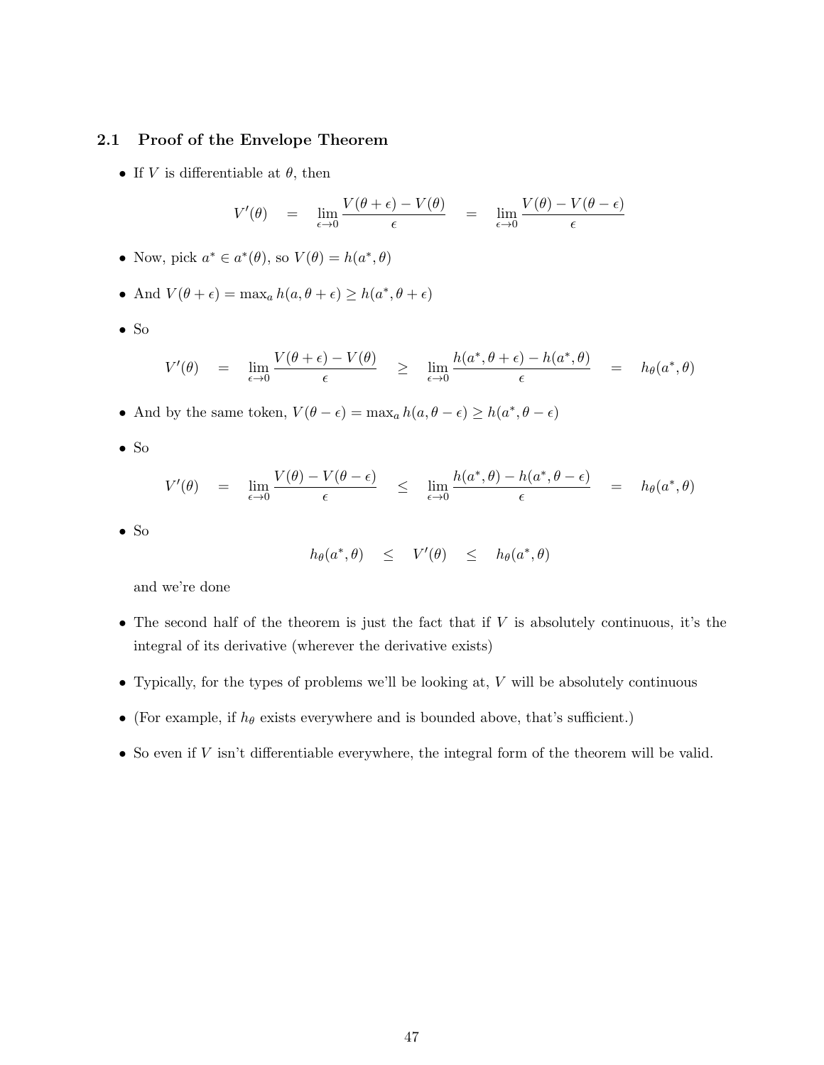### 2.1 Proof of the Envelope Theorem

- If $V$ is differentiable at $\theta$, then

$$V'(\theta) \quad = \quad \lim_{\epsilon \to 0} \frac{V(\theta + \epsilon) - V(\theta)}{\epsilon} \quad = \quad \lim_{\epsilon \to 0} \frac{V(\theta) - V(\theta - \epsilon)}{\epsilon}$$

- Now, pick $a^* \in a^*(\theta)$, so $V(\theta) = h(a^*, \theta)$

- And $V(\theta + \epsilon) = \max_a h(a, \theta + \epsilon) \geq h(a^*, \theta + \epsilon)$

- So

$$V'(\theta) \quad = \quad \lim_{\epsilon \to 0} \frac{V(\theta + \epsilon) - V(\theta)}{\epsilon} \quad \geq \quad \lim_{\epsilon \to 0} \frac{h(a^*, \theta + \epsilon) - h(a^*, \theta)}{\epsilon} \quad = \quad h_\theta(a^*, \theta)$$

- And by the same token, $V(\theta - \epsilon) = \max_a h(a, \theta - \epsilon) \geq h(a^*, \theta - \epsilon)$

- So

$$V'(\theta) \quad = \quad \lim_{\epsilon \to 0} \frac{V(\theta) - V(\theta - \epsilon)}{\epsilon} \quad \leq \quad \lim_{\epsilon \to 0} \frac{h(a^*, \theta) - h(a^*, \theta - \epsilon)}{\epsilon} \quad = \quad h_\theta(a^*, \theta)$$

- So

$$h_\theta(a^*, \theta) \quad \leq \quad V'(\theta) \quad \leq \quad h_\theta(a^*, \theta)$$

  and we're done

- The second half of the theorem is just the fact that if $V$ is absolutely continuous, it's the integral of its derivative (wherever the derivative exists)

- Typically, for the types of problems we'll be looking at, $V$ will be absolutely continuous

- (For example, if $h_\theta$ exists everywhere and is bounded above, that's sufficient.)

- So even if $V$ isn't differentiable everywhere, the integral form of the theorem will be valid.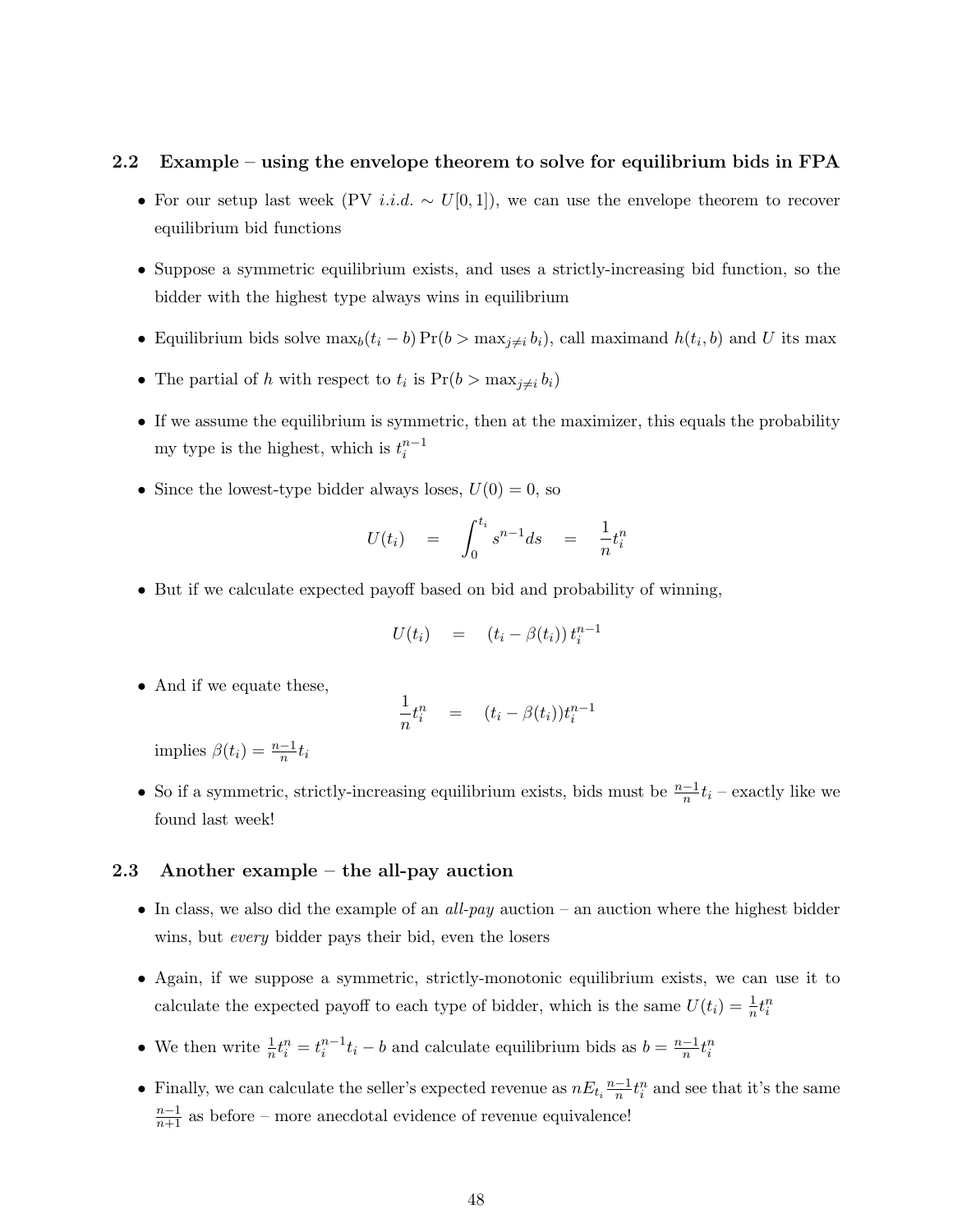### 2.2 Example – using the envelope theorem to solve for equilibrium bids in FPA

- For our setup last week (PV *i.i.d.* $\sim U[0,1]$), we can use the envelope theorem to recover equilibrium bid functions
- Suppose a symmetric equilibrium exists, and uses a strictly-increasing bid function, so the bidder with the highest type always wins in equilibrium
- Equilibrium bids solve $\max_b (t_i - b) \Pr(b > \max_{j \neq i} b_i)$, call maximand $h(t_i, b)$ and $U$ its max
- The partial of $h$ with respect to $t_i$ is $\Pr(b > \max_{j \neq i} b_i)$
- If we assume the equilibrium is symmetric, then at the maximizer, this equals the probability my type is the highest, which is $t_i^{n-1}$
- Since the lowest-type bidder always loses, $U(0) = 0$, so

$$U(t_i) \quad = \quad \int_0^{t_i} s^{n-1} ds \quad = \quad \frac{1}{n} t_i^n$$

- But if we calculate expected payoff based on bid and probability of winning,

$$U(t_i) \quad = \quad (t_i - \beta(t_i))\, t_i^{n-1}$$

- And if we equate these,

$$\frac{1}{n} t_i^n \quad = \quad (t_i - \beta(t_i)) t_i^{n-1}$$

  implies $\beta(t_i) = \frac{n-1}{n} t_i$

- So if a symmetric, strictly-increasing equilibrium exists, bids must be $\frac{n-1}{n} t_i$ – exactly like we found last week!

### 2.3 Another example – the all-pay auction

- In class, we also did the example of an *all-pay* auction – an auction where the highest bidder wins, but *every* bidder pays their bid, even the losers
- Again, if we suppose a symmetric, strictly-monotonic equilibrium exists, we can use it to calculate the expected payoff to each type of bidder, which is the same $U(t_i) = \frac{1}{n} t_i^n$
- We then write $\frac{1}{n} t_i^n = t_i^{n-1} t_i - b$ and calculate equilibrium bids as $b = \frac{n-1}{n} t_i^n$
- Finally, we can calculate the seller's expected revenue as $n E_{t_i} \frac{n-1}{n} t_i^n$ and see that it's the same $\frac{n-1}{n+1}$ as before – more anecdotal evidence of revenue equivalence!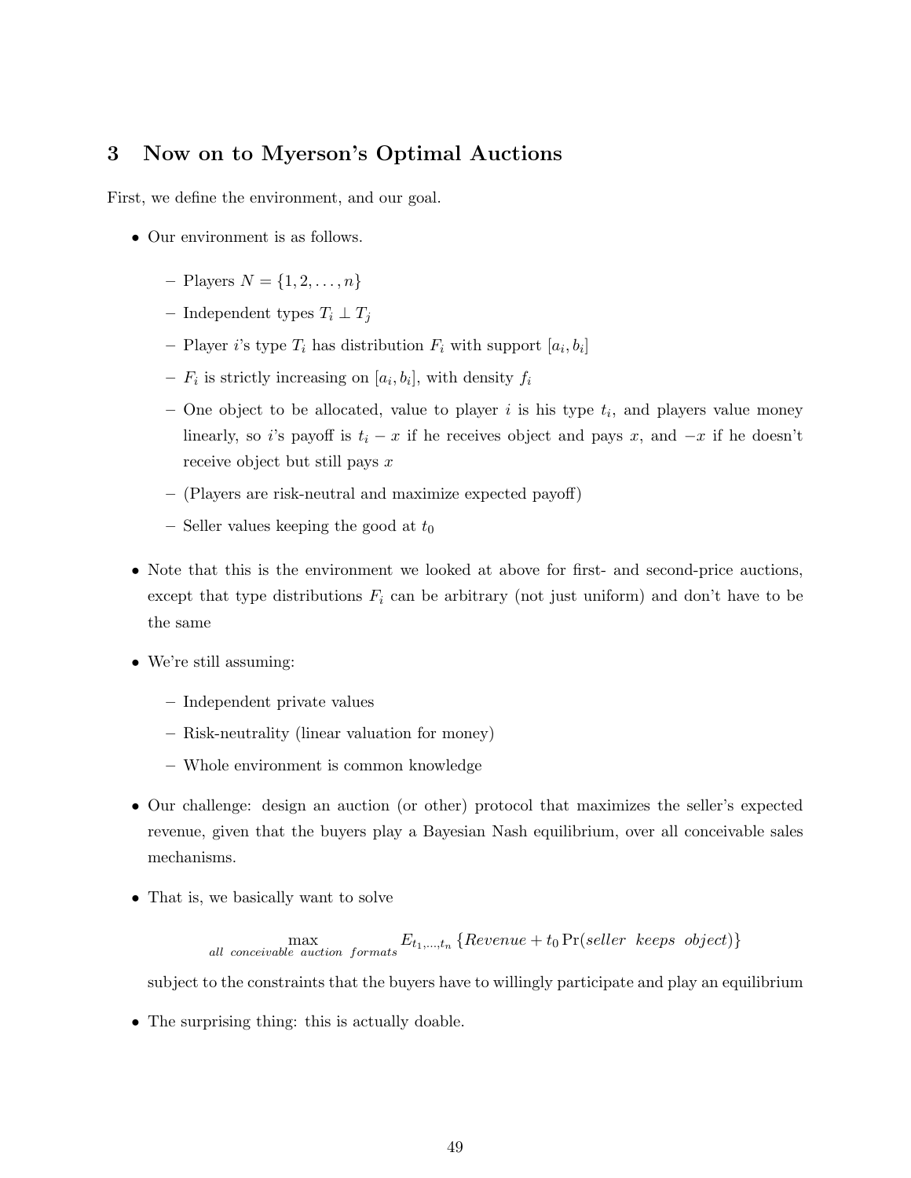## 3 Now on to Myerson's Optimal Auctions

First, we define the environment, and our goal.

- Our environment is as follows.
  - Players $N = \{1, 2, \ldots, n\}$
  - Independent types $T_i \perp T_j$
  - Player $i$'s type $T_i$ has distribution $F_i$ with support $[a_i, b_i]$
  - $F_i$ is strictly increasing on $[a_i, b_i]$, with density $f_i$
  - One object to be allocated, value to player $i$ is his type $t_i$, and players value money linearly, so $i$'s payoff is $t_i - x$ if he receives object and pays $x$, and $-x$ if he doesn't receive object but still pays $x$
  - (Players are risk-neutral and maximize expected payoff)
  - Seller values keeping the good at $t_0$
- Note that this is the environment we looked at above for first- and second-price auctions, except that type distributions $F_i$ can be arbitrary (not just uniform) and don't have to be the same
- We're still assuming:
  - Independent private values
  - Risk-neutrality (linear valuation for money)
  - Whole environment is common knowledge
- Our challenge: design an auction (or other) protocol that maximizes the seller's expected revenue, given that the buyers play a Bayesian Nash equilibrium, over all conceivable sales mechanisms.
- That is, we basically want to solve

$$\max_{\textit{all conceivable auction formats}} E_{t_1,\ldots,t_n} \{\textit{Revenue} + t_0 \Pr(\textit{seller keeps object})\}$$

  subject to the constraints that the buyers have to willingly participate and play an equilibrium
- The surprising thing: this is actually doable.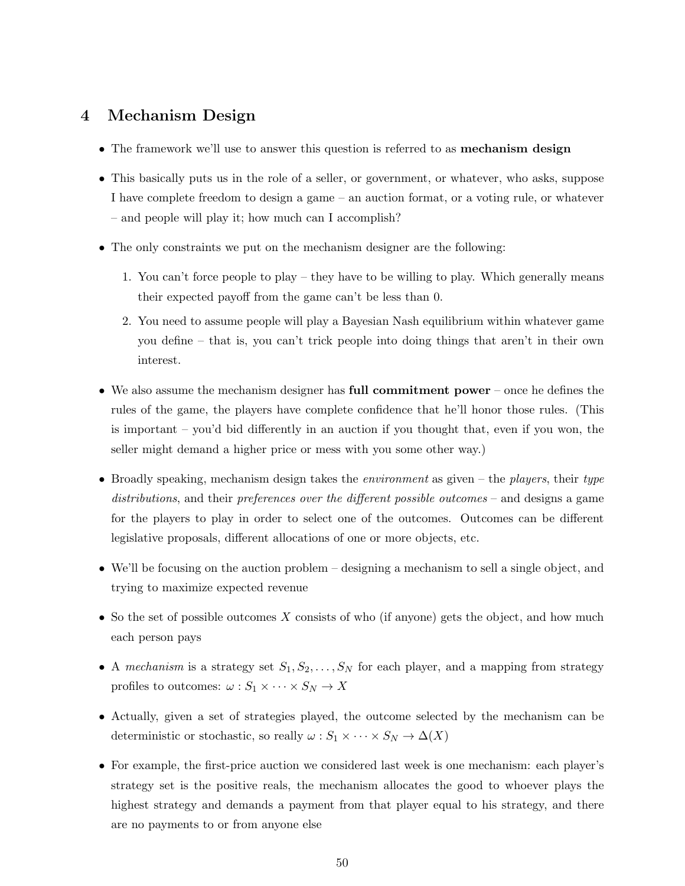## 4 Mechanism Design

- The framework we'll use to answer this question is referred to as **mechanism design**
- This basically puts us in the role of a seller, or government, or whatever, who asks, suppose I have complete freedom to design a game – an auction format, or a voting rule, or whatever – and people will play it; how much can I accomplish?
- The only constraints we put on the mechanism designer are the following:
  1. You can't force people to play – they have to be willing to play. Which generally means their expected payoff from the game can't be less than 0.
  2. You need to assume people will play a Bayesian Nash equilibrium within whatever game you define – that is, you can't trick people into doing things that aren't in their own interest.
- We also assume the mechanism designer has **full commitment power** – once he defines the rules of the game, the players have complete confidence that he'll honor those rules. (This is important – you'd bid differently in an auction if you thought that, even if you won, the seller might demand a higher price or mess with you some other way.)
- Broadly speaking, mechanism design takes the *environment* as given – the *players*, their *type distributions*, and their *preferences over the different possible outcomes* – and designs a game for the players to play in order to select one of the outcomes. Outcomes can be different legislative proposals, different allocations of one or more objects, etc.
- We'll be focusing on the auction problem – designing a mechanism to sell a single object, and trying to maximize expected revenue
- So the set of possible outcomes $X$ consists of who (if anyone) gets the object, and how much each person pays
- A *mechanism* is a strategy set $S_1, S_2, \ldots, S_N$ for each player, and a mapping from strategy profiles to outcomes: $\omega : S_1 \times \cdots \times S_N \to X$
- Actually, given a set of strategies played, the outcome selected by the mechanism can be deterministic or stochastic, so really $\omega : S_1 \times \cdots \times S_N \to \Delta(X)$
- For example, the first-price auction we considered last week is one mechanism: each player's strategy set is the positive reals, the mechanism allocates the good to whoever plays the highest strategy and demands a payment from that player equal to his strategy, and there are no payments to or from anyone else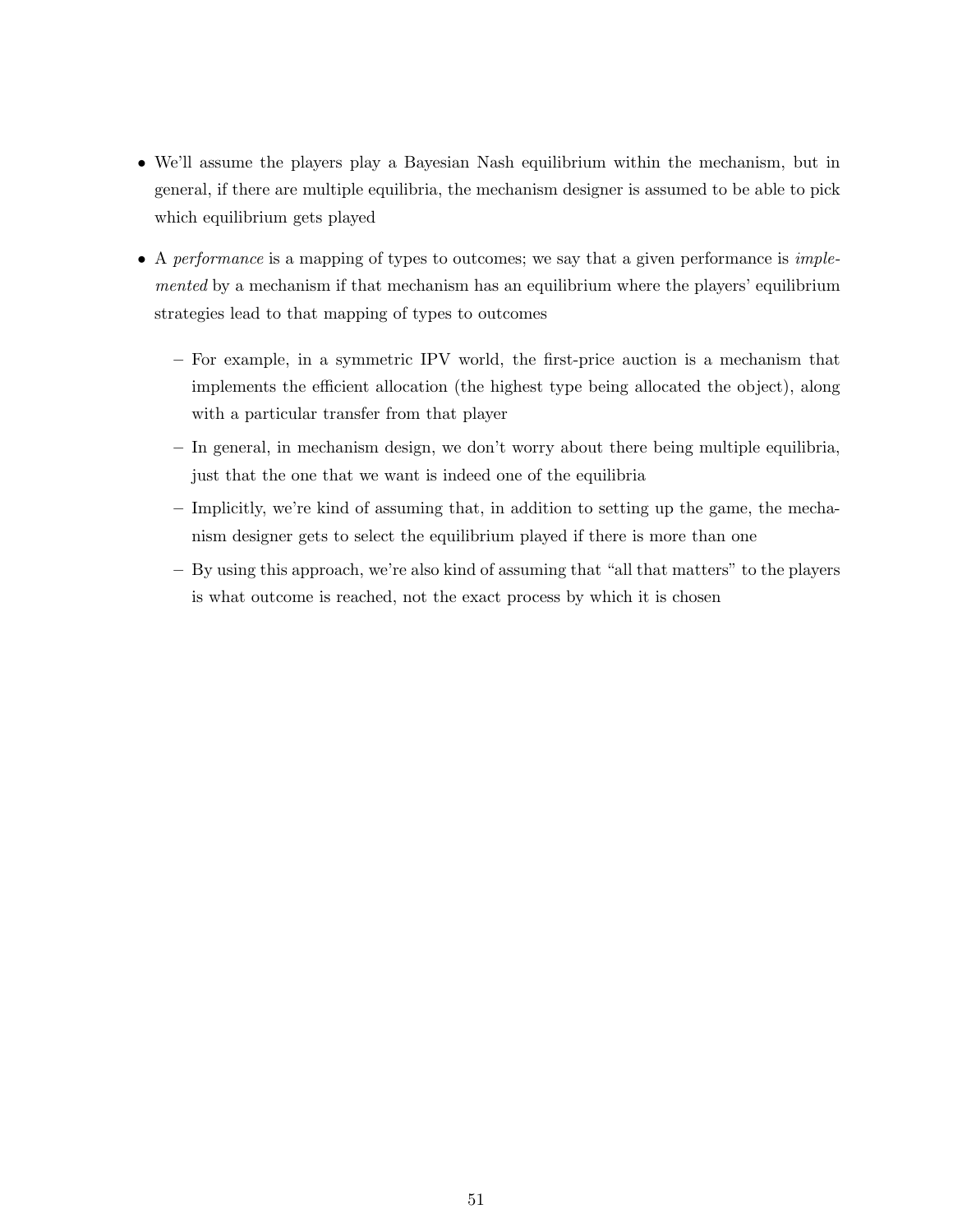- We'll assume the players play a Bayesian Nash equilibrium within the mechanism, but in general, if there are multiple equilibria, the mechanism designer is assumed to be able to pick which equilibrium gets played
- A *performance* is a mapping of types to outcomes; we say that a given performance is *implemented* by a mechanism if that mechanism has an equilibrium where the players' equilibrium strategies lead to that mapping of types to outcomes
  - For example, in a symmetric IPV world, the first-price auction is a mechanism that implements the efficient allocation (the highest type being allocated the object), along with a particular transfer from that player
  - In general, in mechanism design, we don't worry about there being multiple equilibria, just that the one that we want is indeed one of the equilibria
  - Implicitly, we're kind of assuming that, in addition to setting up the game, the mechanism designer gets to select the equilibrium played if there is more than one
  - By using this approach, we're also kind of assuming that "all that matters" to the players is what outcome is reached, not the exact process by which it is chosen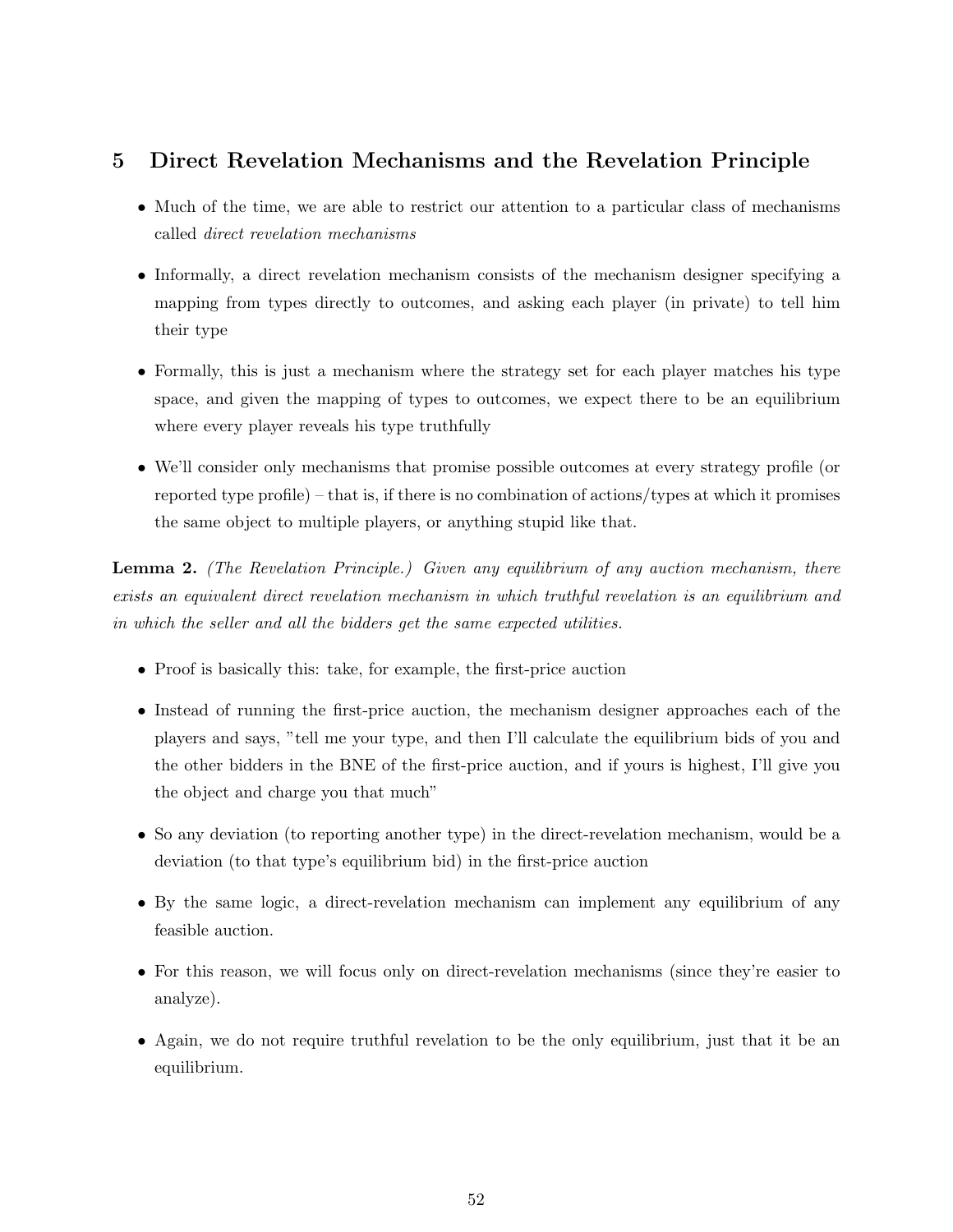## 5 Direct Revelation Mechanisms and the Revelation Principle

- Much of the time, we are able to restrict our attention to a particular class of mechanisms called *direct revelation mechanisms*
- Informally, a direct revelation mechanism consists of the mechanism designer specifying a mapping from types directly to outcomes, and asking each player (in private) to tell him their type
- Formally, this is just a mechanism where the strategy set for each player matches his type space, and given the mapping of types to outcomes, we expect there to be an equilibrium where every player reveals his type truthfully
- We'll consider only mechanisms that promise possible outcomes at every strategy profile (or reported type profile) – that is, if there is no combination of actions/types at which it promises the same object to multiple players, or anything stupid like that.

**Lemma 2.** *(The Revelation Principle.) Given any equilibrium of any auction mechanism, there exists an equivalent direct revelation mechanism in which truthful revelation is an equilibrium and in which the seller and all the bidders get the same expected utilities.*

- Proof is basically this: take, for example, the first-price auction
- Instead of running the first-price auction, the mechanism designer approaches each of the players and says, "tell me your type, and then I'll calculate the equilibrium bids of you and the other bidders in the BNE of the first-price auction, and if yours is highest, I'll give you the object and charge you that much"
- So any deviation (to reporting another type) in the direct-revelation mechanism, would be a deviation (to that type's equilibrium bid) in the first-price auction
- By the same logic, a direct-revelation mechanism can implement any equilibrium of any feasible auction.
- For this reason, we will focus only on direct-revelation mechanisms (since they're easier to analyze).
- Again, we do not require truthful revelation to be the only equilibrium, just that it be an equilibrium.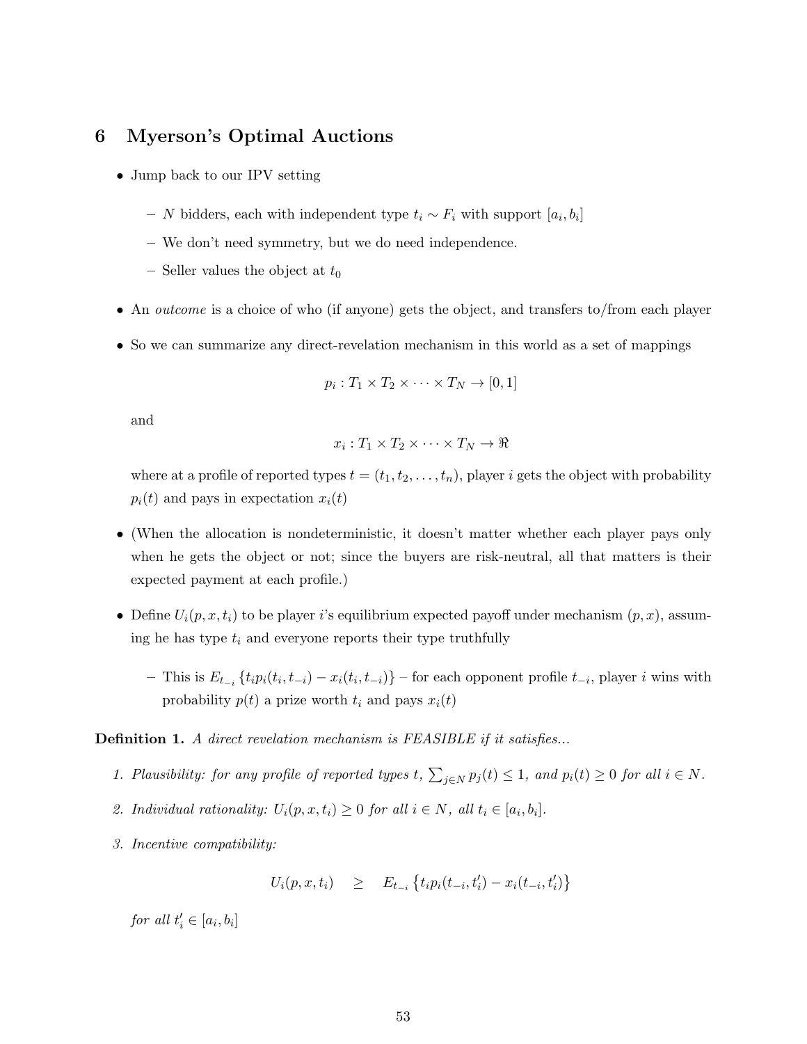# 6 Myerson's Optimal Auctions

- Jump back to our IPV setting
  - $N$ bidders, each with independent type $t_i \sim F_i$ with support $[a_i, b_i]$
  - We don't need symmetry, but we do need independence.
  - Seller values the object at $t_0$
- An *outcome* is a choice of who (if anyone) gets the object, and transfers to/from each player
- So we can summarize any direct-revelation mechanism in this world as a set of mappings

$$p_i : T_1 \times T_2 \times \cdots \times T_N \to [0, 1]$$

and

$$x_i : T_1 \times T_2 \times \cdots \times T_N \to \Re$$

where at a profile of reported types $t = (t_1, t_2, \ldots, t_n)$, player $i$ gets the object with probability $p_i(t)$ and pays in expectation $x_i(t)$

- (When the allocation is nondeterministic, it doesn't matter whether each player pays only when he gets the object or not; since the buyers are risk-neutral, all that matters is their expected payment at each profile.)
- Define $U_i(p, x, t_i)$ to be player $i$'s equilibrium expected payoff under mechanism $(p, x)$, assuming he has type $t_i$ and everyone reports their type truthfully
  - This is $E_{t_{-i}} \{t_i p_i(t_i, t_{-i}) - x_i(t_i, t_{-i})\}$ – for each opponent profile $t_{-i}$, player $i$ wins with probability $p(t)$ a prize worth $t_i$ and pays $x_i(t)$

**Definition 1.** *A direct revelation mechanism is FEASIBLE if it satisfies...*

1. *Plausibility: for any profile of reported types $t$, $\sum_{j \in N} p_j(t) \leq 1$, and $p_i(t) \geq 0$ for all $i \in N$.*
2. *Individual rationality: $U_i(p, x, t_i) \geq 0$ for all $i \in N$, all $t_i \in [a_i, b_i]$.*
3. *Incentive compatibility:*

$$U_i(p, x, t_i) \quad \geq \quad E_{t_{-i}} \{t_i p_i(t_{-i}, t'_i) - x_i(t_{-i}, t'_i)\}$$

*for all $t'_i \in [a_i, b_i]$*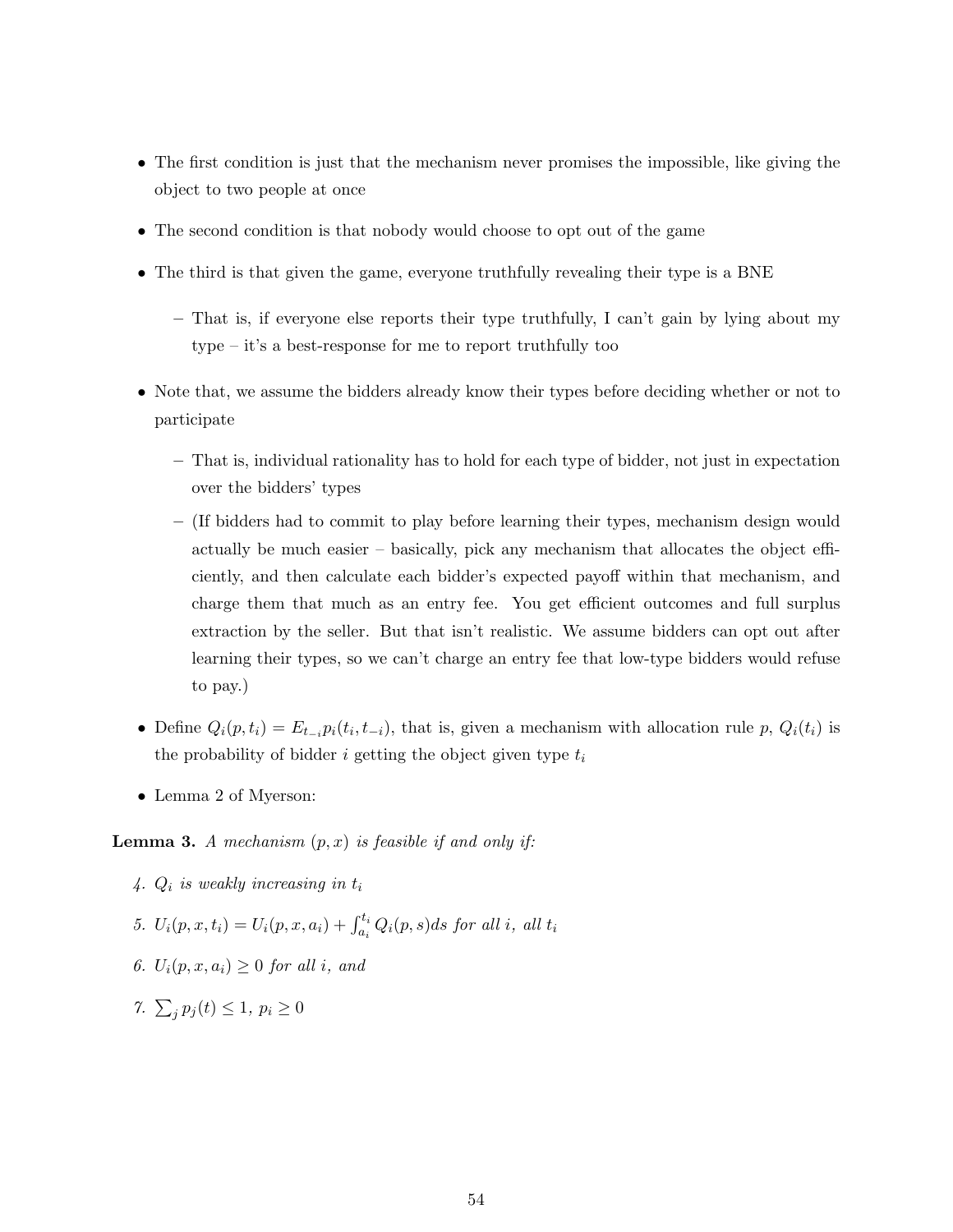- The first condition is just that the mechanism never promises the impossible, like giving the object to two people at once
- The second condition is that nobody would choose to opt out of the game
- The third is that given the game, everyone truthfully revealing their type is a BNE
  - That is, if everyone else reports their type truthfully, I can't gain by lying about my type – it's a best-response for me to report truthfully too
- Note that, we assume the bidders already know their types before deciding whether or not to participate
  - That is, individual rationality has to hold for each type of bidder, not just in expectation over the bidders' types
  - (If bidders had to commit to play before learning their types, mechanism design would actually be much easier – basically, pick any mechanism that allocates the object efficiently, and then calculate each bidder's expected payoff within that mechanism, and charge them that much as an entry fee. You get efficient outcomes and full surplus extraction by the seller. But that isn't realistic. We assume bidders can opt out after learning their types, so we can't charge an entry fee that low-type bidders would refuse to pay.)
- Define $Q_i(p, t_i) = E_{t_{-i}} p_i(t_i, t_{-i})$, that is, given a mechanism with allocation rule $p$, $Q_i(t_i)$ is the probability of bidder $i$ getting the object given type $t_i$
- Lemma 2 of Myerson:

**Lemma 3.** *A mechanism* $(p, x)$ *is feasible if and only if:*

4. $Q_i$ *is weakly increasing in* $t_i$
5. $U_i(p, x, t_i) = U_i(p, x, a_i) + \int_{a_i}^{t_i} Q_i(p, s) ds$ *for all* $i$*, all* $t_i$
6. $U_i(p, x, a_i) \geq 0$ *for all* $i$*, and*
7. $\sum_j p_j(t) \leq 1$, $p_i \geq 0$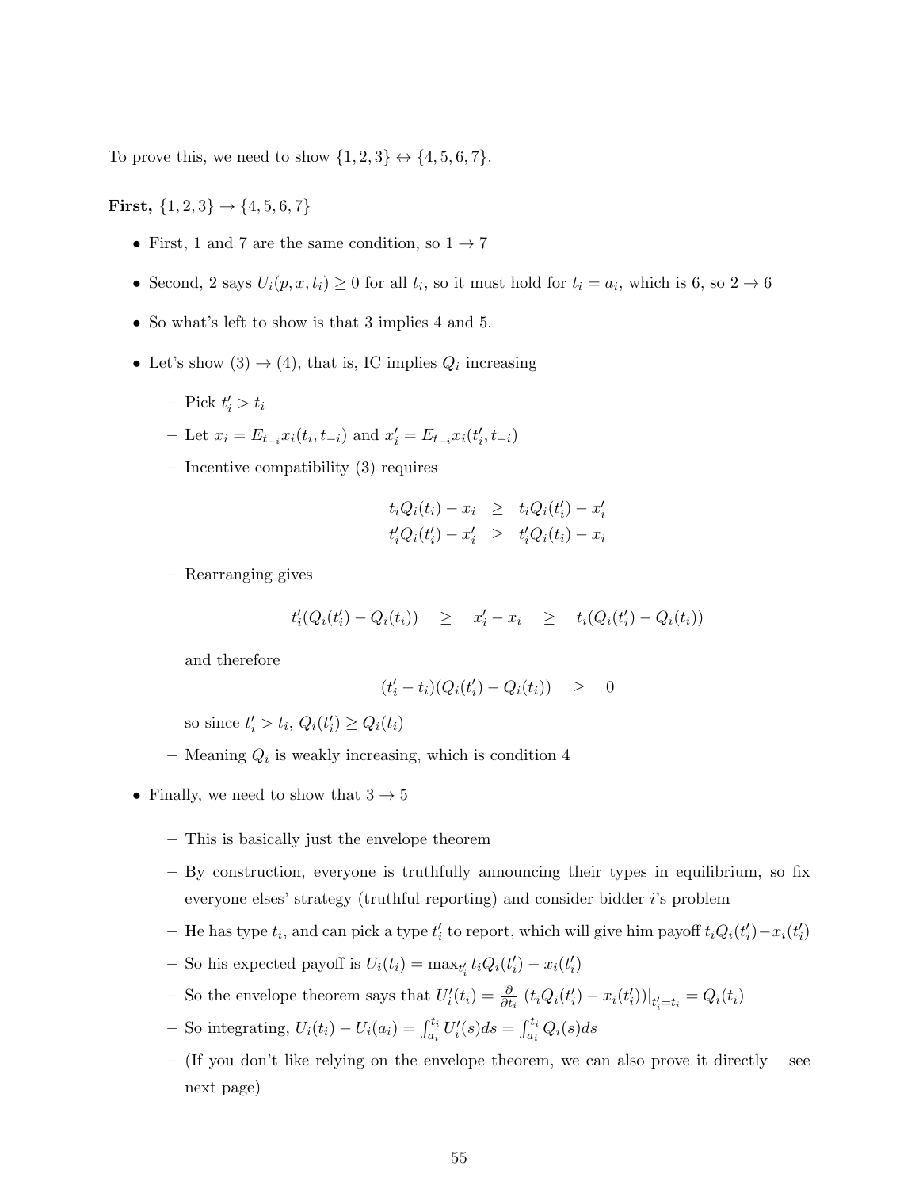To prove this, we need to show $\{1, 2, 3\} \leftrightarrow \{4, 5, 6, 7\}$.

**First,** $\{1, 2, 3\} \rightarrow \{4, 5, 6, 7\}$

- First, 1 and 7 are the same condition, so $1 \rightarrow 7$
- Second, 2 says $U_i(p, x, t_i) \geq 0$ for all $t_i$, so it must hold for $t_i = a_i$, which is 6, so $2 \rightarrow 6$
- So what's left to show is that 3 implies 4 and 5.
- Let's show $(3) \rightarrow (4)$, that is, IC implies $Q_i$ increasing
  - Pick $t_i' > t_i$
  - Let $x_i = E_{t_{-i}} x_i(t_i, t_{-i})$ and $x_i' = E_{t_{-i}} x_i(t_i', t_{-i})$
  - Incentive compatibility (3) requires

$$\begin{aligned} t_i Q_i(t_i) - x_i &\geq t_i Q_i(t_i') - x_i' \\ t_i' Q_i(t_i') - x_i' &\geq t_i' Q_i(t_i) - x_i \end{aligned}$$

  - Rearranging gives

$$t_i'(Q_i(t_i') - Q_i(t_i)) \quad \geq \quad x_i' - x_i \quad \geq \quad t_i(Q_i(t_i') - Q_i(t_i))$$

    and therefore

$$(t_i' - t_i)(Q_i(t_i') - Q_i(t_i)) \quad \geq \quad 0$$

    so since $t_i' > t_i$, $Q_i(t_i') \geq Q_i(t_i)$
  - Meaning $Q_i$ is weakly increasing, which is condition 4
- Finally, we need to show that $3 \rightarrow 5$
  - This is basically just the envelope theorem
  - By construction, everyone is truthfully announcing their types in equilibrium, so fix everyone elses' strategy (truthful reporting) and consider bidder $i$'s problem
  - He has type $t_i$, and can pick a type $t_i'$ to report, which will give him payoff $t_i Q_i(t_i') - x_i(t_i')$
  - So his expected payoff is $U_i(t_i) = \max_{t_i'} t_i Q_i(t_i') - x_i(t_i')$
  - So the envelope theorem says that $U_i'(t_i) = \frac{\partial}{\partial t_i} \left( t_i Q_i(t_i') - x_i(t_i') \right)|_{t_i' = t_i} = Q_i(t_i)$
  - So integrating, $U_i(t_i) - U_i(a_i) = \int_{a_i}^{t_i} U_i'(s) ds = \int_{a_i}^{t_i} Q_i(s) ds$
  - (If you don't like relying on the envelope theorem, we can also prove it directly – see next page)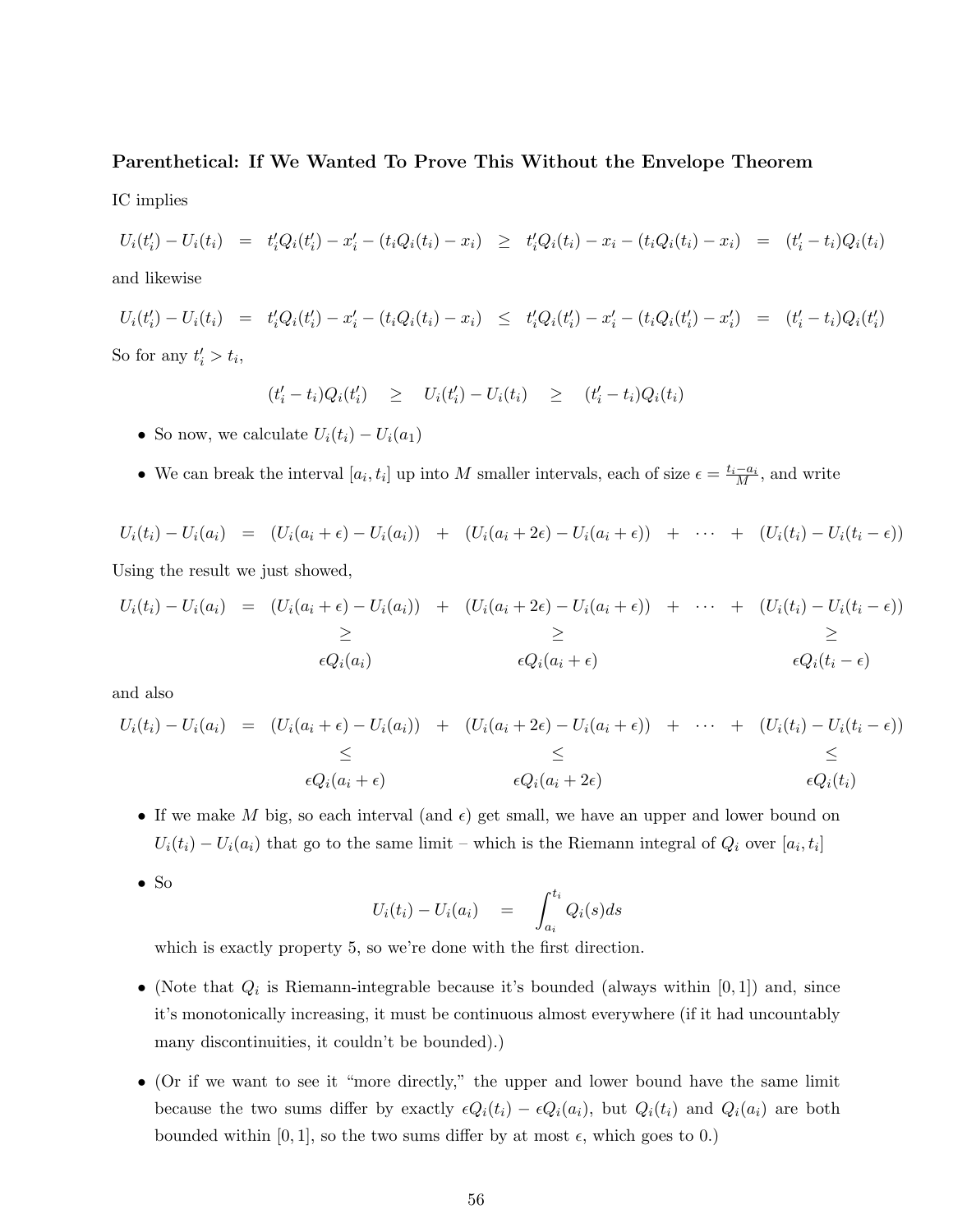**Parenthetical: If We Wanted To Prove This Without the Envelope Theorem**

IC implies

$$U_i(t_i') - U_i(t_i) \quad = \quad t_i' Q_i(t_i') - x_i' - (t_i Q_i(t_i) - x_i) \quad \geq \quad t_i' Q_i(t_i) - x_i - (t_i Q_i(t_i) - x_i) \quad = \quad (t_i' - t_i) Q_i(t_i)$$

and likewise

$$U_i(t_i') - U_i(t_i) \quad = \quad t_i' Q_i(t_i') - x_i' - (t_i Q_i(t_i) - x_i) \quad \leq \quad t_i' Q_i(t_i') - x_i' - (t_i Q_i(t_i') - x_i') \quad = \quad (t_i' - t_i) Q_i(t_i')$$

So for any $t_i' > t_i$,

$$(t_i' - t_i) Q_i(t_i') \quad \geq \quad U_i(t_i') - U_i(t_i) \quad \geq \quad (t_i' - t_i) Q_i(t_i)$$

- So now, we calculate $U_i(t_i) - U_i(a_1)$
- We can break the interval $[a_i, t_i]$ up into $M$ smaller intervals, each of size $\epsilon = \frac{t_i - a_i}{M}$, and write

$$U_i(t_i) - U_i(a_i) \quad = \quad (U_i(a_i + \epsilon) - U_i(a_i)) \quad + \quad (U_i(a_i + 2\epsilon) - U_i(a_i + \epsilon)) \quad + \quad \cdots \quad + \quad (U_i(t_i) - U_i(t_i - \epsilon))$$

Using the result we just showed,

$$\begin{array}{ccccccccc} U_i(t_i) - U_i(a_i) & = & (U_i(a_i + \epsilon) - U_i(a_i)) & + & (U_i(a_i + 2\epsilon) - U_i(a_i + \epsilon)) & + & \cdots & + & (U_i(t_i) - U_i(t_i - \epsilon)) \\ & & \geq & & \geq & & & & \geq \\ & & \epsilon Q_i(a_i) & & \epsilon Q_i(a_i + \epsilon) & & & & \epsilon Q_i(t_i - \epsilon) \end{array}$$

and also

$$\begin{array}{ccccccccc} U_i(t_i) - U_i(a_i) & = & (U_i(a_i + \epsilon) - U_i(a_i)) & + & (U_i(a_i + 2\epsilon) - U_i(a_i + \epsilon)) & + & \cdots & + & (U_i(t_i) - U_i(t_i - \epsilon)) \\ & & \leq & & \leq & & & & \leq \\ & & \epsilon Q_i(a_i + \epsilon) & & \epsilon Q_i(a_i + 2\epsilon) & & & & \epsilon Q_i(t_i) \end{array}$$

- If we make $M$ big, so each interval (and $\epsilon$) get small, we have an upper and lower bound on $U_i(t_i) - U_i(a_i)$ that go to the same limit – which is the Riemann integral of $Q_i$ over $[a_i, t_i]$
- So

$$U_i(t_i) - U_i(a_i) \quad = \quad \int_{a_i}^{t_i} Q_i(s) ds$$

  which is exactly property 5, so we're done with the first direction.
- (Note that $Q_i$ is Riemann-integrable because it's bounded (always within $[0, 1]$) and, since it's monotonically increasing, it must be continuous almost everywhere (if it had uncountably many discontinuities, it couldn't be bounded).)
- (Or if we want to see it "more directly," the upper and lower bound have the same limit because the two sums differ by exactly $\epsilon Q_i(t_i) - \epsilon Q_i(a_i)$, but $Q_i(t_i)$ and $Q_i(a_i)$ are both bounded within $[0, 1]$, so the two sums differ by at most $\epsilon$, which goes to 0.)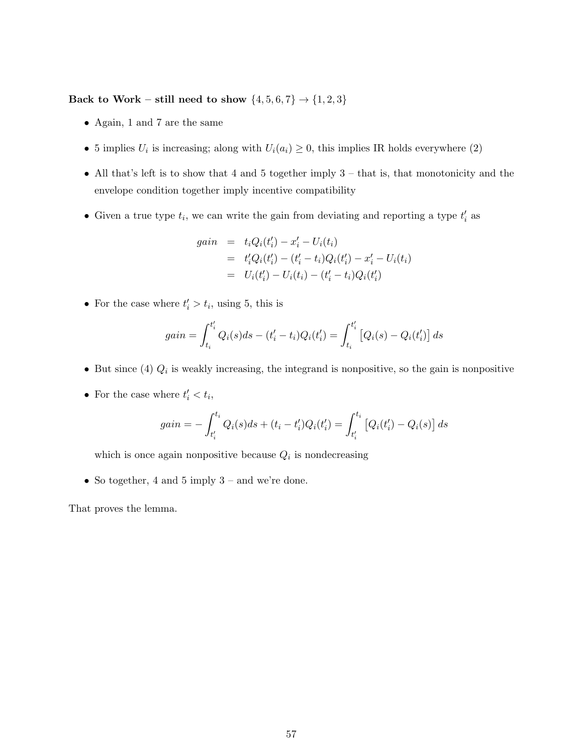**Back to Work – still need to show $\{4, 5, 6, 7\} \rightarrow \{1, 2, 3\}$**

- Again, 1 and 7 are the same
- 5 implies $U_i$ is increasing; along with $U_i(a_i) \geq 0$, this implies IR holds everywhere (2)
- All that's left is to show that 4 and 5 together imply 3 – that is, that monotonicity and the envelope condition together imply incentive compatibility
- Given a true type $t_i$, we can write the gain from deviating and reporting a type $t_i'$ as

$$
\begin{aligned}
gain &= t_i Q_i(t_i') - x_i' - U_i(t_i) \\
&= t_i' Q_i(t_i') - (t_i' - t_i) Q_i(t_i') - x_i' - U_i(t_i) \\
&= U_i(t_i') - U_i(t_i) - (t_i' - t_i) Q_i(t_i')
\end{aligned}
$$

- For the case where $t_i' > t_i$, using 5, this is

$$
gain = \int_{t_i}^{t_i'} Q_i(s) ds - (t_i' - t_i) Q_i(t_i') = \int_{t_i}^{t_i'} \left[ Q_i(s) - Q_i(t_i') \right] ds
$$

- But since (4) $Q_i$ is weakly increasing, the integrand is nonpositive, so the gain is nonpositive
- For the case where $t_i' < t_i$,

$$
gain = -\int_{t_i'}^{t_i} Q_i(s) ds + (t_i - t_i') Q_i(t_i') = \int_{t_i'}^{t_i} \left[ Q_i(t_i') - Q_i(s) \right] ds
$$

  which is once again nonpositive because $Q_i$ is nondecreasing

- So together, 4 and 5 imply 3 – and we're done.

That proves the lemma.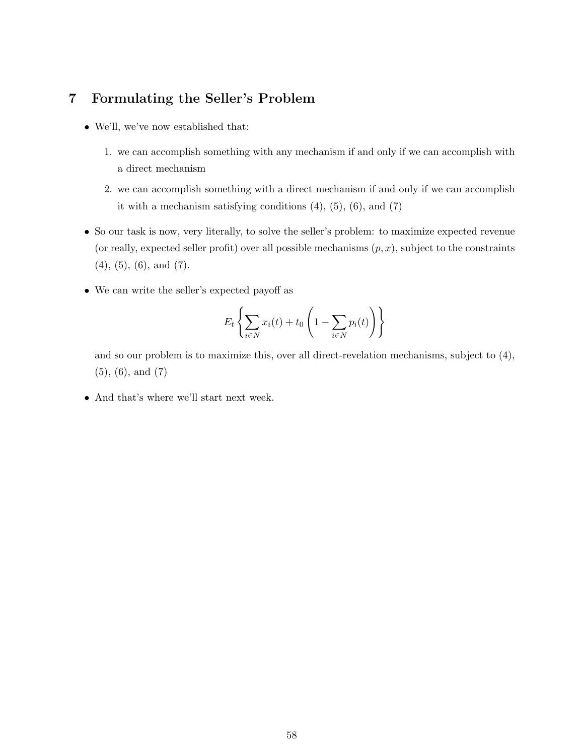## 7 Formulating the Seller's Problem

- We'll, we've now established that:

  1. we can accomplish something with any mechanism if and only if we can accomplish with a direct mechanism
  2. we can accomplish something with a direct mechanism if and only if we can accomplish it with a mechanism satisfying conditions (4), (5), (6), and (7)

- So our task is now, very literally, to solve the seller's problem: to maximize expected revenue (or really, expected seller profit) over all possible mechanisms $(p, x)$, subject to the constraints (4), (5), (6), and (7).

- We can write the seller's expected payoff as

$$E_t \left\{ \sum_{i \in N} x_i(t) + t_0 \left( 1 - \sum_{i \in N} p_i(t) \right) \right\}$$

  and so our problem is to maximize this, over all direct-revelation mechanisms, subject to (4), (5), (6), and (7)

- And that's where we'll start next week.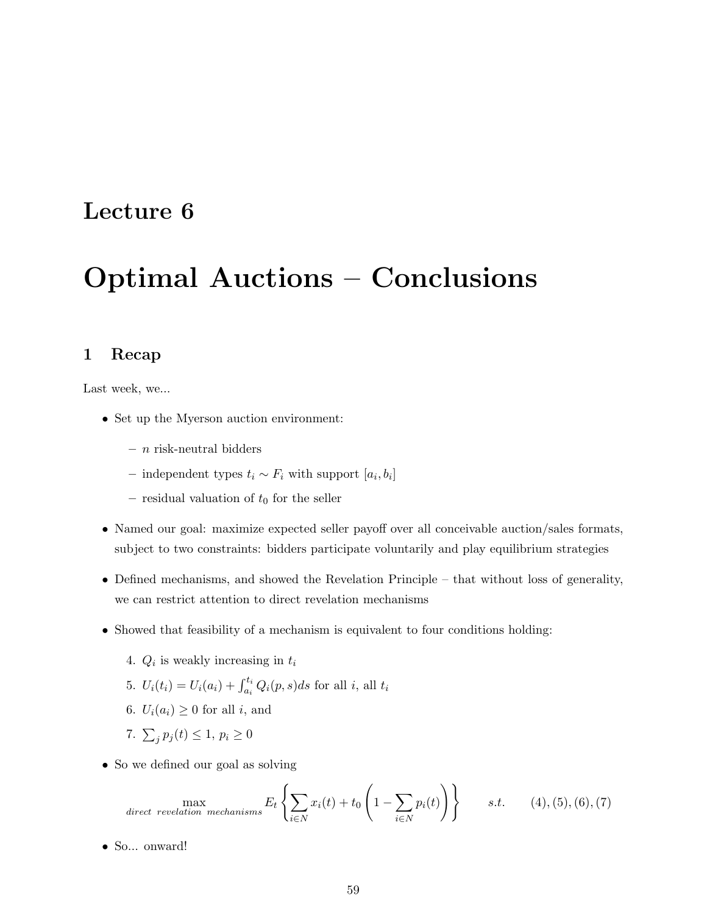# Lecture 6

# Optimal Auctions – Conclusions

## 1 Recap

Last week, we...

- Set up the Myerson auction environment:
  - $n$ risk-neutral bidders
  - independent types $t_i \sim F_i$ with support $[a_i, b_i]$
  - residual valuation of $t_0$ for the seller
- Named our goal: maximize expected seller payoff over all conceivable auction/sales formats, subject to two constraints: bidders participate voluntarily and play equilibrium strategies
- Defined mechanisms, and showed the Revelation Principle – that without loss of generality, we can restrict attention to direct revelation mechanisms
- Showed that feasibility of a mechanism is equivalent to four conditions holding:
  4. $Q_i$ is weakly increasing in $t_i$
  5. $U_i(t_i) = U_i(a_i) + \int_{a_i}^{t_i} Q_i(p, s) ds$ for all $i$, all $t_i$
  6. $U_i(a_i) \geq 0$ for all $i$, and
  7. $\sum_j p_j(t) \leq 1$, $p_i \geq 0$
- So we defined our goal as solving

$$\max_{\textit{direct revelation mechanisms}} E_t \left\{ \sum_{i \in N} x_i(t) + t_0 \left( 1 - \sum_{i \in N} p_i(t) \right) \right\} \qquad s.t. \qquad (4), (5), (6), (7)$$

- So... onward!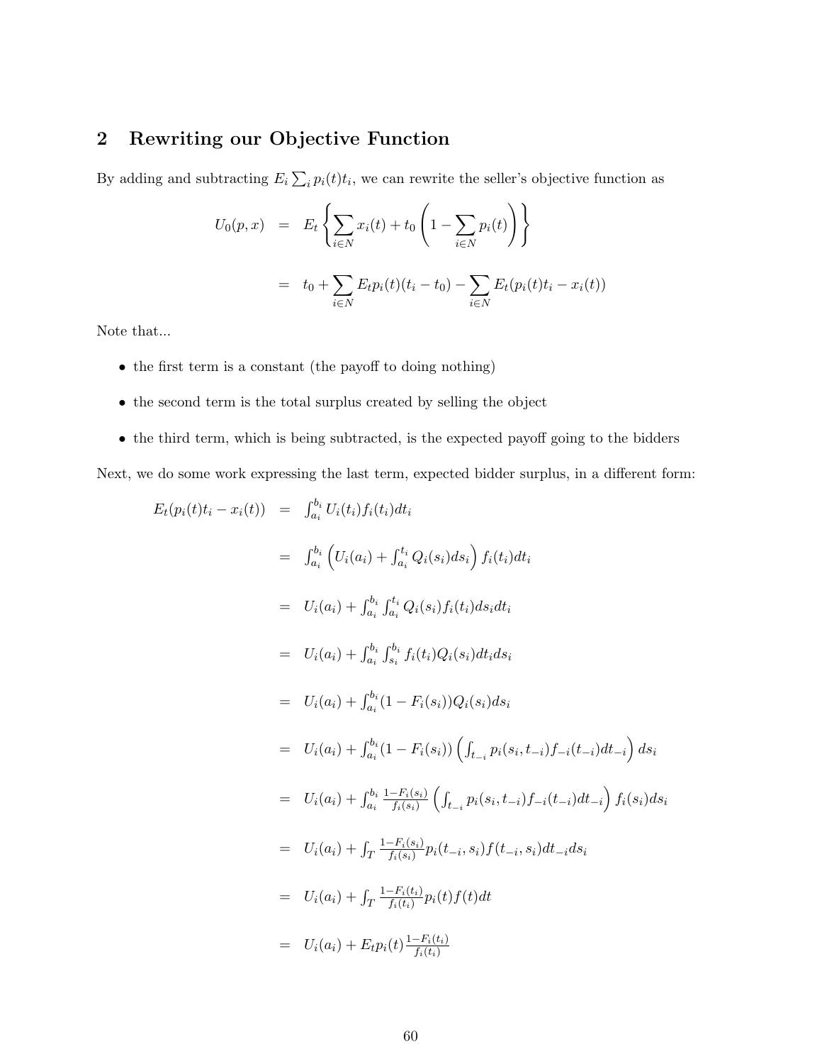## 2 Rewriting our Objective Function

By adding and subtracting $E_i \sum_i p_i(t)t_i$, we can rewrite the seller's objective function as

$$
\begin{aligned}
U_0(p, x) &= E_t \left\{ \sum_{i \in N} x_i(t) + t_0 \left( 1 - \sum_{i \in N} p_i(t) \right) \right\} \\
&= t_0 + \sum_{i \in N} E_t p_i(t)(t_i - t_0) - \sum_{i \in N} E_t(p_i(t)t_i - x_i(t))
\end{aligned}
$$

Note that...

- the first term is a constant (the payoff to doing nothing)
- the second term is the total surplus created by selling the object
- the third term, which is being subtracted, is the expected payoff going to the bidders

Next, we do some work expressing the last term, expected bidder surplus, in a different form:

$$
\begin{aligned}
E_t(p_i(t)t_i - x_i(t)) &= \int_{a_i}^{b_i} U_i(t_i) f_i(t_i) dt_i \\
&= \int_{a_i}^{b_i} \left( U_i(a_i) + \int_{a_i}^{t_i} Q_i(s_i) ds_i \right) f_i(t_i) dt_i \\
&= U_i(a_i) + \int_{a_i}^{b_i} \int_{a_i}^{t_i} Q_i(s_i) f_i(t_i) ds_i dt_i \\
&= U_i(a_i) + \int_{a_i}^{b_i} \int_{s_i}^{b_i} f_i(t_i) Q_i(s_i) dt_i ds_i \\
&= U_i(a_i) + \int_{a_i}^{b_i} (1 - F_i(s_i)) Q_i(s_i) ds_i \\
&= U_i(a_i) + \int_{a_i}^{b_i} (1 - F_i(s_i)) \left( \int_{t_{-i}} p_i(s_i, t_{-i}) f_{-i}(t_{-i}) dt_{-i} \right) ds_i \\
&= U_i(a_i) + \int_{a_i}^{b_i} \frac{1 - F_i(s_i)}{f_i(s_i)} \left( \int_{t_{-i}} p_i(s_i, t_{-i}) f_{-i}(t_{-i}) dt_{-i} \right) f_i(s_i) ds_i \\
&= U_i(a_i) + \int_T \frac{1 - F_i(s_i)}{f_i(s_i)} p_i(t_{-i}, s_i) f(t_{-i}, s_i) dt_{-i} ds_i \\
&= U_i(a_i) + \int_T \frac{1 - F_i(t_i)}{f_i(t_i)} p_i(t) f(t) dt \\
&= U_i(a_i) + E_t p_i(t) \frac{1 - F_i(t_i)}{f_i(t_i)}
\end{aligned}
$$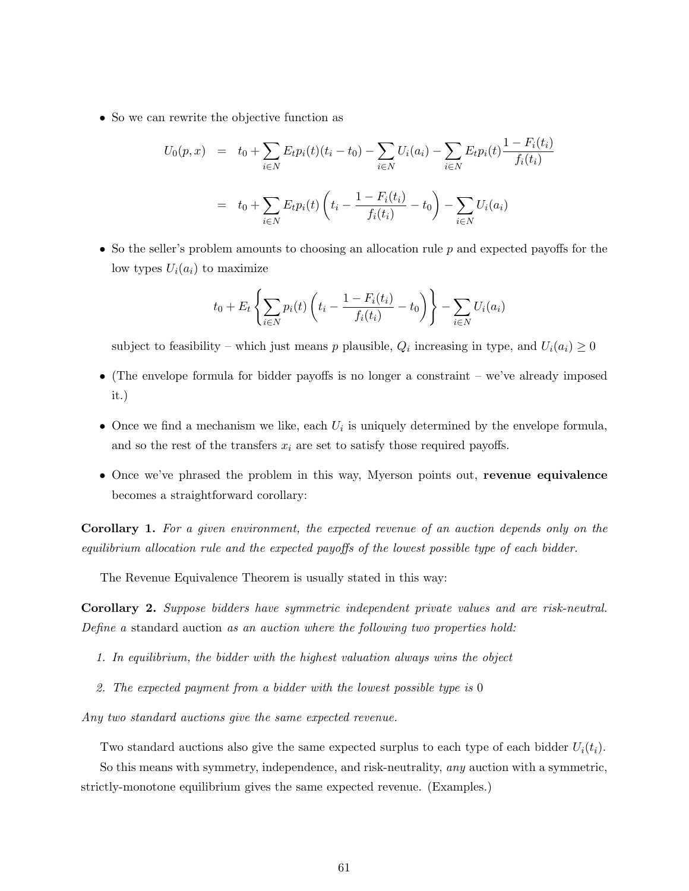- So we can rewrite the objective function as

$$
\begin{aligned}
U_0(p,x) &= t_0 + \sum_{i \in N} E_t p_i(t)(t_i - t_0) - \sum_{i \in N} U_i(a_i) - \sum_{i \in N} E_t p_i(t) \frac{1 - F_i(t_i)}{f_i(t_i)} \\
&= t_0 + \sum_{i \in N} E_t p_i(t) \left( t_i - \frac{1 - F_i(t_i)}{f_i(t_i)} - t_0 \right) - \sum_{i \in N} U_i(a_i)
\end{aligned}
$$

- So the seller's problem amounts to choosing an allocation rule $p$ and expected payoffs for the low types $U_i(a_i)$ to maximize

$$
t_0 + E_t \left\{ \sum_{i \in N} p_i(t) \left( t_i - \frac{1 - F_i(t_i)}{f_i(t_i)} - t_0 \right) \right\} - \sum_{i \in N} U_i(a_i)
$$

  subject to feasibility – which just means $p$ plausible, $Q_i$ increasing in type, and $U_i(a_i) \geq 0$

- (The envelope formula for bidder payoffs is no longer a constraint – we've already imposed it.)

- Once we find a mechanism we like, each $U_i$ is uniquely determined by the envelope formula, and so the rest of the transfers $x_i$ are set to satisfy those required payoffs.

- Once we've phrased the problem in this way, Myerson points out, **revenue equivalence** becomes a straightforward corollary:

**Corollary 1.** *For a given environment, the expected revenue of an auction depends only on the equilibrium allocation rule and the expected payoffs of the lowest possible type of each bidder.*

The Revenue Equivalence Theorem is usually stated in this way:

**Corollary 2.** *Suppose bidders have symmetric independent private values and are risk-neutral. Define a* standard auction *as an auction where the following two properties hold:*

1. *In equilibrium, the bidder with the highest valuation always wins the object*
2. *The expected payment from a bidder with the lowest possible type is* 0

*Any two standard auctions give the same expected revenue.*

Two standard auctions also give the same expected surplus to each type of each bidder $U_i(t_i)$.

So this means with symmetry, independence, and risk-neutrality, *any* auction with a symmetric, strictly-monotone equilibrium gives the same expected revenue. (Examples.)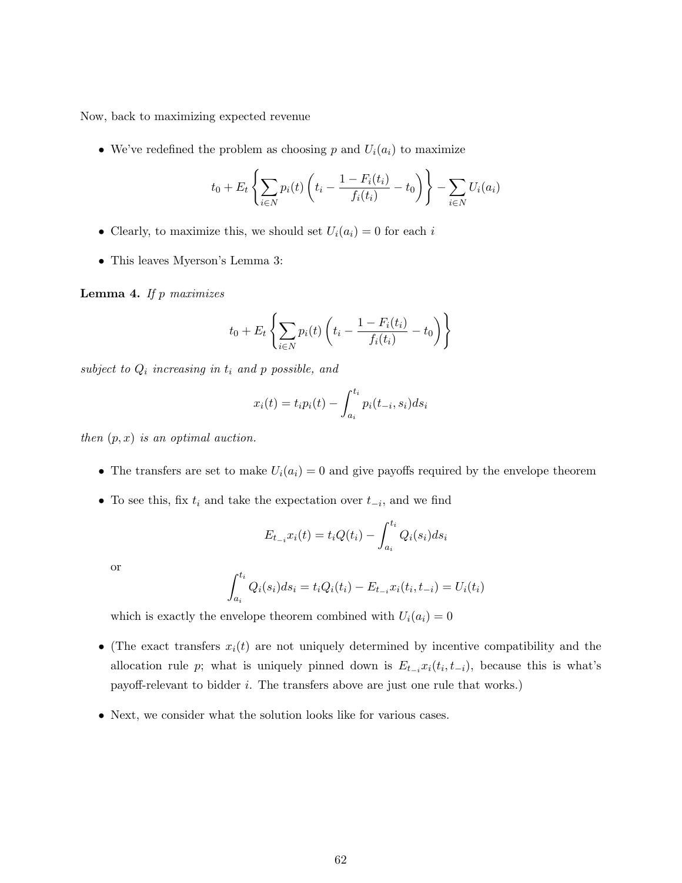Now, back to maximizing expected revenue

- We've redefined the problem as choosing $p$ and $U_i(a_i)$ to maximize

$$t_0 + E_t \left\{ \sum_{i \in N} p_i(t) \left( t_i - \frac{1 - F_i(t_i)}{f_i(t_i)} - t_0 \right) \right\} - \sum_{i \in N} U_i(a_i)$$

- Clearly, to maximize this, we should set $U_i(a_i) = 0$ for each $i$
- This leaves Myerson's Lemma 3:

**Lemma 4.** *If $p$ maximizes*

$$t_0 + E_t \left\{ \sum_{i \in N} p_i(t) \left( t_i - \frac{1 - F_i(t_i)}{f_i(t_i)} - t_0 \right) \right\}$$

*subject to $Q_i$ increasing in $t_i$ and $p$ possible, and*

$$x_i(t) = t_i p_i(t) - \int_{a_i}^{t_i} p_i(t_{-i}, s_i) ds_i$$

*then $(p, x)$ is an optimal auction.*

- The transfers are set to make $U_i(a_i) = 0$ and give payoffs required by the envelope theorem
- To see this, fix $t_i$ and take the expectation over $t_{-i}$, and we find

  $$E_{t_{-i}} x_i(t) = t_i Q(t_i) - \int_{a_i}^{t_i} Q_i(s_i) ds_i$$

  or

  $$\int_{a_i}^{t_i} Q_i(s_i) ds_i = t_i Q_i(t_i) - E_{t_{-i}} x_i(t_i, t_{-i}) = U_i(t_i)$$

  which is exactly the envelope theorem combined with $U_i(a_i) = 0$

- (The exact transfers $x_i(t)$ are not uniquely determined by incentive compatibility and the allocation rule $p$; what is uniquely pinned down is $E_{t_{-i}} x_i(t_i, t_{-i})$, because this is what's payoff-relevant to bidder $i$. The transfers above are just one rule that works.)
- Next, we consider what the solution looks like for various cases.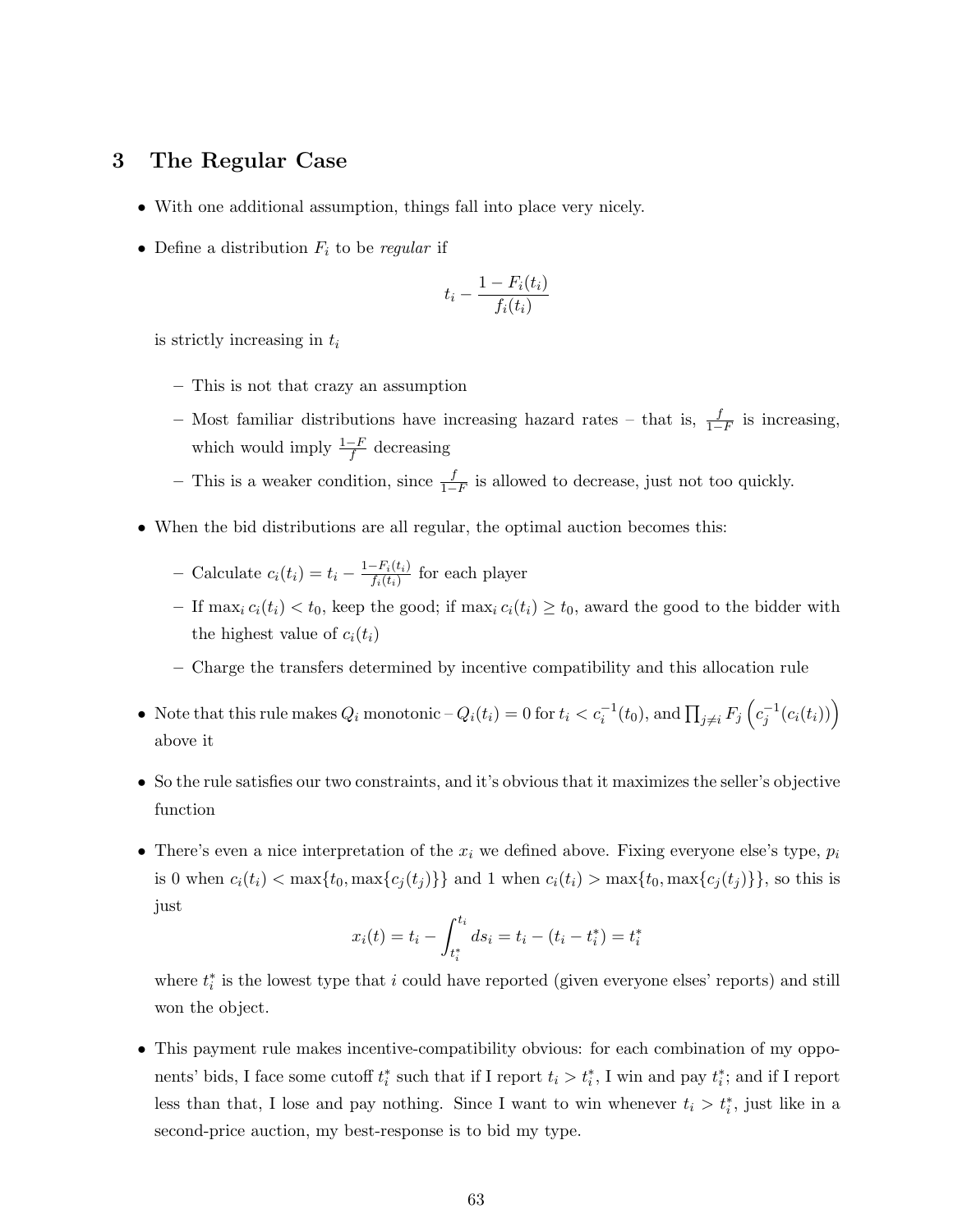## 3 The Regular Case

- With one additional assumption, things fall into place very nicely.
- Define a distribution $F_i$ to be *regular* if

$$t_i - \frac{1 - F_i(t_i)}{f_i(t_i)}$$

  is strictly increasing in $t_i$

  – This is not that crazy an assumption

  – Most familiar distributions have increasing hazard rates – that is, $\frac{f}{1-F}$ is increasing, which would imply $\frac{1-F}{f}$ decreasing

  – This is a weaker condition, since $\frac{f}{1-F}$ is allowed to decrease, just not too quickly.

- When the bid distributions are all regular, the optimal auction becomes this:

  – Calculate $c_i(t_i) = t_i - \frac{1-F_i(t_i)}{f_i(t_i)}$ for each player

  – If $\max_i c_i(t_i) < t_0$, keep the good; if $\max_i c_i(t_i) \geq t_0$, award the good to the bidder with the highest value of $c_i(t_i)$

  – Charge the transfers determined by incentive compatibility and this allocation rule

- Note that this rule makes $Q_i$ monotonic – $Q_i(t_i) = 0$ for $t_i < c_i^{-1}(t_0)$, and $\prod_{j \neq i} F_j \left( c_j^{-1}(c_i(t_i)) \right)$ above it
- So the rule satisfies our two constraints, and it's obvious that it maximizes the seller's objective function
- There's even a nice interpretation of the $x_i$ we defined above. Fixing everyone else's type, $p_i$ is 0 when $c_i(t_i) < \max\{t_0, \max\{c_j(t_j)\}\}$ and 1 when $c_i(t_i) > \max\{t_0, \max\{c_j(t_j)\}\}$, so this is just

$$x_i(t) = t_i - \int_{t_i^*}^{t_i} ds_i = t_i - (t_i - t_i^*) = t_i^*$$

  where $t_i^*$ is the lowest type that $i$ could have reported (given everyone elses' reports) and still won the object.

- This payment rule makes incentive-compatibility obvious: for each combination of my opponents' bids, I face some cutoff $t_i^*$ such that if I report $t_i > t_i^*$, I win and pay $t_i^*$; and if I report less than that, I lose and pay nothing. Since I want to win whenever $t_i > t_i^*$, just like in a second-price auction, my best-response is to bid my type.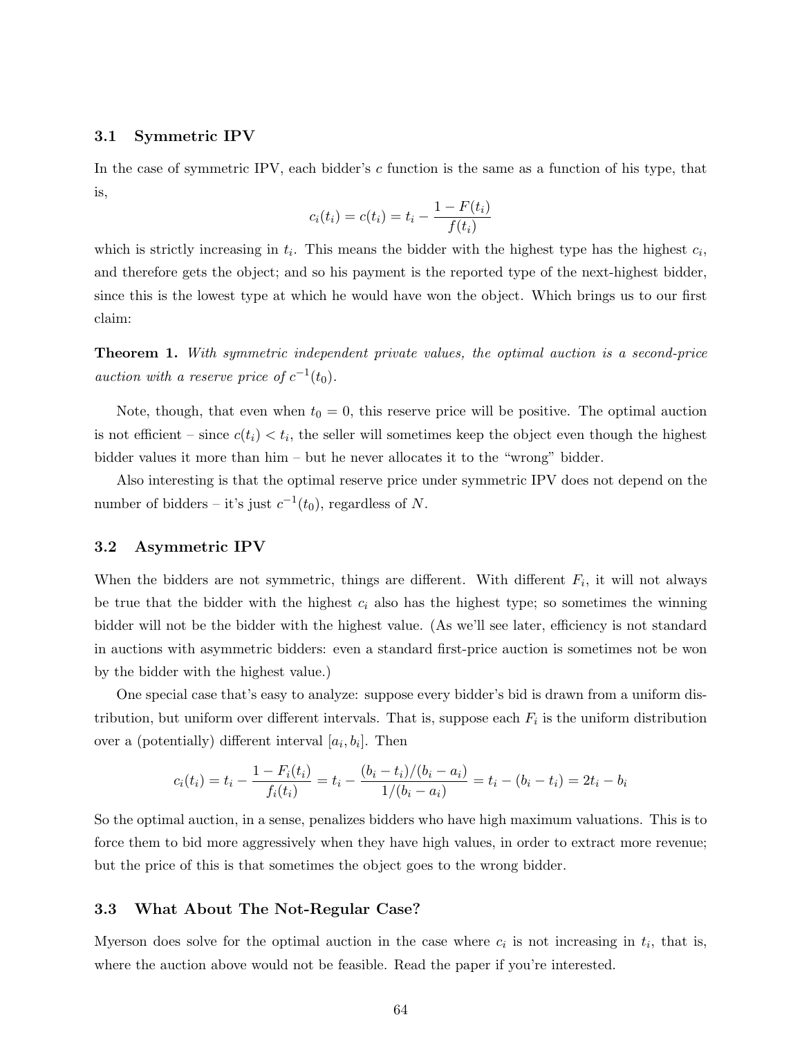### 3.1 Symmetric IPV

In the case of symmetric IPV, each bidder's $c$ function is the same as a function of his type, that is,

$$c_i(t_i) = c(t_i) = t_i - \frac{1 - F(t_i)}{f(t_i)}$$

which is strictly increasing in $t_i$. This means the bidder with the highest type has the highest $c_i$, and therefore gets the object; and so his payment is the reported type of the next-highest bidder, since this is the lowest type at which he would have won the object. Which brings us to our first claim:

**Theorem 1.** *With symmetric independent private values, the optimal auction is a second-price auction with a reserve price of $c^{-1}(t_0)$.*

Note, though, that even when $t_0 = 0$, this reserve price will be positive. The optimal auction is not efficient – since $c(t_i) < t_i$, the seller will sometimes keep the object even though the highest bidder values it more than him – but he never allocates it to the "wrong" bidder.

Also interesting is that the optimal reserve price under symmetric IPV does not depend on the number of bidders – it's just $c^{-1}(t_0)$, regardless of $N$.

### 3.2 Asymmetric IPV

When the bidders are not symmetric, things are different. With different $F_i$, it will not always be true that the bidder with the highest $c_i$ also has the highest type; so sometimes the winning bidder will not be the bidder with the highest value. (As we'll see later, efficiency is not standard in auctions with asymmetric bidders: even a standard first-price auction is sometimes not be won by the bidder with the highest value.)

One special case that's easy to analyze: suppose every bidder's bid is drawn from a uniform distribution, but uniform over different intervals. That is, suppose each $F_i$ is the uniform distribution over a (potentially) different interval $[a_i, b_i]$. Then

$$c_i(t_i) = t_i - \frac{1 - F_i(t_i)}{f_i(t_i)} = t_i - \frac{(b_i - t_i)/(b_i - a_i)}{1/(b_i - a_i)} = t_i - (b_i - t_i) = 2t_i - b_i$$

So the optimal auction, in a sense, penalizes bidders who have high maximum valuations. This is to force them to bid more aggressively when they have high values, in order to extract more revenue; but the price of this is that sometimes the object goes to the wrong bidder.

### 3.3 What About The Not-Regular Case?

Myerson does solve for the optimal auction in the case where $c_i$ is not increasing in $t_i$, that is, where the auction above would not be feasible. Read the paper if you're interested.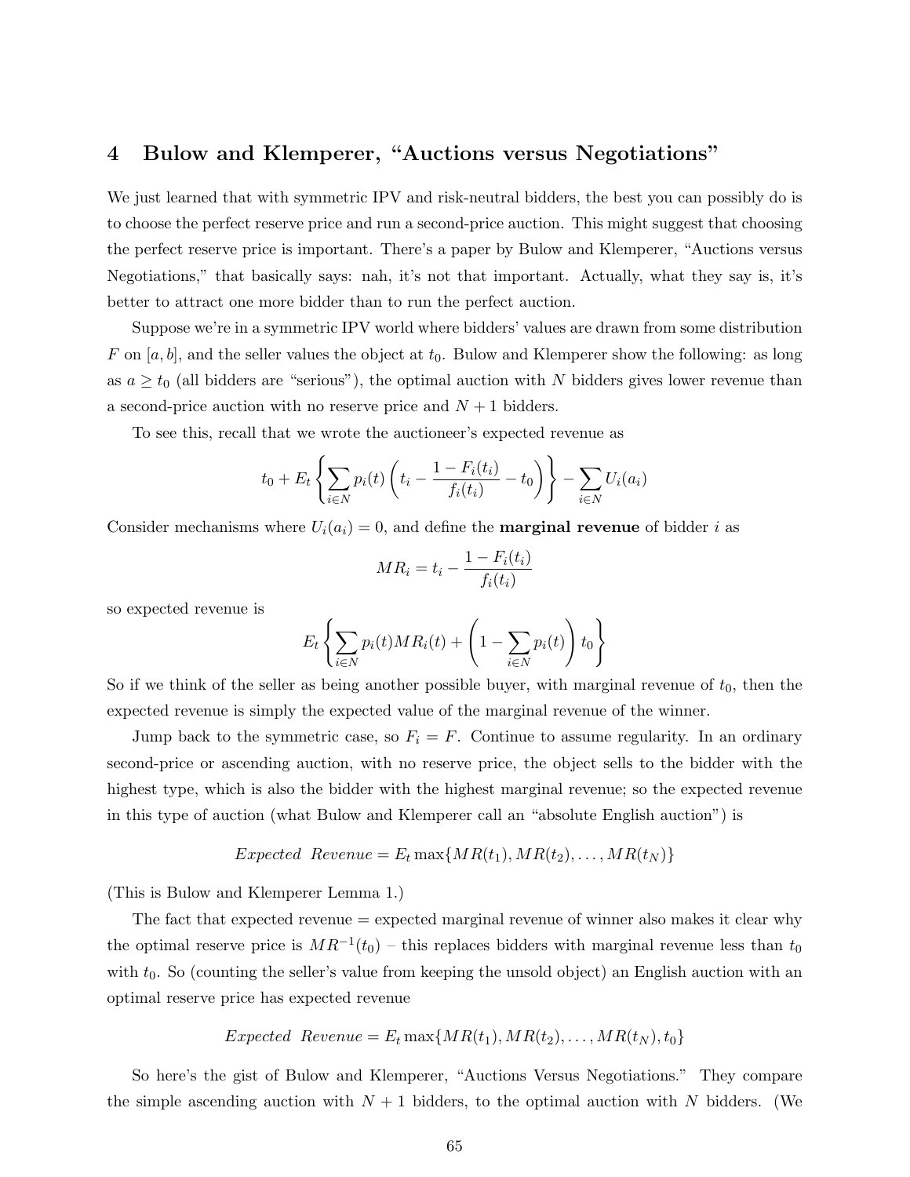## 4 Bulow and Klemperer, "Auctions versus Negotiations"

We just learned that with symmetric IPV and risk-neutral bidders, the best you can possibly do is to choose the perfect reserve price and run a second-price auction. This might suggest that choosing the perfect reserve price is important. There's a paper by Bulow and Klemperer, "Auctions versus Negotiations," that basically says: nah, it's not that important. Actually, what they say is, it's better to attract one more bidder than to run the perfect auction.

Suppose we're in a symmetric IPV world where bidders' values are drawn from some distribution $F$ on $[a, b]$, and the seller values the object at $t_0$. Bulow and Klemperer show the following: as long as $a \geq t_0$ (all bidders are "serious"), the optimal auction with $N$ bidders gives lower revenue than a second-price auction with no reserve price and $N + 1$ bidders.

To see this, recall that we wrote the auctioneer's expected revenue as

$$t_0 + E_t \left\{ \sum_{i \in N} p_i(t) \left( t_i - \frac{1 - F_i(t_i)}{f_i(t_i)} - t_0 \right) \right\} - \sum_{i \in N} U_i(a_i)$$

Consider mechanisms where $U_i(a_i) = 0$, and define the **marginal revenue** of bidder $i$ as

$$MR_i = t_i - \frac{1 - F_i(t_i)}{f_i(t_i)}$$

so expected revenue is

$$E_t \left\{ \sum_{i \in N} p_i(t) MR_i(t) + \left( 1 - \sum_{i \in N} p_i(t) \right) t_0 \right\}$$

So if we think of the seller as being another possible buyer, with marginal revenue of $t_0$, then the expected revenue is simply the expected value of the marginal revenue of the winner.

Jump back to the symmetric case, so $F_i = F$. Continue to assume regularity. In an ordinary second-price or ascending auction, with no reserve price, the object sells to the bidder with the highest type, which is also the bidder with the highest marginal revenue; so the expected revenue in this type of auction (what Bulow and Klemperer call an "absolute English auction") is

$$Expected\ \ Revenue = E_t \max\{MR(t_1), MR(t_2), \ldots, MR(t_N)\}$$

(This is Bulow and Klemperer Lemma 1.)

The fact that expected revenue = expected marginal revenue of winner also makes it clear why the optimal reserve price is $MR^{-1}(t_0)$ – this replaces bidders with marginal revenue less than $t_0$ with $t_0$. So (counting the seller's value from keeping the unsold object) an English auction with an optimal reserve price has expected revenue

$$Expected\ \ Revenue = E_t \max\{MR(t_1), MR(t_2), \ldots, MR(t_N), t_0\}$$

So here's the gist of Bulow and Klemperer, "Auctions Versus Negotiations." They compare the simple ascending auction with $N + 1$ bidders, to the optimal auction with $N$ bidders. (We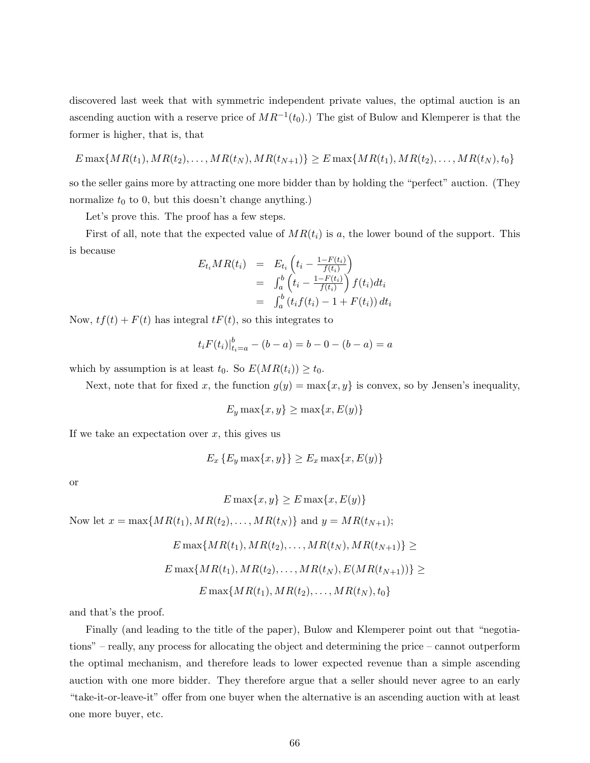discovered last week that with symmetric independent private values, the optimal auction is an ascending auction with a reserve price of $MR^{-1}(t_0)$.) The gist of Bulow and Klemperer is that the former is higher, that is, that

$$E\max\{MR(t_1), MR(t_2), \ldots, MR(t_N), MR(t_{N+1})\} \geq E\max\{MR(t_1), MR(t_2), \ldots, MR(t_N), t_0\}$$

so the seller gains more by attracting one more bidder than by holding the "perfect" auction. (They normalize $t_0$ to 0, but this doesn't change anything.)

Let's prove this. The proof has a few steps.

First of all, note that the expected value of $MR(t_i)$ is $a$, the lower bound of the support. This is because

$$\begin{aligned} E_{t_i} MR(t_i) &= E_{t_i}\left(t_i - \frac{1-F(t_i)}{f(t_i)}\right) \\ &= \int_a^b \left(t_i - \frac{1-F(t_i)}{f(t_i)}\right) f(t_i) dt_i \\ &= \int_a^b \left(t_i f(t_i) - 1 + F(t_i)\right) dt_i \end{aligned}$$

Now, $tf(t) + F(t)$ has integral $tF(t)$, so this integrates to

$$t_i F(t_i)\big|_{t_i=a}^b - (b-a) = b - 0 - (b-a) = a$$

which by assumption is at least $t_0$. So $E(MR(t_i)) \geq t_0$.

Next, note that for fixed $x$, the function $g(y) = \max\{x, y\}$ is convex, so by Jensen's inequality,

$$E_y \max\{x, y\} \geq \max\{x, E(y)\}$$

If we take an expectation over $x$, this gives us

$$E_x \{E_y \max\{x, y\}\} \geq E_x \max\{x, E(y)\}$$

or

$$E\max\{x, y\} \geq E\max\{x, E(y)\}$$

Now let $x = \max\{MR(t_1), MR(t_2), \ldots, MR(t_N)\}$ and $y = MR(t_{N+1})$;

$$E\max\{MR(t_1), MR(t_2), \ldots, MR(t_N), MR(t_{N+1})\} \geq$$

$$E\max\{MR(t_1), MR(t_2), \ldots, MR(t_N), E(MR(t_{N+1}))\} \geq$$

$$E\max\{MR(t_1), MR(t_2), \ldots, MR(t_N), t_0\}$$

and that's the proof.

Finally (and leading to the title of the paper), Bulow and Klemperer point out that "negotiations" – really, any process for allocating the object and determining the price – cannot outperform the optimal mechanism, and therefore leads to lower expected revenue than a simple ascending auction with one more bidder. They therefore argue that a seller should never agree to an early "take-it-or-leave-it" offer from one buyer when the alternative is an ascending auction with at least one more buyer, etc.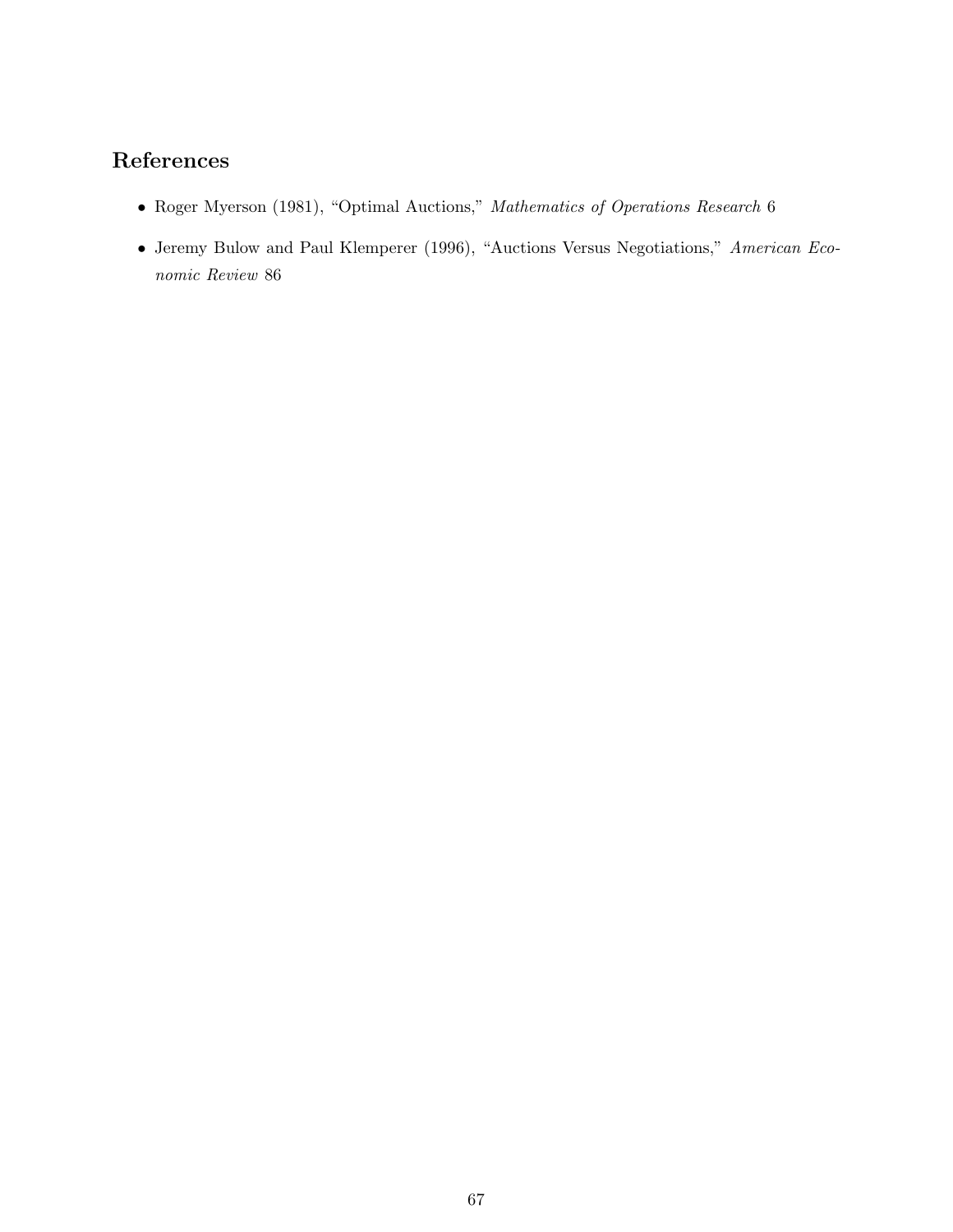## References

- Roger Myerson (1981), "Optimal Auctions," *Mathematics of Operations Research* 6
- Jeremy Bulow and Paul Klemperer (1996), "Auctions Versus Negotiations," *American Economic Review* 86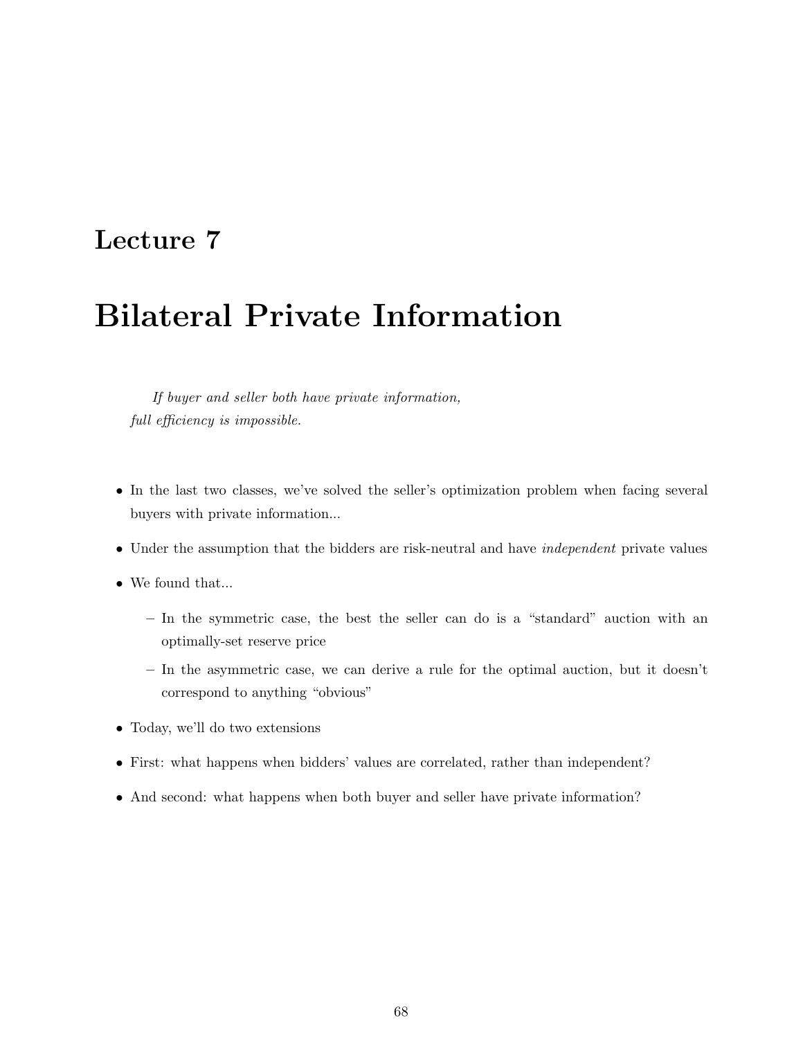# Lecture 7

# Bilateral Private Information

*If buyer and seller both have private information, full efficiency is impossible.*

- In the last two classes, we've solved the seller's optimization problem when facing several buyers with private information...
- Under the assumption that the bidders are risk-neutral and have *independent* private values
- We found that...
  - In the symmetric case, the best the seller can do is a "standard" auction with an optimally-set reserve price
  - In the asymmetric case, we can derive a rule for the optimal auction, but it doesn't correspond to anything "obvious"
- Today, we'll do two extensions
- First: what happens when bidders' values are correlated, rather than independent?
- And second: what happens when both buyer and seller have private information?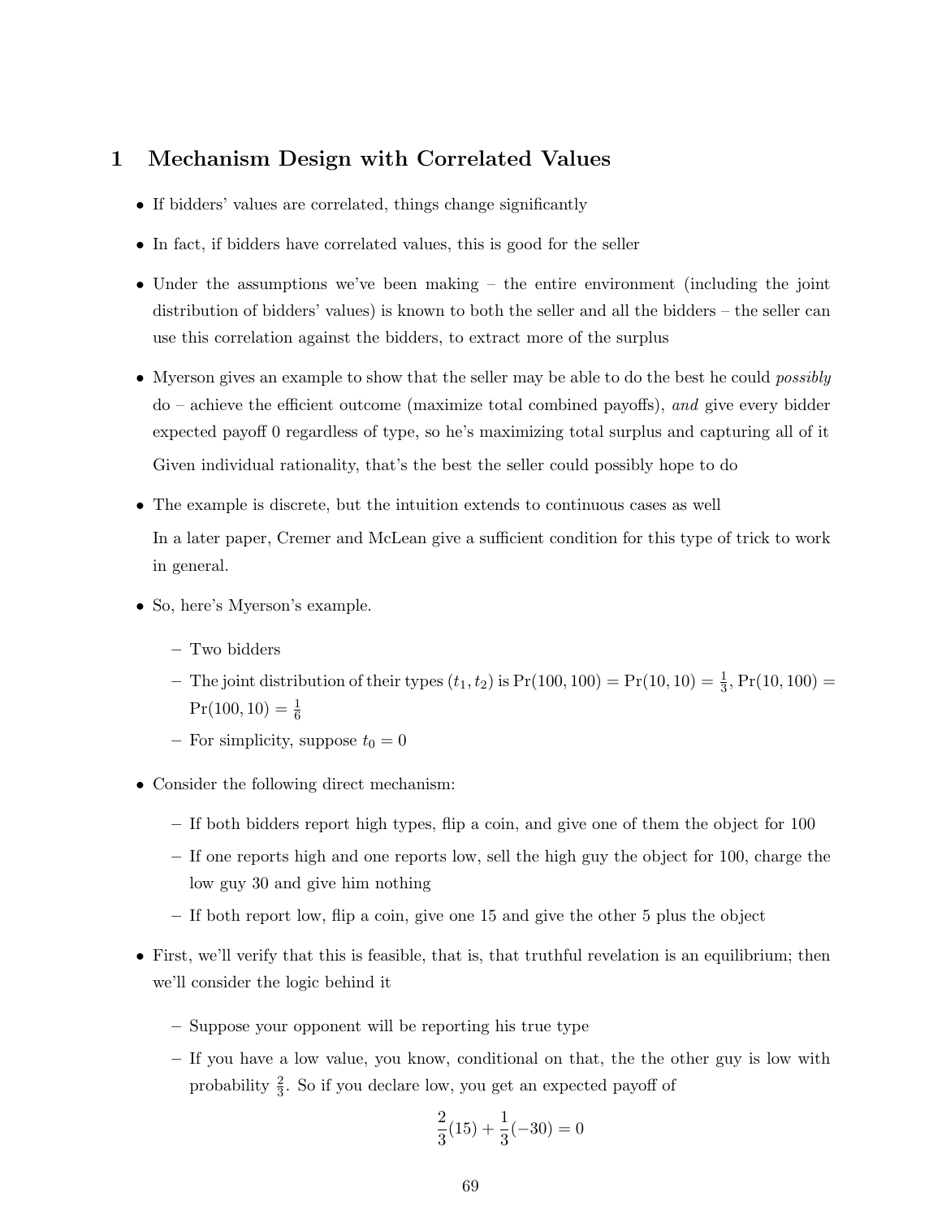# 1 Mechanism Design with Correlated Values

- If bidders' values are correlated, things change significantly
- In fact, if bidders have correlated values, this is good for the seller
- Under the assumptions we've been making – the entire environment (including the joint distribution of bidders' values) is known to both the seller and all the bidders – the seller can use this correlation against the bidders, to extract more of the surplus
- Myerson gives an example to show that the seller may be able to do the best he could *possibly* do – achieve the efficient outcome (maximize total combined payoffs), *and* give every bidder expected payoff 0 regardless of type, so he's maximizing total surplus and capturing all of it

  Given individual rationality, that's the best the seller could possibly hope to do
- The example is discrete, but the intuition extends to continuous cases as well

  In a later paper, Cremer and McLean give a sufficient condition for this type of trick to work in general.
- So, here's Myerson's example.
  - Two bidders
  - The joint distribution of their types $(t_1, t_2)$ is $\Pr(100, 100) = \Pr(10, 10) = \frac{1}{3}$, $\Pr(10, 100) = \Pr(100, 10) = \frac{1}{6}$
  - For simplicity, suppose $t_0 = 0$
- Consider the following direct mechanism:
  - If both bidders report high types, flip a coin, and give one of them the object for 100
  - If one reports high and one reports low, sell the high guy the object for 100, charge the low guy 30 and give him nothing
  - If both report low, flip a coin, give one 15 and give the other 5 plus the object
- First, we'll verify that this is feasible, that is, that truthful revelation is an equilibrium; then we'll consider the logic behind it
  - Suppose your opponent will be reporting his true type
  - If you have a low value, you know, conditional on that, the the other guy is low with probability $\frac{2}{3}$. So if you declare low, you get an expected payoff of

$$\frac{2}{3}(15) + \frac{1}{3}(-30) = 0$$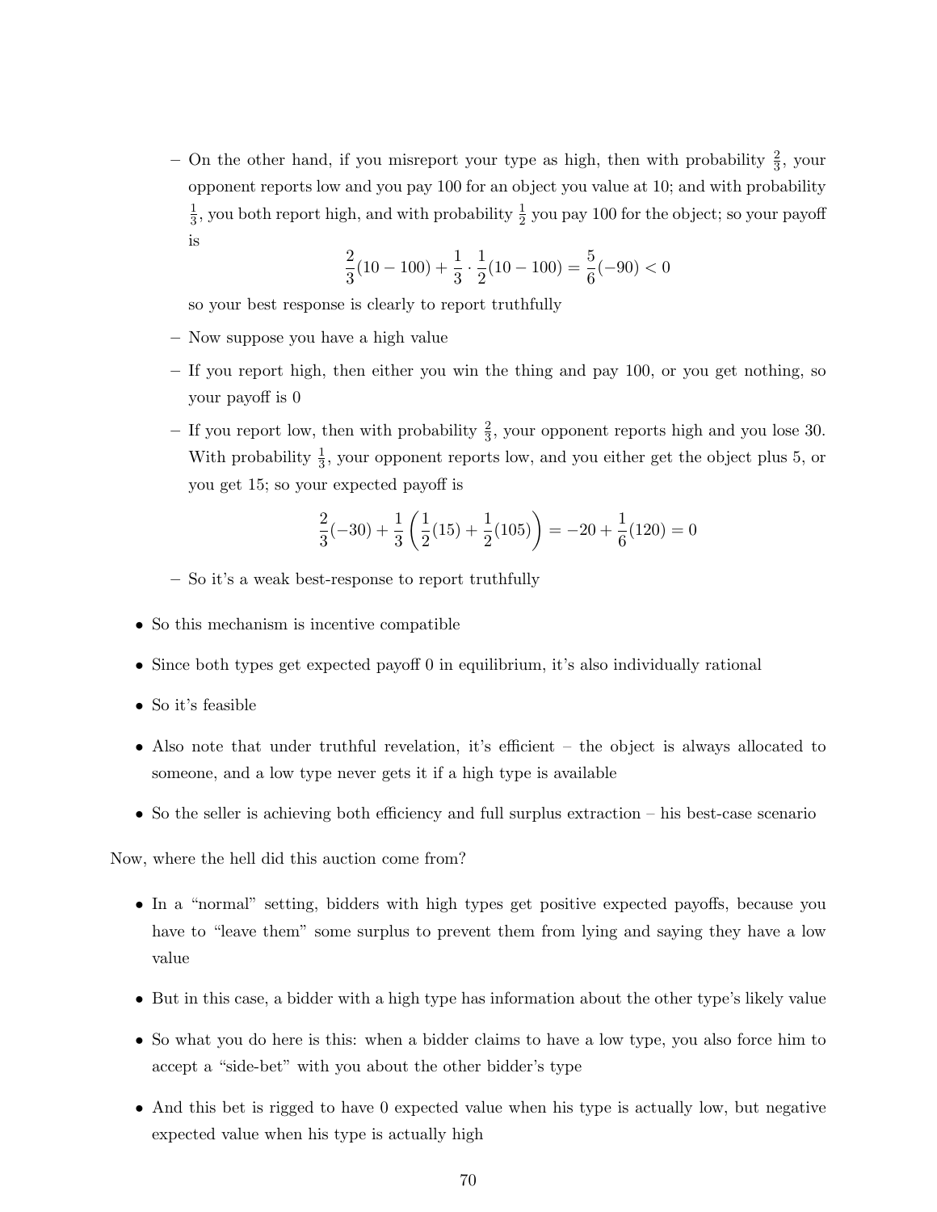- On the other hand, if you misreport your type as high, then with probability $\frac{2}{3}$, your opponent reports low and you pay 100 for an object you value at 10; and with probability $\frac{1}{3}$, you both report high, and with probability $\frac{1}{2}$ you pay 100 for the object; so your payoff is

$$\frac{2}{3}(10 - 100) + \frac{1}{3} \cdot \frac{1}{2}(10 - 100) = \frac{5}{6}(-90) < 0$$

    so your best response is clearly to report truthfully
  - Now suppose you have a high value
  - If you report high, then either you win the thing and pay 100, or you get nothing, so your payoff is 0
  - If you report low, then with probability $\frac{2}{3}$, your opponent reports high and you lose 30. With probability $\frac{1}{3}$, your opponent reports low, and you either get the object plus 5, or you get 15; so your expected payoff is

$$\frac{2}{3}(-30) + \frac{1}{3}\left(\frac{1}{2}(15) + \frac{1}{2}(105)\right) = -20 + \frac{1}{6}(120) = 0$$

  - So it's a weak best-response to report truthfully

- So this mechanism is incentive compatible
- Since both types get expected payoff 0 in equilibrium, it's also individually rational
- So it's feasible
- Also note that under truthful revelation, it's efficient – the object is always allocated to someone, and a low type never gets it if a high type is available
- So the seller is achieving both efficiency and full surplus extraction – his best-case scenario

Now, where the hell did this auction come from?

- In a "normal" setting, bidders with high types get positive expected payoffs, because you have to "leave them" some surplus to prevent them from lying and saying they have a low value
- But in this case, a bidder with a high type has information about the other type's likely value
- So what you do here is this: when a bidder claims to have a low type, you also force him to accept a "side-bet" with you about the other bidder's type
- And this bet is rigged to have 0 expected value when his type is actually low, but negative expected value when his type is actually high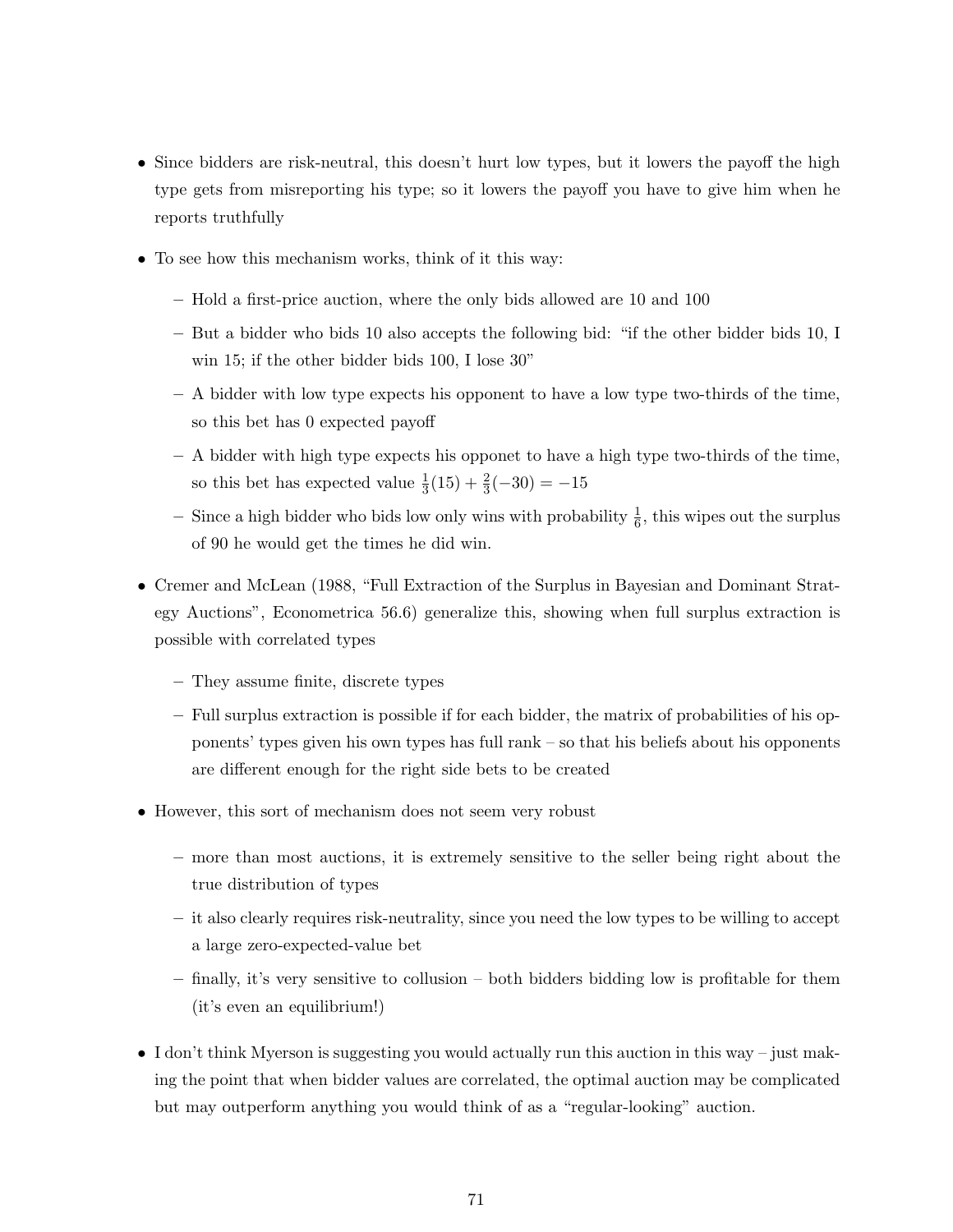- Since bidders are risk-neutral, this doesn't hurt low types, but it lowers the payoff the high type gets from misreporting his type; so it lowers the payoff you have to give him when he reports truthfully
- To see how this mechanism works, think of it this way:
  - Hold a first-price auction, where the only bids allowed are 10 and 100
  - But a bidder who bids 10 also accepts the following bid: "if the other bidder bids 10, I win 15; if the other bidder bids 100, I lose 30"
  - A bidder with low type expects his opponent to have a low type two-thirds of the time, so this bet has 0 expected payoff
  - A bidder with high type expects his opponet to have a high type two-thirds of the time, so this bet has expected value $\frac{1}{3}(15) + \frac{2}{3}(-30) = -15$
  - Since a high bidder who bids low only wins with probability $\frac{1}{6}$, this wipes out the surplus of 90 he would get the times he did win.
- Cremer and McLean (1988, "Full Extraction of the Surplus in Bayesian and Dominant Strategy Auctions", Econometrica 56.6) generalize this, showing when full surplus extraction is possible with correlated types
  - They assume finite, discrete types
  - Full surplus extraction is possible if for each bidder, the matrix of probabilities of his opponents' types given his own types has full rank – so that his beliefs about his opponents are different enough for the right side bets to be created
- However, this sort of mechanism does not seem very robust
  - more than most auctions, it is extremely sensitive to the seller being right about the true distribution of types
  - it also clearly requires risk-neutrality, since you need the low types to be willing to accept a large zero-expected-value bet
  - finally, it's very sensitive to collusion – both bidders bidding low is profitable for them (it's even an equilibrium!)
- I don't think Myerson is suggesting you would actually run this auction in this way – just making the point that when bidder values are correlated, the optimal auction may be complicated but may outperform anything you would think of as a "regular-looking" auction.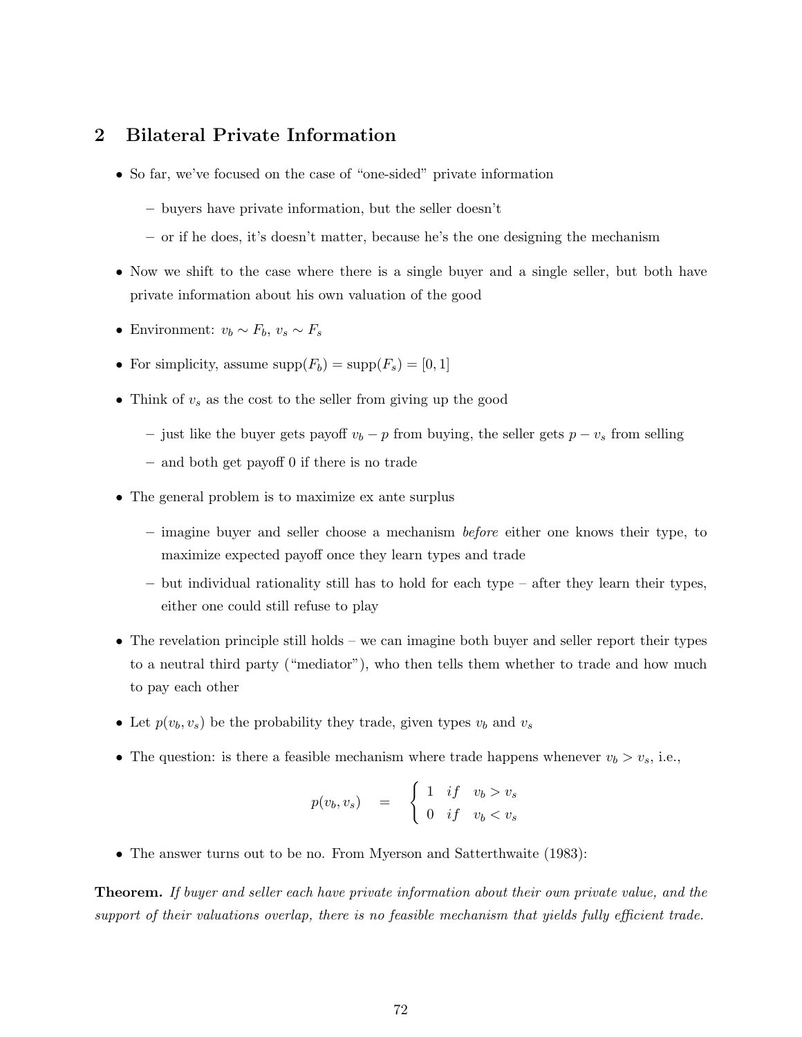## 2 Bilateral Private Information

- So far, we've focused on the case of "one-sided" private information
  - buyers have private information, but the seller doesn't
  - or if he does, it's doesn't matter, because he's the one designing the mechanism
- Now we shift to the case where there is a single buyer and a single seller, but both have private information about his own valuation of the good
- Environment: $v_b \sim F_b$, $v_s \sim F_s$
- For simplicity, assume $\text{supp}(F_b) = \text{supp}(F_s) = [0, 1]$
- Think of $v_s$ as the cost to the seller from giving up the good
  - just like the buyer gets payoff $v_b - p$ from buying, the seller gets $p - v_s$ from selling
  - and both get payoff 0 if there is no trade
- The general problem is to maximize ex ante surplus
  - imagine buyer and seller choose a mechanism *before* either one knows their type, to maximize expected payoff once they learn types and trade
  - but individual rationality still has to hold for each type – after they learn their types, either one could still refuse to play
- The revelation principle still holds – we can imagine both buyer and seller report their types to a neutral third party ("mediator"), who then tells them whether to trade and how much to pay each other
- Let $p(v_b, v_s)$ be the probability they trade, given types $v_b$ and $v_s$
- The question: is there a feasible mechanism where trade happens whenever $v_b > v_s$, i.e.,

$$p(v_b, v_s) \quad = \quad \begin{cases} 1 & if \quad v_b > v_s \\ 0 & if \quad v_b < v_s \end{cases}$$

- The answer turns out to be no. From Myerson and Satterthwaite (1983):

**Theorem.** *If buyer and seller each have private information about their own private value, and the support of their valuations overlap, there is no feasible mechanism that yields fully efficient trade.*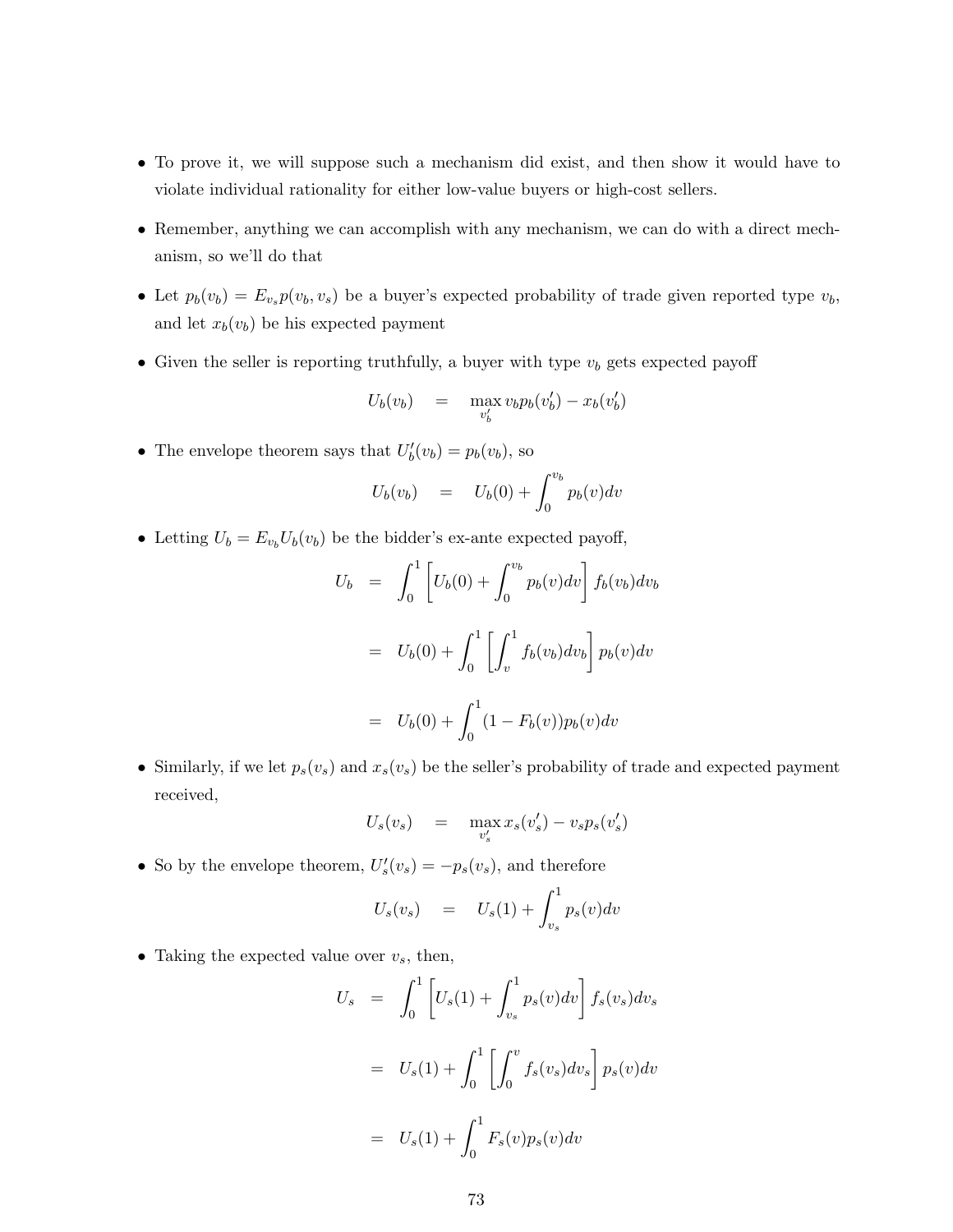- To prove it, we will suppose such a mechanism did exist, and then show it would have to violate individual rationality for either low-value buyers or high-cost sellers.

- Remember, anything we can accomplish with any mechanism, we can do with a direct mechanism, so we'll do that

- Let $p_b(v_b) = E_{v_s} p(v_b, v_s)$ be a buyer's expected probability of trade given reported type $v_b$, and let $x_b(v_b)$ be his expected payment

- Given the seller is reporting truthfully, a buyer with type $v_b$ gets expected payoff

$$U_b(v_b) \quad = \quad \max_{v_b'} v_b p_b(v_b') - x_b(v_b')$$

- The envelope theorem says that $U_b'(v_b) = p_b(v_b)$, so

$$U_b(v_b) \quad = \quad U_b(0) + \int_0^{v_b} p_b(v) dv$$

- Letting $U_b = E_{v_b} U_b(v_b)$ be the bidder's ex-ante expected payoff,

$$\begin{aligned}
U_b &= \int_0^1 \left[ U_b(0) + \int_0^{v_b} p_b(v) dv \right] f_b(v_b) dv_b \\
&= U_b(0) + \int_0^1 \left[ \int_v^1 f_b(v_b) dv_b \right] p_b(v) dv \\
&= U_b(0) + \int_0^1 (1 - F_b(v)) p_b(v) dv
\end{aligned}$$

- Similarly, if we let $p_s(v_s)$ and $x_s(v_s)$ be the seller's probability of trade and expected payment received,

$$U_s(v_s) \quad = \quad \max_{v_s'} x_s(v_s') - v_s p_s(v_s')$$

- So by the envelope theorem, $U_s'(v_s) = -p_s(v_s)$, and therefore

$$U_s(v_s) \quad = \quad U_s(1) + \int_{v_s}^1 p_s(v) dv$$

- Taking the expected value over $v_s$, then,

$$\begin{aligned}
U_s &= \int_0^1 \left[ U_s(1) + \int_{v_s}^1 p_s(v) dv \right] f_s(v_s) dv_s \\
&= U_s(1) + \int_0^1 \left[ \int_0^v f_s(v_s) dv_s \right] p_s(v) dv \\
&= U_s(1) + \int_0^1 F_s(v) p_s(v) dv
\end{aligned}$$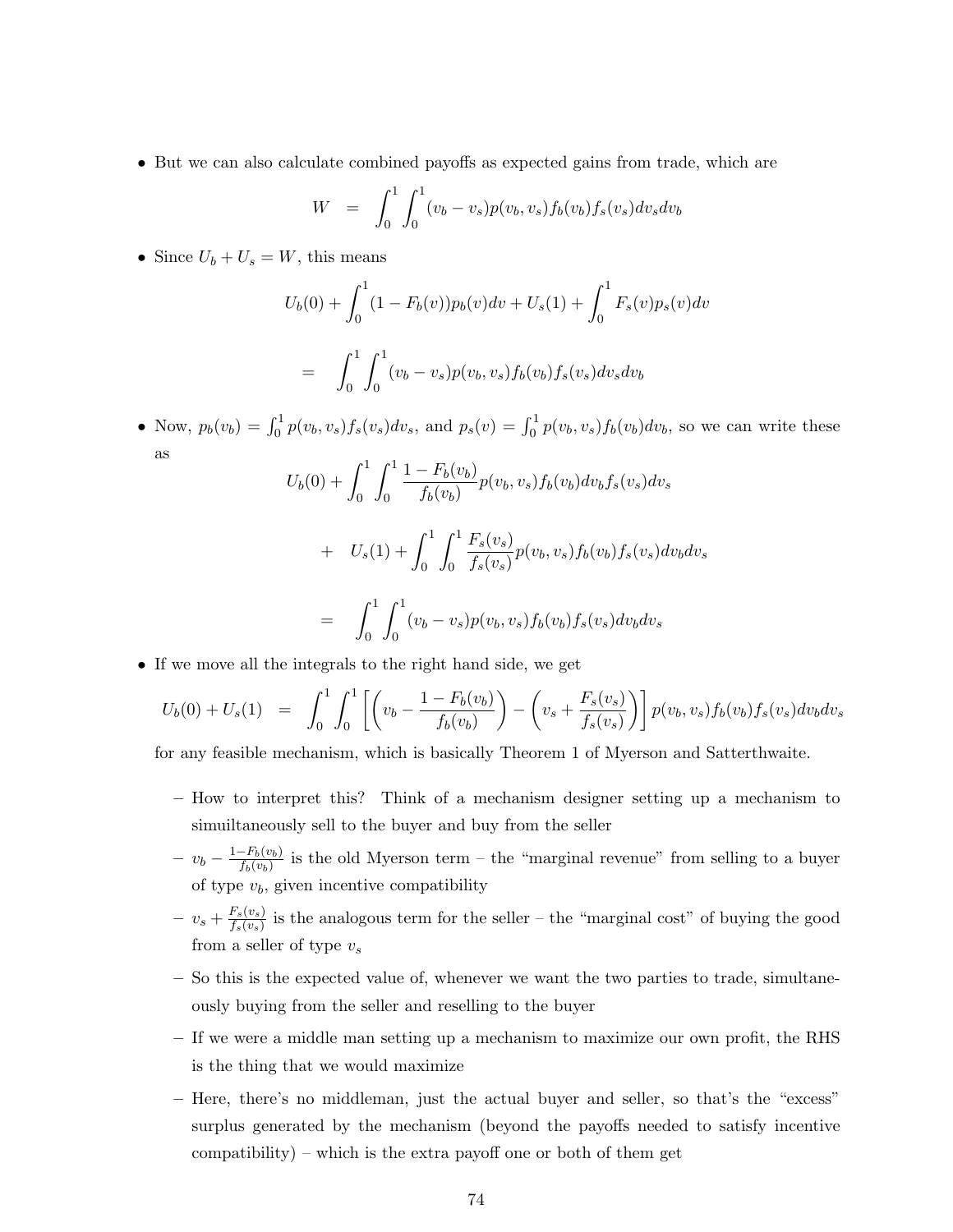- But we can also calculate combined payoffs as expected gains from trade, which are

$$W = \int_0^1 \int_0^1 (v_b - v_s) p(v_b, v_s) f_b(v_b) f_s(v_s) dv_s dv_b$$

- Since $U_b + U_s = W$, this means

$$U_b(0) + \int_0^1 (1 - F_b(v)) p_b(v) dv + U_s(1) + \int_0^1 F_s(v) p_s(v) dv$$

$$= \int_0^1 \int_0^1 (v_b - v_s) p(v_b, v_s) f_b(v_b) f_s(v_s) dv_s dv_b$$

- Now, $p_b(v_b) = \int_0^1 p(v_b, v_s) f_s(v_s) dv_s$, and $p_s(v) = \int_0^1 p(v_b, v_s) f_b(v_b) dv_b$, so we can write these as

$$U_b(0) + \int_0^1 \int_0^1 \frac{1 - F_b(v_b)}{f_b(v_b)} p(v_b, v_s) f_b(v_b) dv_b f_s(v_s) dv_s$$

$$+ \quad U_s(1) + \int_0^1 \int_0^1 \frac{F_s(v_s)}{f_s(v_s)} p(v_b, v_s) f_b(v_b) f_s(v_s) dv_b dv_s$$

$$= \int_0^1 \int_0^1 (v_b - v_s) p(v_b, v_s) f_b(v_b) f_s(v_s) dv_b dv_s$$

- If we move all the integrals to the right hand side, we get

$$U_b(0) + U_s(1) = \int_0^1 \int_0^1 \left[ \left( v_b - \frac{1 - F_b(v_b)}{f_b(v_b)} \right) - \left( v_s + \frac{F_s(v_s)}{f_s(v_s)} \right) \right] p(v_b, v_s) f_b(v_b) f_s(v_s) dv_b dv_s$$

  for any feasible mechanism, which is basically Theorem 1 of Myerson and Satterthwaite.

  - How to interpret this? Think of a mechanism designer setting up a mechanism to simultaneously sell to the buyer and buy from the seller
  - $v_b - \frac{1-F_b(v_b)}{f_b(v_b)}$ is the old Myerson term – the "marginal revenue" from selling to a buyer of type $v_b$, given incentive compatibility
  - $v_s + \frac{F_s(v_s)}{f_s(v_s)}$ is the analogous term for the seller – the "marginal cost" of buying the good from a seller of type $v_s$
  - So this is the expected value of, whenever we want the two parties to trade, simultaneously buying from the seller and reselling to the buyer
  - If we were a middle man setting up a mechanism to maximize our own profit, the RHS is the thing that we would maximize
  - Here, there's no middleman, just the actual buyer and seller, so that's the "excess" surplus generated by the mechanism (beyond the payoffs needed to satisfy incentive compatibility) – which is the extra payoff one or both of them get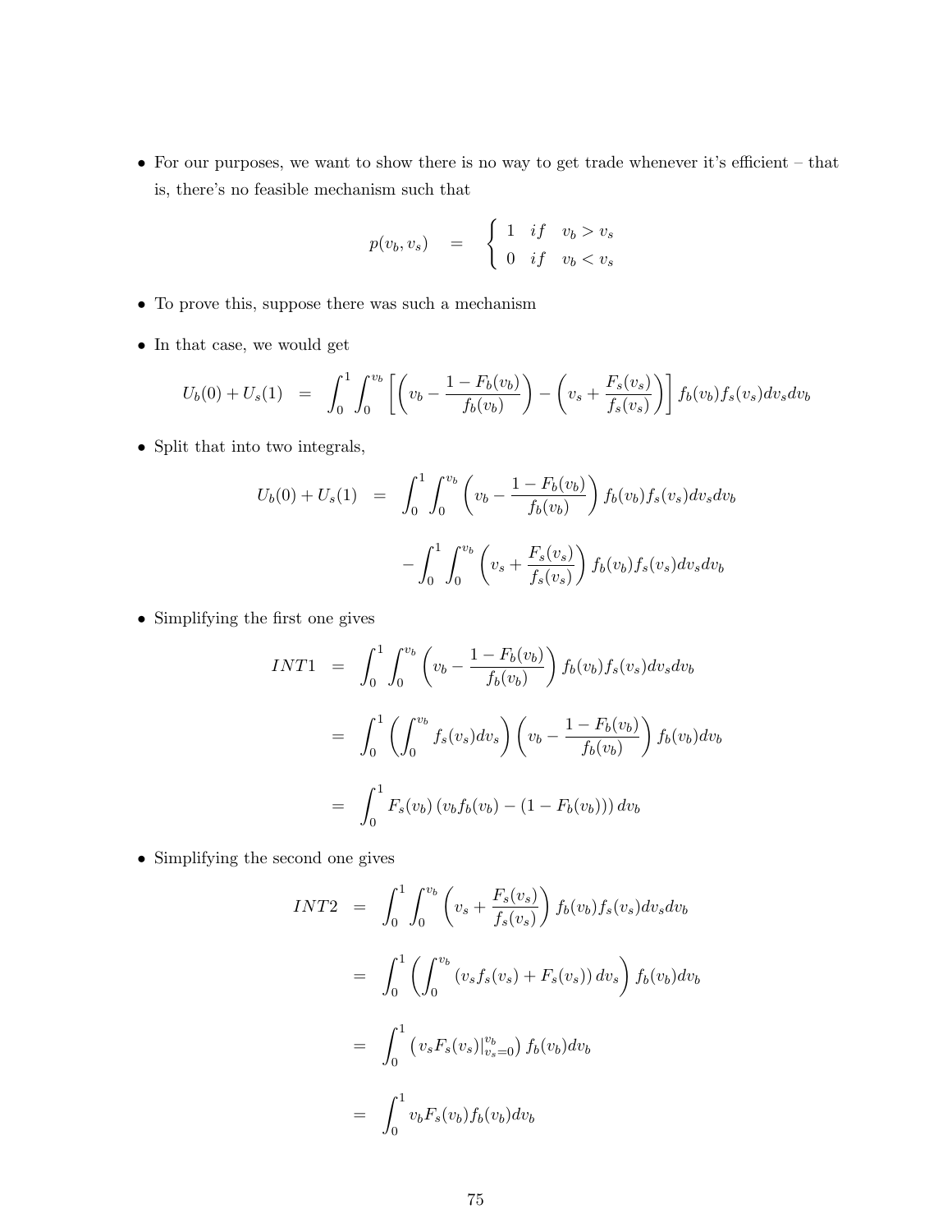- For our purposes, we want to show there is no way to get trade whenever it's efficient – that is, there's no feasible mechanism such that

$$p(v_b, v_s) \quad = \quad \begin{cases} 1 & if \quad v_b > v_s \\ 0 & if \quad v_b < v_s \end{cases}$$

- To prove this, suppose there was such a mechanism
- In that case, we would get

$$U_b(0) + U_s(1) \quad = \quad \int_0^1 \int_0^{v_b} \left[ \left( v_b - \frac{1 - F_b(v_b)}{f_b(v_b)} \right) - \left( v_s + \frac{F_s(v_s)}{f_s(v_s)} \right) \right] f_b(v_b) f_s(v_s) dv_s dv_b$$

- Split that into two integrals,

$$U_b(0) + U_s(1) \quad = \quad \int_0^1 \int_0^{v_b} \left( v_b - \frac{1 - F_b(v_b)}{f_b(v_b)} \right) f_b(v_b) f_s(v_s) dv_s dv_b$$

$$- \int_0^1 \int_0^{v_b} \left( v_s + \frac{F_s(v_s)}{f_s(v_s)} \right) f_b(v_b) f_s(v_s) dv_s dv_b$$

- Simplifying the first one gives

$$\begin{aligned} INT1 \quad &= \quad \int_0^1 \int_0^{v_b} \left( v_b - \frac{1 - F_b(v_b)}{f_b(v_b)} \right) f_b(v_b) f_s(v_s) dv_s dv_b \\ &= \quad \int_0^1 \left( \int_0^{v_b} f_s(v_s) dv_s \right) \left( v_b - \frac{1 - F_b(v_b)}{f_b(v_b)} \right) f_b(v_b) dv_b \\ &= \quad \int_0^1 F_s(v_b) \left( v_b f_b(v_b) - (1 - F_b(v_b)) \right) dv_b \end{aligned}$$

- Simplifying the second one gives

$$\begin{aligned} INT2 \quad &= \quad \int_0^1 \int_0^{v_b} \left( v_s + \frac{F_s(v_s)}{f_s(v_s)} \right) f_b(v_b) f_s(v_s) dv_s dv_b \\ &= \quad \int_0^1 \left( \int_0^{v_b} \left( v_s f_s(v_s) + F_s(v_s) \right) dv_s \right) f_b(v_b) dv_b \\ &= \quad \int_0^1 \left( v_s F_s(v_s)|_{v_s=0}^{v_b} \right) f_b(v_b) dv_b \\ &= \quad \int_0^1 v_b F_s(v_b) f_b(v_b) dv_b \end{aligned}$$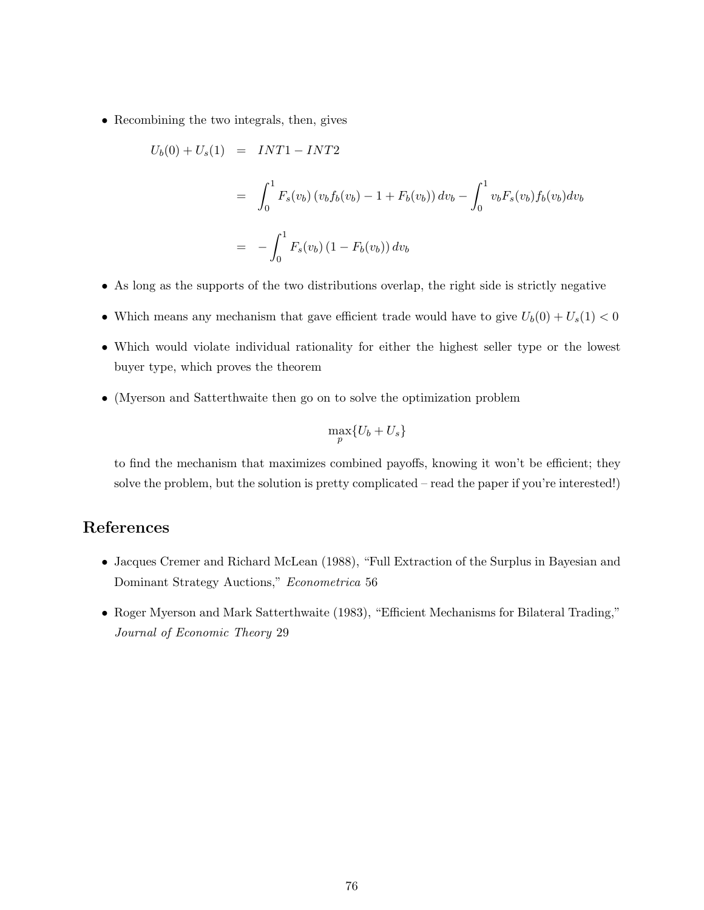- Recombining the two integrals, then, gives

$$
\begin{aligned}
U_b(0) + U_s(1) &= INT1 - INT2 \\
&= \int_0^1 F_s(v_b)\left(v_b f_b(v_b) - 1 + F_b(v_b)\right) dv_b - \int_0^1 v_b F_s(v_b) f_b(v_b) dv_b \\
&= -\int_0^1 F_s(v_b)\left(1 - F_b(v_b)\right) dv_b
\end{aligned}
$$

- As long as the supports of the two distributions overlap, the right side is strictly negative
- Which means any mechanism that gave efficient trade would have to give $U_b(0) + U_s(1) < 0$
- Which would violate individual rationality for either the highest seller type or the lowest buyer type, which proves the theorem
- (Myerson and Satterthwaite then go on to solve the optimization problem

$$
\max_p \{U_b + U_s\}
$$

  to find the mechanism that maximizes combined payoffs, knowing it won't be efficient; they solve the problem, but the solution is pretty complicated – read the paper if you're interested!)

## References

- Jacques Cremer and Richard McLean (1988), "Full Extraction of the Surplus in Bayesian and Dominant Strategy Auctions," *Econometrica* 56
- Roger Myerson and Mark Satterthwaite (1983), "Efficient Mechanisms for Bilateral Trading," *Journal of Economic Theory* 29